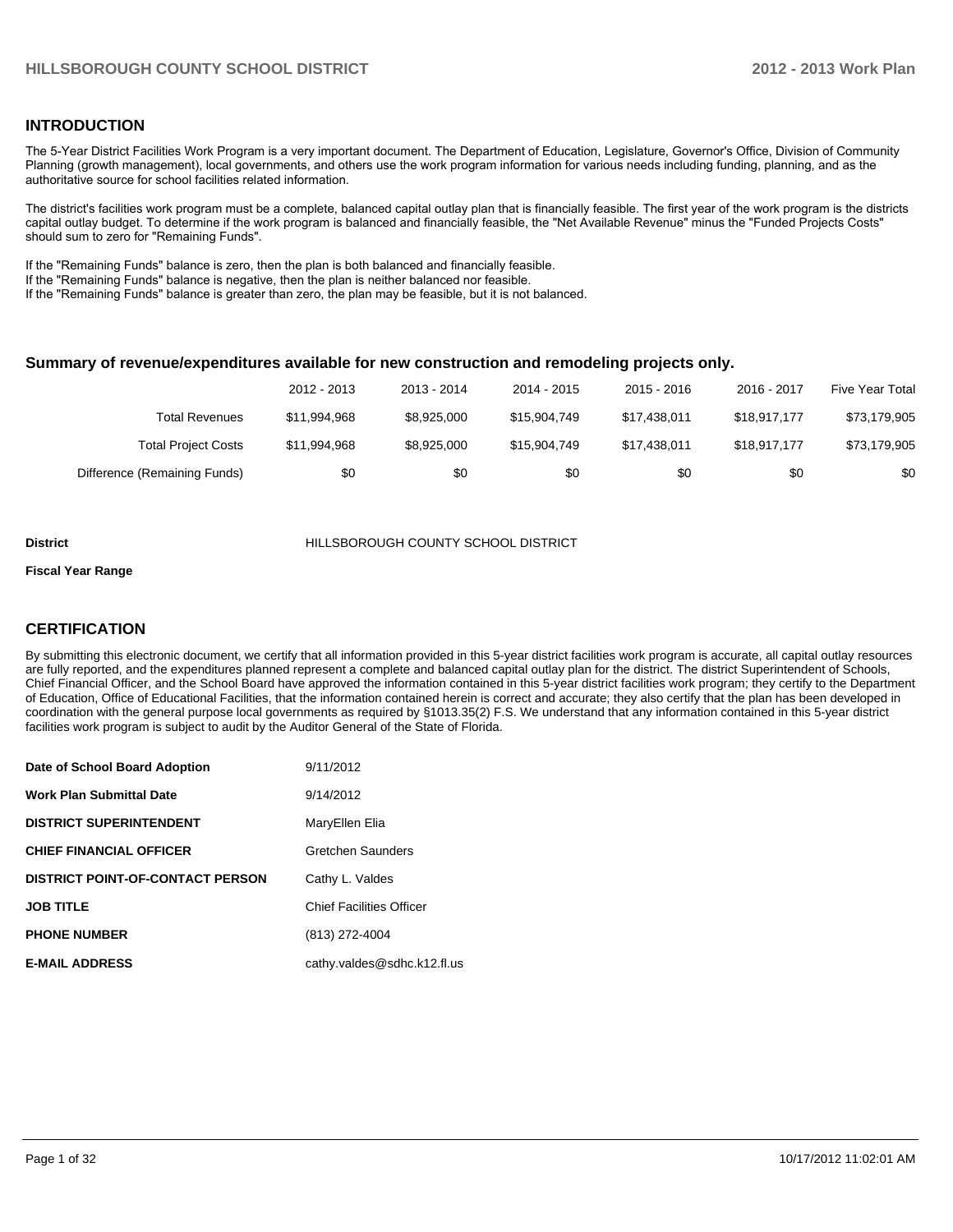## INTRODUCTION

The 5-Year District Facilities Work Program is a very important document. The Department of Education, Legislature, Governor's Office, Division of Community Planning (growth management), local governments, and others use the work program information for various needs including funding, planning, and as the authoritative source for school facilities related information.

The district's facilities work program must be a complete, balanced capital outlay plan that is financially feasible. The first year of the work program is the districts capital outlay budget. To determine if the work program is balanced and financially feasible, the "Net Available Revenue" minus the "Funded Projects Costs" should sum to zero for "Remaining Funds".

If the "Remaining Funds" balance is zero, then the plan is both balanced and financially feasible.
If the "Remaining Funds" balance is negative, then the plan is neither balanced nor feasible.
If the "Remaining Funds" balance is greater than zero, the plan may be feasible, but it is not balanced.

### Summary of revenue/expenditures available for new construction and remodeling projects only.

| | 2012 - 2013 | 2013 - 2014 | 2014 - 2015 | 2015 - 2016 | 2016 - 2017 | Five Year Total |
|---|---|---|---|---|---|---|
| Total Revenues | $11,994,968 | $8,925,000 | $15,904,749 | $17,438,011 | $18,917,177 | $73,179,905 |
| Total Project Costs | $11,994,968 | $8,925,000 | $15,904,749 | $17,438,011 | $18,917,177 | $73,179,905 |
| Difference (Remaining Funds) | $0 | $0 | $0 | $0 | $0 | $0 |

**District** HILLSBOROUGH COUNTY SCHOOL DISTRICT

**Fiscal Year Range**

## CERTIFICATION

By submitting this electronic document, we certify that all information provided in this 5-year district facilities work program is accurate, all capital outlay resources are fully reported, and the expenditures planned represent a complete and balanced capital outlay plan for the district. The district Superintendent of Schools, Chief Financial Officer, and the School Board have approved the information contained in this 5-year district facilities work program; they certify to the Department of Education, Office of Educational Facilities, that the information contained herein is correct and accurate; they also certify that the plan has been developed in coordination with the general purpose local governments as required by §1013.35(2) F.S. We understand that any information contained in this 5-year district facilities work program is subject to audit by the Auditor General of the State of Florida.

| | |
|---|---|
| **Date of School Board Adoption** | 9/11/2012 |
| **Work Plan Submittal Date** | 9/14/2012 |
| **DISTRICT SUPERINTENDENT** | MaryEllen Elia |
| **CHIEF FINANCIAL OFFICER** | Gretchen Saunders |
| **DISTRICT POINT-OF-CONTACT PERSON** | Cathy L. Valdes |
| **JOB TITLE** | Chief Facilities Officer |
| **PHONE NUMBER** | (813) 272-4004 |
| **E-MAIL ADDRESS** | cathy.valdes@sdhc.k12.fl.us |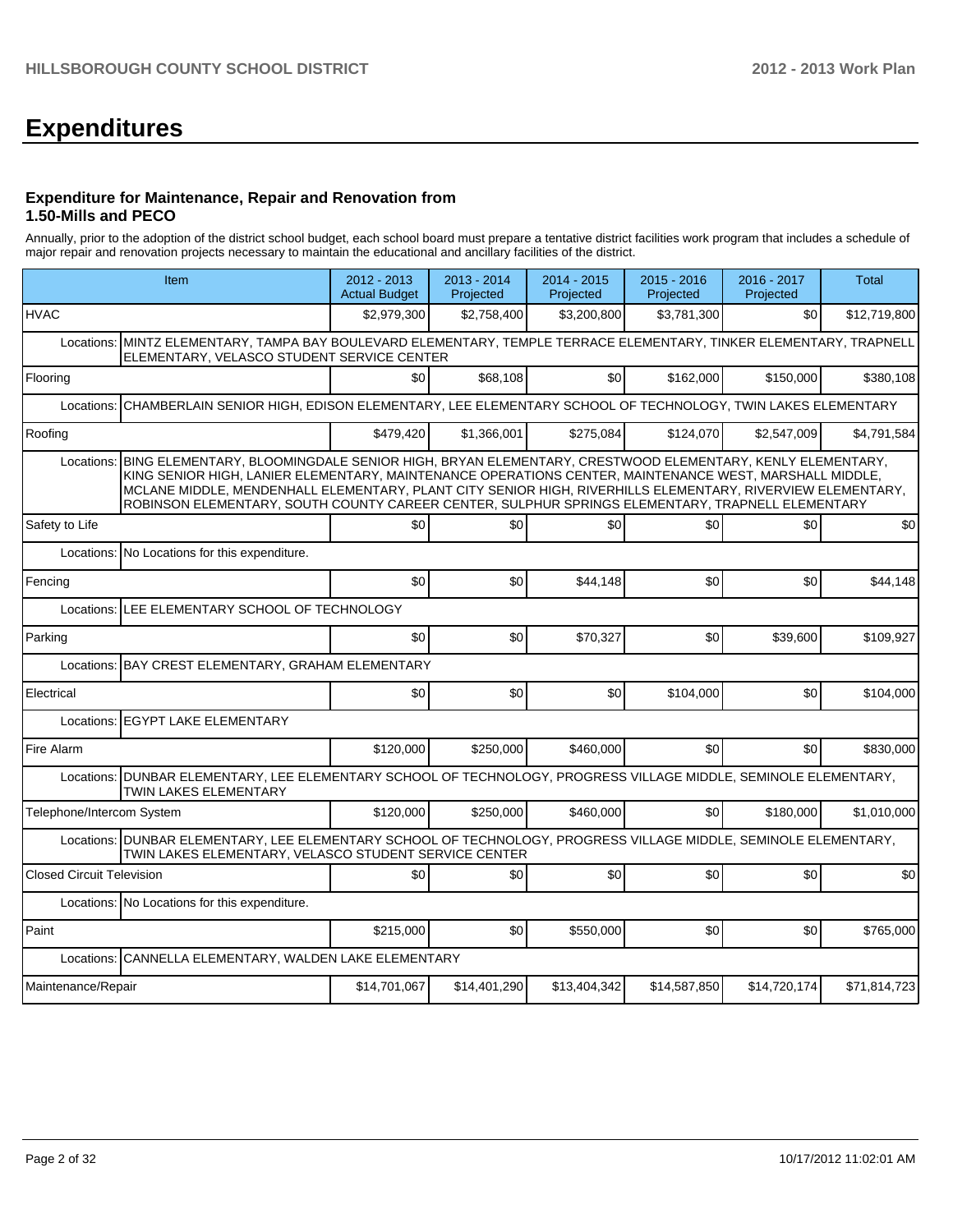# Expenditures

### Expenditure for Maintenance, Repair and Renovation from 1.50-Mills and PECO

Annually, prior to the adoption of the district school budget, each school board must prepare a tentative district facilities work program that includes a schedule of major repair and renovation projects necessary to maintain the educational and ancillary facilities of the district.

| Item | 2012 - 2013 Actual Budget | 2013 - 2014 Projected | 2014 - 2015 Projected | 2015 - 2016 Projected | 2016 - 2017 Projected | Total |
|---|---|---|---|---|---|---|
| HVAC | $2,979,300 | $2,758,400 | $3,200,800 | $3,781,300 | $0 | $12,719,800 |
| Locations: MINTZ ELEMENTARY, TAMPA BAY BOULEVARD ELEMENTARY, TEMPLE TERRACE ELEMENTARY, TINKER ELEMENTARY, TRAPNELL ELEMENTARY, VELASCO STUDENT SERVICE CENTER | | | | | | |
| Flooring | $0 | $68,108 | $0 | $162,000 | $150,000 | $380,108 |
| Locations: CHAMBERLAIN SENIOR HIGH, EDISON ELEMENTARY, LEE ELEMENTARY SCHOOL OF TECHNOLOGY, TWIN LAKES ELEMENTARY | | | | | | |
| Roofing | $479,420 | $1,366,001 | $275,084 | $124,070 | $2,547,009 | $4,791,584 |
| Locations: BING ELEMENTARY, BLOOMINGDALE SENIOR HIGH, BRYAN ELEMENTARY, CRESTWOOD ELEMENTARY, KENLY ELEMENTARY, KING SENIOR HIGH, LANIER ELEMENTARY, MAINTENANCE OPERATIONS CENTER, MAINTENANCE WEST, MARSHALL MIDDLE, MCLANE MIDDLE, MENDENHALL ELEMENTARY, PLANT CITY SENIOR HIGH, RIVERHILLS ELEMENTARY, RIVERVIEW ELEMENTARY, ROBINSON ELEMENTARY, SOUTH COUNTY CAREER CENTER, SULPHUR SPRINGS ELEMENTARY, TRAPNELL ELEMENTARY | | | | | | |
| Safety to Life | $0 | $0 | $0 | $0 | $0 | $0 |
| Locations: No Locations for this expenditure. | | | | | | |
| Fencing | $0 | $0 | $44,148 | $0 | $0 | $44,148 |
| Locations: LEE ELEMENTARY SCHOOL OF TECHNOLOGY | | | | | | |
| Parking | $0 | $0 | $70,327 | $0 | $39,600 | $109,927 |
| Locations: BAY CREST ELEMENTARY, GRAHAM ELEMENTARY | | | | | | |
| Electrical | $0 | $0 | $0 | $104,000 | $0 | $104,000 |
| Locations: EGYPT LAKE ELEMENTARY | | | | | | |
| Fire Alarm | $120,000 | $250,000 | $460,000 | $0 | $0 | $830,000 |
| Locations: DUNBAR ELEMENTARY, LEE ELEMENTARY SCHOOL OF TECHNOLOGY, PROGRESS VILLAGE MIDDLE, SEMINOLE ELEMENTARY, TWIN LAKES ELEMENTARY | | | | | | |
| Telephone/Intercom System | $120,000 | $250,000 | $460,000 | $0 | $180,000 | $1,010,000 |
| Locations: DUNBAR ELEMENTARY, LEE ELEMENTARY SCHOOL OF TECHNOLOGY, PROGRESS VILLAGE MIDDLE, SEMINOLE ELEMENTARY, TWIN LAKES ELEMENTARY, VELASCO STUDENT SERVICE CENTER | | | | | | |
| Closed Circuit Television | $0 | $0 | $0 | $0 | $0 | $0 |
| Locations: No Locations for this expenditure. | | | | | | |
| Paint | $215,000 | $0 | $550,000 | $0 | $0 | $765,000 |
| Locations: CANNELLA ELEMENTARY, WALDEN LAKE ELEMENTARY | | | | | | |
| Maintenance/Repair | $14,701,067 | $14,401,290 | $13,404,342 | $14,587,850 | $14,720,174 | $71,814,723 |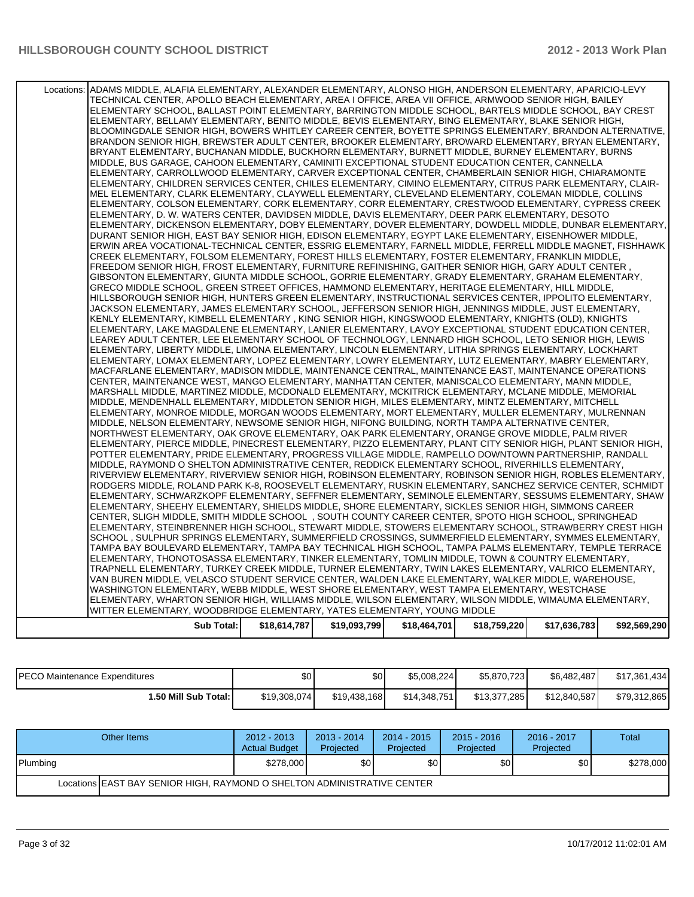| | | | | | | |
|---|---|---|---|---|---|---|
| Locations: | ADAMS MIDDLE, ALAFIA ELEMENTARY, ALEXANDER ELEMENTARY, ALONSO HIGH, ANDERSON ELEMENTARY, APARICIO-LEVY TECHNICAL CENTER, APOLLO BEACH ELEMENTARY, AREA I OFFICE, AREA VII OFFICE, ARMWOOD SENIOR HIGH, BAILEY ELEMENTARY SCHOOL, BALLAST POINT ELEMENTARY, BARRINGTON MIDDLE SCHOOL, BARTELS MIDDLE SCHOOL, BAY CREST ELEMENTARY, BELLAMY ELEMENTARY, BENITO MIDDLE, BEVIS ELEMENTARY, BING ELEMENTARY, BLAKE SENIOR HIGH, BLOOMINGDALE SENIOR HIGH, BOWERS WHITLEY CAREER CENTER, BOYETTE SPRINGS ELEMENTARY, BRANDON ALTERNATIVE, BRANDON SENIOR HIGH, BREWSTER ADULT CENTER, BROOKER ELEMENTARY, BROWARD ELEMENTARY, BRYAN ELEMENTARY, BRYANT ELEMENTARY, BUCHANAN MIDDLE, BUCKHORN ELEMENTARY, BURNETT MIDDLE, BURNEY ELEMENTARY, BURNS MIDDLE, BUS GARAGE, CAHOON ELEMENTARY, CAMINITI EXCEPTIONAL STUDENT EDUCATION CENTER, CANNELLA ELEMENTARY, CARROLLWOOD ELEMENTARY, CARVER EXCEPTIONAL CENTER, CHAMBERLAIN SENIOR HIGH, CHIARAMONTE ELEMENTARY, CHILDREN SERVICES CENTER, CHILES ELEMENTARY, CIMINO ELEMENTARY, CITRUS PARK ELEMENTARY, CLAIR-MEL ELEMENTARY, CLARK ELEMENTARY, CLAYWELL ELEMENTARY, CLEVELAND ELEMENTARY, COLEMAN MIDDLE, COLLINS ELEMENTARY, COLSON ELEMENTARY, CORK ELEMENTARY, CORR ELEMENTARY, CRESTWOOD ELEMENTARY, CYPRESS CREEK ELEMENTARY, D. W. WATERS CENTER, DAVIDSEN MIDDLE, DAVIS ELEMENTARY, DEER PARK ELEMENTARY, DESOTO ELEMENTARY, DICKENSON ELEMENTARY, DOBY ELEMENTARY, DOVER ELEMENTARY, DOWDELL MIDDLE, DUNBAR ELEMENTARY, DURANT SENIOR HIGH, EAST BAY SENIOR HIGH, EDISON ELEMENTARY, EGYPT LAKE ELEMENTARY, EISENHOWER MIDDLE, ERWIN AREA VOCATIONAL-TECHNICAL CENTER, ESSRIG ELEMENTARY, FARNELL MIDDLE, FERRELL MIDDLE MAGNET, FISHHAWK CREEK ELEMENTARY, FOLSOM ELEMENTARY, FOREST HILLS ELEMENTARY, FOSTER ELEMENTARY, FRANKLIN MIDDLE, FREEDOM SENIOR HIGH, FROST ELEMENTARY, FURNITURE REFINISHING, GAITHER SENIOR HIGH, GARY ADULT CENTER , GIBSONTON ELEMENTARY, GIUNTA MIDDLE SCHOOL, GORRIE ELEMENTARY, GRADY ELEMENTARY, GRAHAM ELEMENTARY, GRECO MIDDLE SCHOOL, GREEN STREET OFFICES, HAMMOND ELEMENTARY, HERITAGE ELEMENTARY, HILL MIDDLE, HILLSBOROUGH SENIOR HIGH, HUNTERS GREEN ELEMENTARY, INSTRUCTIONAL SERVICES CENTER, IPPOLITO ELEMENTARY, JACKSON ELEMENTARY, JAMES ELEMENTARY SCHOOL, JEFFERSON SENIOR HIGH, JENNINGS MIDDLE, JUST ELEMENTARY, KENLY ELEMENTARY, KIMBELL ELEMENTARY , KING SENIOR HIGH, KINGSWOOD ELEMENTARY, KNIGHTS (OLD), KNIGHTS ELEMENTARY, LAKE MAGDALENE ELEMENTARY, LANIER ELEMENTARY, LAVOY EXCEPTIONAL STUDENT EDUCATION CENTER, LEAREY ADULT CENTER, LEE ELEMENTARY SCHOOL OF TECHNOLOGY, LENNARD HIGH SCHOOL, LETO SENIOR HIGH, LEWIS ELEMENTARY, LIBERTY MIDDLE, LIMONA ELEMENTARY, LINCOLN ELEMENTARY, LITHIA SPRINGS ELEMENTARY, LOCKHART ELEMENTARY, LOMAX ELEMENTARY, LOPEZ ELEMENTARY, LOWRY ELEMENTARY, LUTZ ELEMENTARY, MABRY ELEMENTARY, MACFARLANE ELEMENTARY, MADISON MIDDLE, MAINTENANCE CENTRAL, MAINTENANCE EAST, MAINTENANCE OPERATIONS CENTER, MAINTENANCE WEST, MANGO ELEMENTARY, MANHATTAN CENTER, MANISCALCO ELEMENTARY, MANN MIDDLE, MARSHALL MIDDLE, MARTINEZ MIDDLE, MCDONALD ELEMENTARY, MCKITRICK ELEMENTARY, MCLANE MIDDLE, MEMORIAL MIDDLE, MENDENHALL ELEMENTARY, MIDDLETON SENIOR HIGH, MILES ELEMENTARY, MINTZ ELEMENTARY, MITCHELL ELEMENTARY, MONROE MIDDLE, MORGAN WOODS ELEMENTARY, MORT ELEMENTARY, MULLER ELEMENTARY, MULRENNAN MIDDLE, NELSON ELEMENTARY, NEWSOME SENIOR HIGH, NIFONG BUILDING, NORTH TAMPA ALTERNATIVE CENTER, NORTHWEST ELEMENTARY, OAK GROVE ELEMENTARY, OAK PARK ELEMENTARY, ORANGE GROVE MIDDLE, PALM RIVER ELEMENTARY, PIERCE MIDDLE, PINECREST ELEMENTARY, PIZZO ELEMENTARY, PLANT CITY SENIOR HIGH, PLANT SENIOR HIGH, POTTER ELEMENTARY, PRIDE ELEMENTARY, PROGRESS VILLAGE MIDDLE, RAMPELLO DOWNTOWN PARTNERSHIP, RANDALL MIDDLE, RAYMOND O SHELTON ADMINISTRATIVE CENTER, REDDICK ELEMENTARY SCHOOL, RIVERHILLS ELEMENTARY, RIVERVIEW ELEMENTARY, RIVERVIEW SENIOR HIGH, ROBINSON ELEMENTARY, ROBINSON SENIOR HIGH, ROBLES ELEMENTARY, RODGERS MIDDLE, ROLAND PARK K-8, ROOSEVELT ELEMENTARY, RUSKIN ELEMENTARY, SANCHEZ SERVICE CENTER, SCHMIDT ELEMENTARY, SCHWARZKOPF ELEMENTARY, SEFFNER ELEMENTARY, SEMINOLE ELEMENTARY, SESSUMS ELEMENTARY, SHAW ELEMENTARY, SHEEHY ELEMENTARY, SHIELDS MIDDLE, SHORE ELEMENTARY, SICKLES SENIOR HIGH, SIMMONS CAREER CENTER, SLIGH MIDDLE, SMITH MIDDLE SCHOOL , SOUTH COUNTY CAREER CENTER, SPOTO HIGH SCHOOL, SPRINGHEAD ELEMENTARY, STEINBRENNER HIGH SCHOOL, STEWART MIDDLE, STOWERS ELEMENTARY SCHOOL, STRAWBERRY CREST HIGH SCHOOL , SULPHUR SPRINGS ELEMENTARY, SUMMERFIELD CROSSINGS, SUMMERFIELD ELEMENTARY, SYMMES ELEMENTARY, TAMPA BAY BOULEVARD ELEMENTARY, TAMPA BAY TECHNICAL HIGH SCHOOL, TAMPA PALMS ELEMENTARY, TEMPLE TERRACE ELEMENTARY, THONOTOSASSA ELEMENTARY, TINKER ELEMENTARY, TOMLIN MIDDLE, TOWN & COUNTRY ELEMENTARY, TRAPNELL ELEMENTARY, TURKEY CREEK MIDDLE, TURNER ELEMENTARY, TWIN LAKES ELEMENTARY, VALRICO ELEMENTARY, VAN BUREN MIDDLE, VELASCO STUDENT SERVICE CENTER, WALDEN LAKE ELEMENTARY, WALKER MIDDLE, WAREHOUSE, WASHINGTON ELEMENTARY, WEBB MIDDLE, WEST SHORE ELEMENTARY, WEST TAMPA ELEMENTARY, WESTCHASE ELEMENTARY, WHARTON SENIOR HIGH, WILLIAMS MIDDLE, WILSON ELEMENTARY, WILSON MIDDLE, WIMAUMA ELEMENTARY, WITTER ELEMENTARY, WOODBRIDGE ELEMENTARY, YATES ELEMENTARY, YOUNG MIDDLE | | | | | |
| **Sub Total:** | **$18,614,787** | **$19,093,799** | **$18,464,701** | **$18,759,220** | **$17,636,783** | **$92,569,290** |

| | | | | | | |
|---|---|---|---|---|---|---|
| PECO Maintenance Expenditures | $0 | $0 | $5,008,224 | $5,870,723 | $6,482,487 | $17,361,434 |
| **1.50 Mill Sub Total:** | $19,308,074 | $19,438,168 | $14,348,751 | $13,377,285 | $12,840,587 | $79,312,865 |

| Other Items | 2012 - 2013 Actual Budget | 2013 - 2014 Projected | 2014 - 2015 Projected | 2015 - 2016 Projected | 2016 - 2017 Projected | Total |
|---|---|---|---|---|---|---|
| Plumbing | $278,000 | $0 | $0 | $0 | $0 | $278,000 |
| Locations EAST BAY SENIOR HIGH, RAYMOND O SHELTON ADMINISTRATIVE CENTER | | | | | | |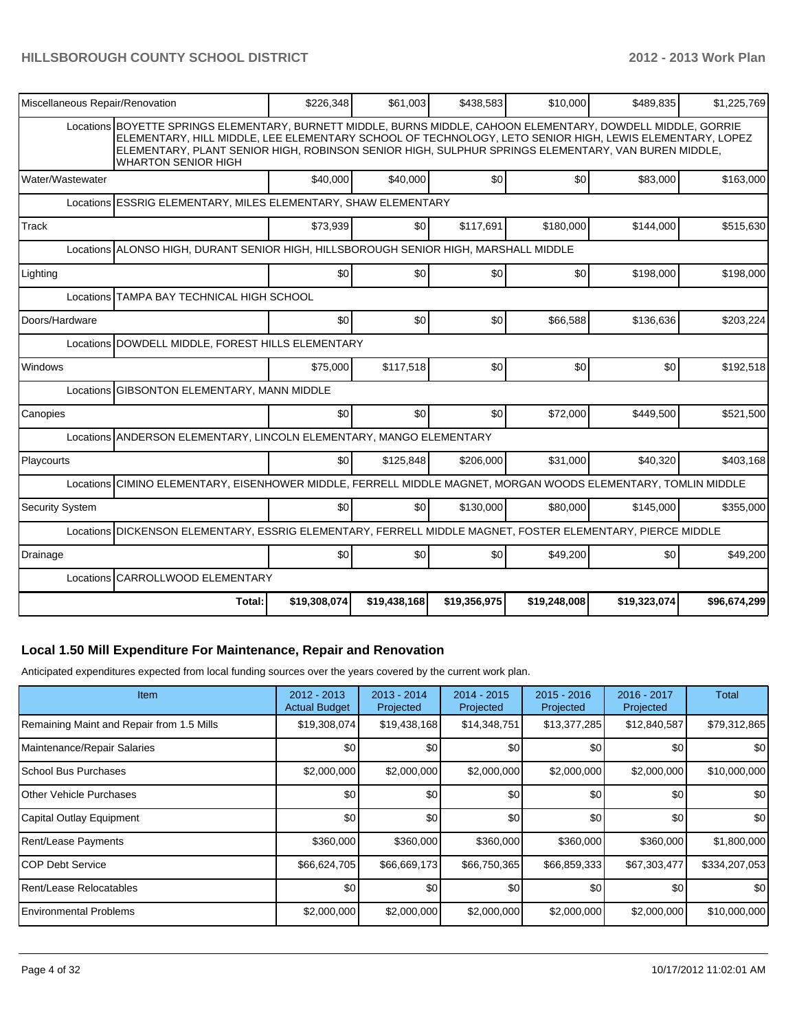| | | | | | | |
|---|---|---|---|---|---|---|
| Miscellaneous Repair/Renovation | $226,348 | $61,003 | $438,583 | $10,000 | $489,835 | $1,225,769 |
| Locations BOYETTE SPRINGS ELEMENTARY, BURNETT MIDDLE, BURNS MIDDLE, CAHOON ELEMENTARY, DOWDELL MIDDLE, GORRIE ELEMENTARY, HILL MIDDLE, LEE ELEMENTARY SCHOOL OF TECHNOLOGY, LETO SENIOR HIGH, LEWIS ELEMENTARY, LOPEZ ELEMENTARY, PLANT SENIOR HIGH, ROBINSON SENIOR HIGH, SULPHUR SPRINGS ELEMENTARY, VAN BUREN MIDDLE, WHARTON SENIOR HIGH | | | | | | |
| Water/Wastewater | $40,000 | $40,000 | $0 | $0 | $83,000 | $163,000 |
| Locations ESSRIG ELEMENTARY, MILES ELEMENTARY, SHAW ELEMENTARY | | | | | | |
| Track | $73,939 | $0 | $117,691 | $180,000 | $144,000 | $515,630 |
| Locations ALONSO HIGH, DURANT SENIOR HIGH, HILLSBOROUGH SENIOR HIGH, MARSHALL MIDDLE | | | | | | |
| Lighting | $0 | $0 | $0 | $0 | $198,000 | $198,000 |
| Locations TAMPA BAY TECHNICAL HIGH SCHOOL | | | | | | |
| Doors/Hardware | $0 | $0 | $0 | $66,588 | $136,636 | $203,224 |
| Locations DOWDELL MIDDLE, FOREST HILLS ELEMENTARY | | | | | | |
| Windows | $75,000 | $117,518 | $0 | $0 | $0 | $192,518 |
| Locations GIBSONTON ELEMENTARY, MANN MIDDLE | | | | | | |
| Canopies | $0 | $0 | $0 | $72,000 | $449,500 | $521,500 |
| Locations ANDERSON ELEMENTARY, LINCOLN ELEMENTARY, MANGO ELEMENTARY | | | | | | |
| Playcourts | $0 | $125,848 | $206,000 | $31,000 | $40,320 | $403,168 |
| Locations CIMINO ELEMENTARY, EISENHOWER MIDDLE, FERRELL MIDDLE MAGNET, MORGAN WOODS ELEMENTARY, TOMLIN MIDDLE | | | | | | |
| Security System | $0 | $0 | $130,000 | $80,000 | $145,000 | $355,000 |
| Locations DICKENSON ELEMENTARY, ESSRIG ELEMENTARY, FERRELL MIDDLE MAGNET, FOSTER ELEMENTARY, PIERCE MIDDLE | | | | | | |
| Drainage | $0 | $0 | $0 | $49,200 | $0 | $49,200 |
| Locations CARROLLWOOD ELEMENTARY | | | | | | |
| **Total:** | **$19,308,074** | **$19,438,168** | **$19,356,975** | **$19,248,008** | **$19,323,074** | **$96,674,299** |

## Local 1.50 Mill Expenditure For Maintenance, Repair and Renovation

Anticipated expenditures expected from local funding sources over the years covered by the current work plan.

| Item | 2012 - 2013 Actual Budget | 2013 - 2014 Projected | 2014 - 2015 Projected | 2015 - 2016 Projected | 2016 - 2017 Projected | Total |
|---|---|---|---|---|---|---|
| Remaining Maint and Repair from 1.5 Mills | $19,308,074 | $19,438,168 | $14,348,751 | $13,377,285 | $12,840,587 | $79,312,865 |
| Maintenance/Repair Salaries | $0 | $0 | $0 | $0 | $0 | $0 |
| School Bus Purchases | $2,000,000 | $2,000,000 | $2,000,000 | $2,000,000 | $2,000,000 | $10,000,000 |
| Other Vehicle Purchases | $0 | $0 | $0 | $0 | $0 | $0 |
| Capital Outlay Equipment | $0 | $0 | $0 | $0 | $0 | $0 |
| Rent/Lease Payments | $360,000 | $360,000 | $360,000 | $360,000 | $360,000 | $1,800,000 |
| COP Debt Service | $66,624,705 | $66,669,173 | $66,750,365 | $66,859,333 | $67,303,477 | $334,207,053 |
| Rent/Lease Relocatables | $0 | $0 | $0 | $0 | $0 | $0 |
| Environmental Problems | $2,000,000 | $2,000,000 | $2,000,000 | $2,000,000 | $2,000,000 | $10,000,000 |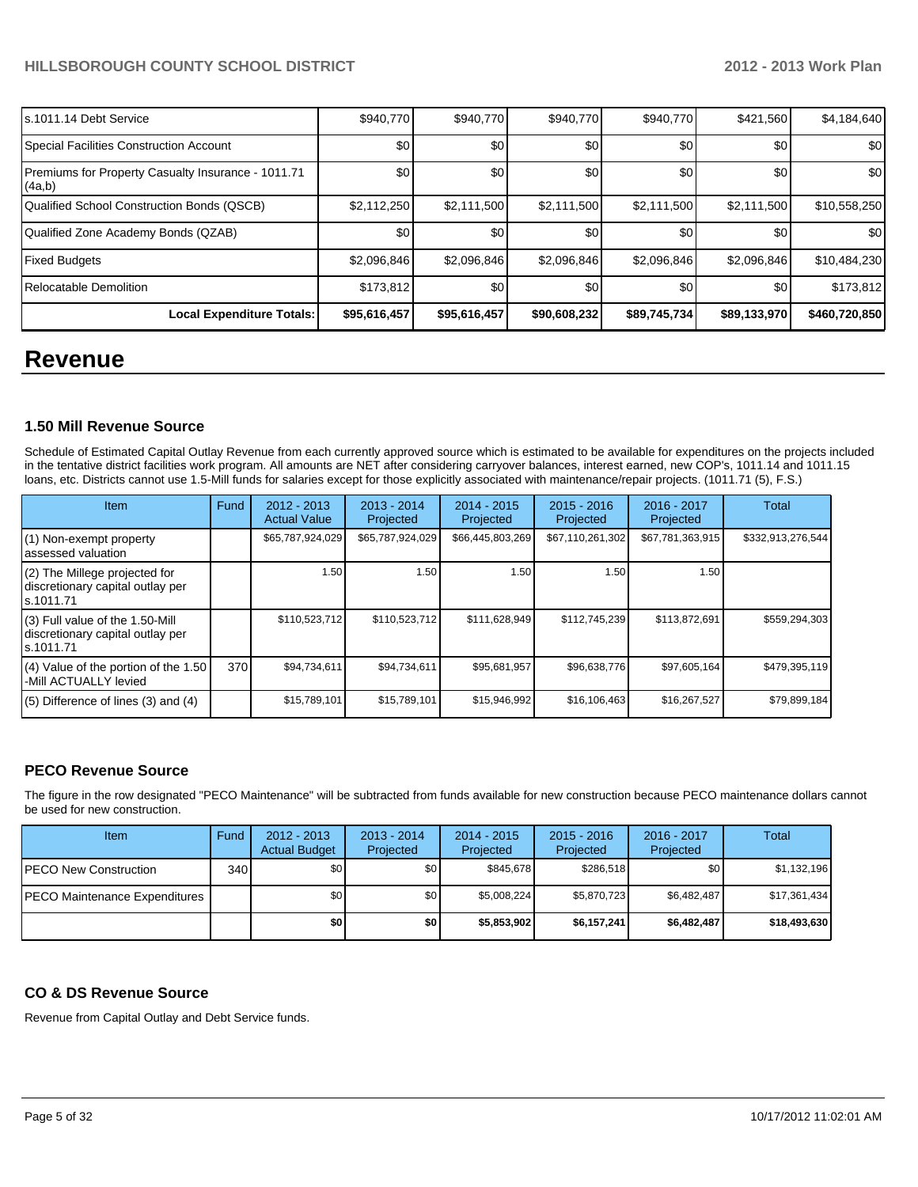| | | | | | | |
|---|---|---|---|---|---|---|
| s.1011.14 Debt Service | $940,770 | $940,770 | $940,770 | $940,770 | $421,560 | $4,184,640 |
| Special Facilities Construction Account | $0 | $0 | $0 | $0 | $0 | $0 |
| Premiums for Property Casualty Insurance - 1011.71 (4a,b) | $0 | $0 | $0 | $0 | $0 | $0 |
| Qualified School Construction Bonds (QSCB) | $2,112,250 | $2,111,500 | $2,111,500 | $2,111,500 | $2,111,500 | $10,558,250 |
| Qualified Zone Academy Bonds (QZAB) | $0 | $0 | $0 | $0 | $0 | $0 |
| Fixed Budgets | $2,096,846 | $2,096,846 | $2,096,846 | $2,096,846 | $2,096,846 | $10,484,230 |
| Relocatable Demolition | $173,812 | $0 | $0 | $0 | $0 | $173,812 |
| **Local Expenditure Totals:** | **$95,616,457** | **$95,616,457** | **$90,608,232** | **$89,745,734** | **$89,133,970** | **$460,720,850** |

# Revenue

### 1.50 Mill Revenue Source

Schedule of Estimated Capital Outlay Revenue from each currently approved source which is estimated to be available for expenditures on the projects included in the tentative district facilities work program. All amounts are NET after considering carryover balances, interest earned, new COP's, 1011.14 and 1011.15 loans, etc. Districts cannot use 1.5-Mill funds for salaries except for those explicitly associated with maintenance/repair projects. (1011.71 (5), F.S.)

| Item | Fund | 2012 - 2013 Actual Value | 2013 - 2014 Projected | 2014 - 2015 Projected | 2015 - 2016 Projected | 2016 - 2017 Projected | Total |
|---|---|---|---|---|---|---|---|
| (1) Non-exempt property assessed valuation | | $65,787,924,029 | $65,787,924,029 | $66,445,803,269 | $67,110,261,302 | $67,781,363,915 | $332,913,276,544 |
| (2) The Millege projected for discretionary capital outlay per s.1011.71 | | 1.50 | 1.50 | 1.50 | 1.50 | 1.50 | |
| (3) Full value of the 1.50-Mill discretionary capital outlay per s.1011.71 | | $110,523,712 | $110,523,712 | $111,628,949 | $112,745,239 | $113,872,691 | $559,294,303 |
| (4) Value of the portion of the 1.50 -Mill ACTUALLY levied | 370 | $94,734,611 | $94,734,611 | $95,681,957 | $96,638,776 | $97,605,164 | $479,395,119 |
| (5) Difference of lines (3) and (4) | | $15,789,101 | $15,789,101 | $15,946,992 | $16,106,463 | $16,267,527 | $79,899,184 |

### PECO Revenue Source

The figure in the row designated "PECO Maintenance" will be subtracted from funds available for new construction because PECO maintenance dollars cannot be used for new construction.

| Item | Fund | 2012 - 2013 Actual Budget | 2013 - 2014 Projected | 2014 - 2015 Projected | 2015 - 2016 Projected | 2016 - 2017 Projected | Total |
|---|---|---|---|---|---|---|---|
| PECO New Construction | 340 | $0 | $0 | $845,678 | $286,518 | $0 | $1,132,196 |
| PECO Maintenance Expenditures | | $0 | $0 | $5,008,224 | $5,870,723 | $6,482,487 | $17,361,434 |
| | | **$0** | **$0** | **$5,853,902** | **$6,157,241** | **$6,482,487** | **$18,493,630** |

### CO & DS Revenue Source

Revenue from Capital Outlay and Debt Service funds.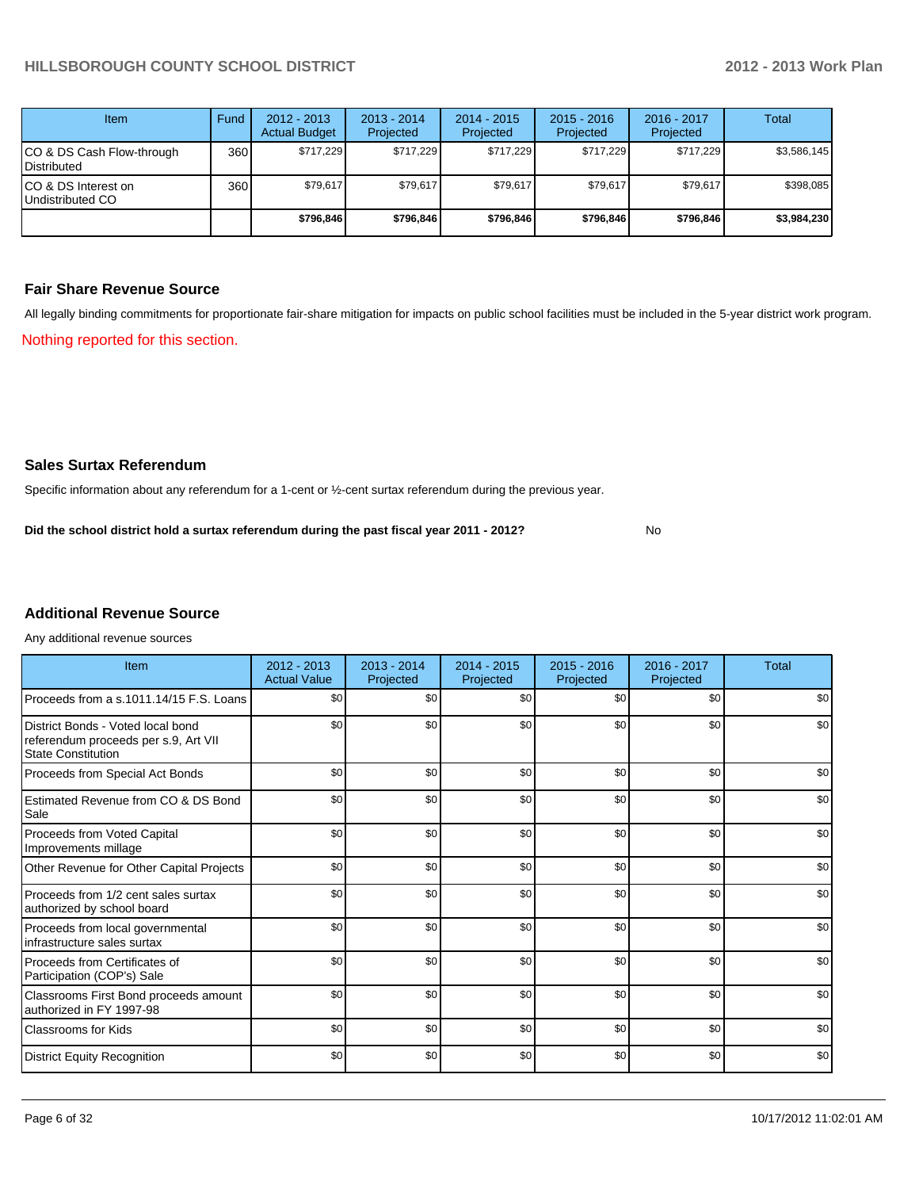| Item | Fund | 2012 - 2013 Actual Budget | 2013 - 2014 Projected | 2014 - 2015 Projected | 2015 - 2016 Projected | 2016 - 2017 Projected | Total |
|---|---|---|---|---|---|---|---|
| CO & DS Cash Flow-through Distributed | 360 | $717,229 | $717,229 | $717,229 | $717,229 | $717,229 | $3,586,145 |
| CO & DS Interest on Undistributed CO | 360 | $79,617 | $79,617 | $79,617 | $79,617 | $79,617 | $398,085 |
| | | **$796,846** | **$796,846** | **$796,846** | **$796,846** | **$796,846** | **$3,984,230** |

## Fair Share Revenue Source

All legally binding commitments for proportionate fair-share mitigation for impacts on public school facilities must be included in the 5-year district work program.

Nothing reported for this section.

## Sales Surtax Referendum

Specific information about any referendum for a 1-cent or ½-cent surtax referendum during the previous year.

**Did the school district hold a surtax referendum during the past fiscal year 2011 - 2012?** No

## Additional Revenue Source

Any additional revenue sources

| Item | 2012 - 2013 Actual Value | 2013 - 2014 Projected | 2014 - 2015 Projected | 2015 - 2016 Projected | 2016 - 2017 Projected | Total |
|---|---|---|---|---|---|---|
| Proceeds from a s.1011.14/15 F.S. Loans | $0 | $0 | $0 | $0 | $0 | $0 |
| District Bonds - Voted local bond referendum proceeds per s.9, Art VII State Constitution | $0 | $0 | $0 | $0 | $0 | $0 |
| Proceeds from Special Act Bonds | $0 | $0 | $0 | $0 | $0 | $0 |
| Estimated Revenue from CO & DS Bond Sale | $0 | $0 | $0 | $0 | $0 | $0 |
| Proceeds from Voted Capital Improvements millage | $0 | $0 | $0 | $0 | $0 | $0 |
| Other Revenue for Other Capital Projects | $0 | $0 | $0 | $0 | $0 | $0 |
| Proceeds from 1/2 cent sales surtax authorized by school board | $0 | $0 | $0 | $0 | $0 | $0 |
| Proceeds from local governmental infrastructure sales surtax | $0 | $0 | $0 | $0 | $0 | $0 |
| Proceeds from Certificates of Participation (COP's) Sale | $0 | $0 | $0 | $0 | $0 | $0 |
| Classrooms First Bond proceeds amount authorized in FY 1997-98 | $0 | $0 | $0 | $0 | $0 | $0 |
| Classrooms for Kids | $0 | $0 | $0 | $0 | $0 | $0 |
| District Equity Recognition | $0 | $0 | $0 | $0 | $0 | $0 |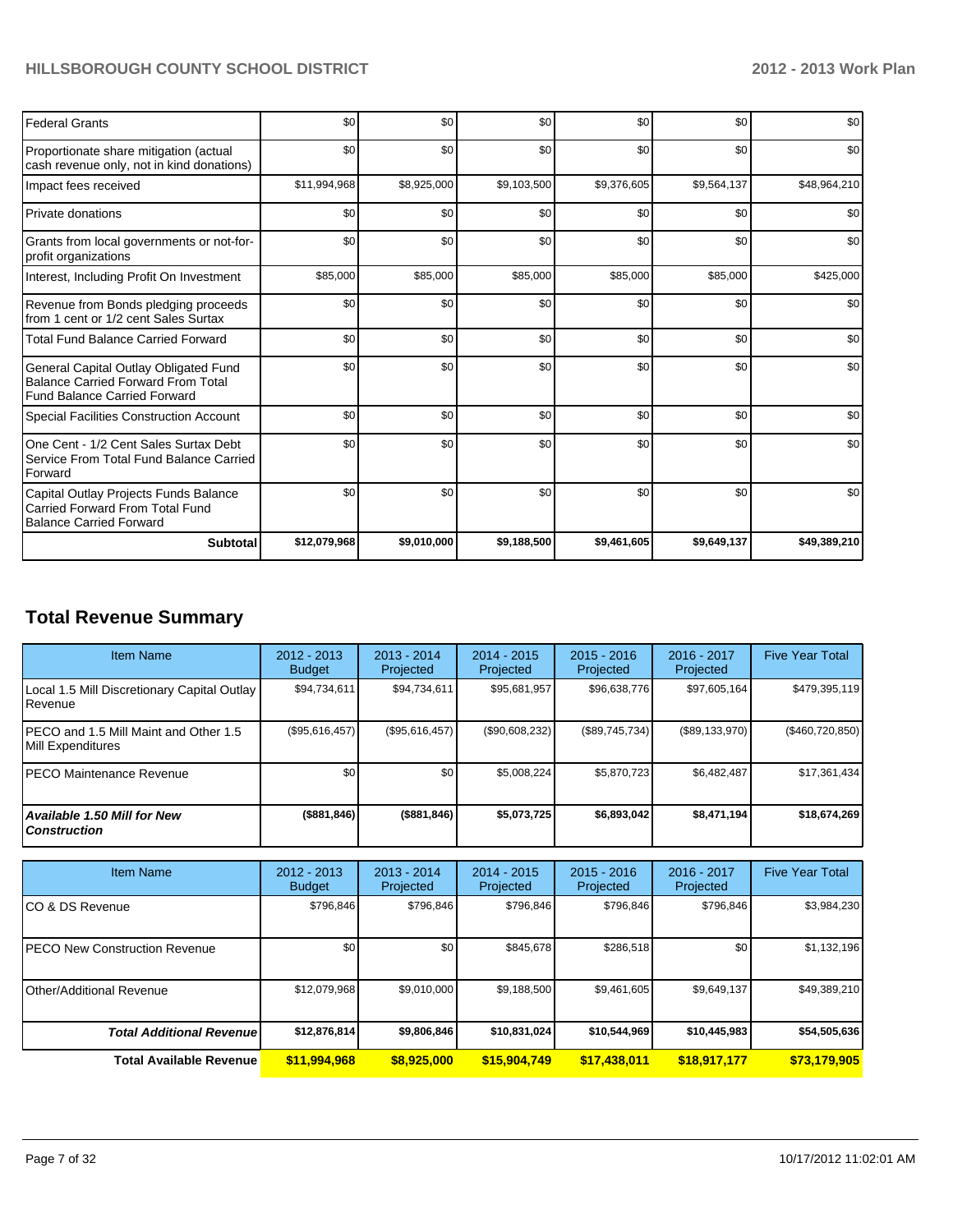| | | | | | | |
|---|---|---|---|---|---|---|
| Federal Grants | $0 | $0 | $0 | $0 | $0 | $0 |
| Proportionate share mitigation (actual cash revenue only, not in kind donations) | $0 | $0 | $0 | $0 | $0 | $0 |
| Impact fees received | $11,994,968 | $8,925,000 | $9,103,500 | $9,376,605 | $9,564,137 | $48,964,210 |
| Private donations | $0 | $0 | $0 | $0 | $0 | $0 |
| Grants from local governments or not-for-profit organizations | $0 | $0 | $0 | $0 | $0 | $0 |
| Interest, Including Profit On Investment | $85,000 | $85,000 | $85,000 | $85,000 | $85,000 | $425,000 |
| Revenue from Bonds pledging proceeds from 1 cent or 1/2 cent Sales Surtax | $0 | $0 | $0 | $0 | $0 | $0 |
| Total Fund Balance Carried Forward | $0 | $0 | $0 | $0 | $0 | $0 |
| General Capital Outlay Obligated Fund Balance Carried Forward From Total Fund Balance Carried Forward | $0 | $0 | $0 | $0 | $0 | $0 |
| Special Facilities Construction Account | $0 | $0 | $0 | $0 | $0 | $0 |
| One Cent - 1/2 Cent Sales Surtax Debt Service From Total Fund Balance Carried Forward | $0 | $0 | $0 | $0 | $0 | $0 |
| Capital Outlay Projects Funds Balance Carried Forward From Total Fund Balance Carried Forward | $0 | $0 | $0 | $0 | $0 | $0 |
| **Subtotal** | **$12,079,968** | **$9,010,000** | **$9,188,500** | **$9,461,605** | **$9,649,137** | **$49,389,210** |

## Total Revenue Summary

| Item Name | 2012 - 2013 Budget | 2013 - 2014 Projected | 2014 - 2015 Projected | 2015 - 2016 Projected | 2016 - 2017 Projected | Five Year Total |
|---|---|---|---|---|---|---|
| Local 1.5 Mill Discretionary Capital Outlay Revenue | $94,734,611 | $94,734,611 | $95,681,957 | $96,638,776 | $97,605,164 | $479,395,119 |
| PECO and 1.5 Mill Maint and Other 1.5 Mill Expenditures | ($95,616,457) | ($95,616,457) | ($90,608,232) | ($89,745,734) | ($89,133,970) | ($460,720,850) |
| PECO Maintenance Revenue | $0 | $0 | $5,008,224 | $5,870,723 | $6,482,487 | $17,361,434 |
| ***Available 1.50 Mill for New Construction*** | **($881,846)** | **($881,846)** | **$5,073,725** | **$6,893,042** | **$8,471,194** | **$18,674,269** |

| Item Name | 2012 - 2013 Budget | 2013 - 2014 Projected | 2014 - 2015 Projected | 2015 - 2016 Projected | 2016 - 2017 Projected | Five Year Total |
|---|---|---|---|---|---|---|
| CO & DS Revenue | $796,846 | $796,846 | $796,846 | $796,846 | $796,846 | $3,984,230 |
| PECO New Construction Revenue | $0 | $0 | $845,678 | $286,518 | $0 | $1,132,196 |
| Other/Additional Revenue | $12,079,968 | $9,010,000 | $9,188,500 | $9,461,605 | $9,649,137 | $49,389,210 |
| ***Total Additional Revenue*** | **$12,876,814** | **$9,806,846** | **$10,831,024** | **$10,544,969** | **$10,445,983** | **$54,505,636** |
| **Total Available Revenue** | **$11,994,968** | **$8,925,000** | **$15,904,749** | **$17,438,011** | **$18,917,177** | **$73,179,905** |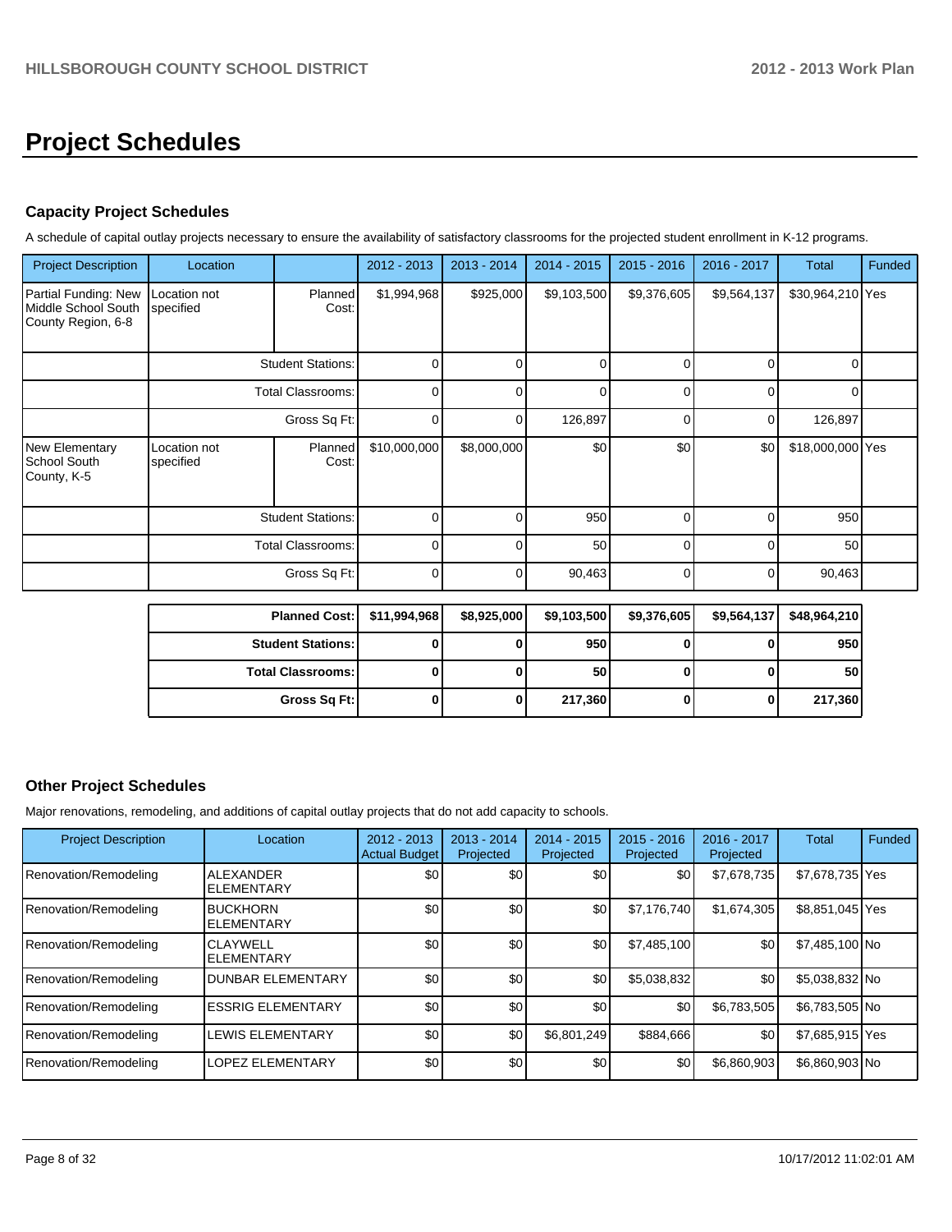# Project Schedules

## Capacity Project Schedules

A schedule of capital outlay projects necessary to ensure the availability of satisfactory classrooms for the projected student enrollment in K-12 programs.

| Project Description | Location | | 2012 - 2013 | 2013 - 2014 | 2014 - 2015 | 2015 - 2016 | 2016 - 2017 | Total | Funded |
|---|---|---|---|---|---|---|---|---|---|
| Partial Funding: New Middle School South County Region, 6-8 | Location not specified | Planned Cost: | $1,994,968 | $925,000 | $9,103,500 | $9,376,605 | $9,564,137 | $30,964,210 | Yes |
| | | Student Stations: | 0 | 0 | 0 | 0 | 0 | 0 | |
| | | Total Classrooms: | 0 | 0 | 0 | 0 | 0 | 0 | |
| | | Gross Sq Ft: | 0 | 0 | 126,897 | 0 | 0 | 126,897 | |
| New Elementary School South County, K-5 | Location not specified | Planned Cost: | $10,000,000 | $8,000,000 | $0 | $0 | $0 | $18,000,000 | Yes |
| | | Student Stations: | 0 | 0 | 950 | 0 | 0 | 950 | |
| | | Total Classrooms: | 0 | 0 | 50 | 0 | 0 | 50 | |
| | | Gross Sq Ft: | 0 | 0 | 90,463 | 0 | 0 | 90,463 | |

| | 2012 - 2013 | 2013 - 2014 | 2014 - 2015 | 2015 - 2016 | 2016 - 2017 | Total |
|---|---|---|---|---|---|---|
| **Planned Cost:** | **$11,994,968** | **$8,925,000** | **$9,103,500** | **$9,376,605** | **$9,564,137** | **$48,964,210** |
| **Student Stations:** | **0** | **0** | **950** | **0** | **0** | **950** |
| **Total Classrooms:** | **0** | **0** | **50** | **0** | **0** | **50** |
| **Gross Sq Ft:** | **0** | **0** | **217,360** | **0** | **0** | **217,360** |

## Other Project Schedules

Major renovations, remodeling, and additions of capital outlay projects that do not add capacity to schools.

| Project Description | Location | 2012 - 2013 Actual Budget | 2013 - 2014 Projected | 2014 - 2015 Projected | 2015 - 2016 Projected | 2016 - 2017 Projected | Total | Funded |
|---|---|---|---|---|---|---|---|---|
| Renovation/Remodeling | ALEXANDER ELEMENTARY | $0 | $0 | $0 | $0 | $7,678,735 | $7,678,735 | Yes |
| Renovation/Remodeling | BUCKHORN ELEMENTARY | $0 | $0 | $0 | $7,176,740 | $1,674,305 | $8,851,045 | Yes |
| Renovation/Remodeling | CLAYWELL ELEMENTARY | $0 | $0 | $0 | $7,485,100 | $0 | $7,485,100 | No |
| Renovation/Remodeling | DUNBAR ELEMENTARY | $0 | $0 | $0 | $5,038,832 | $0 | $5,038,832 | No |
| Renovation/Remodeling | ESSRIG ELEMENTARY | $0 | $0 | $0 | $0 | $6,783,505 | $6,783,505 | No |
| Renovation/Remodeling | LEWIS ELEMENTARY | $0 | $0 | $6,801,249 | $884,666 | $0 | $7,685,915 | Yes |
| Renovation/Remodeling | LOPEZ ELEMENTARY | $0 | $0 | $0 | $0 | $6,860,903 | $6,860,903 | No |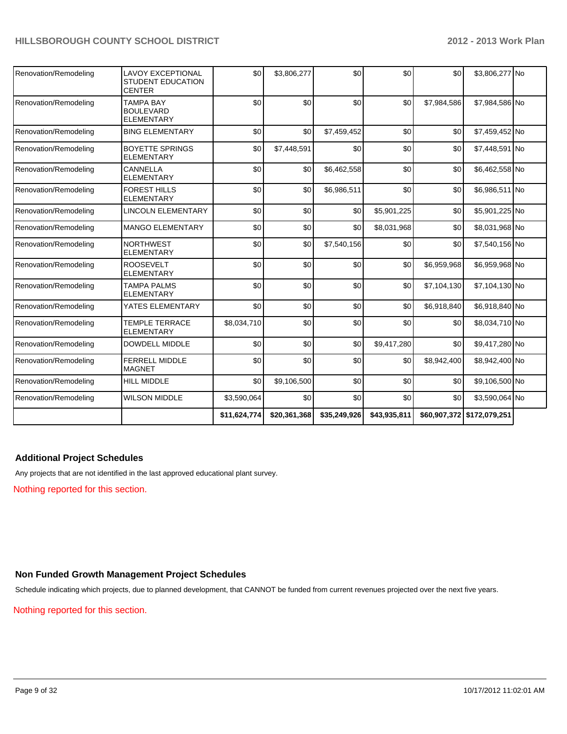| | | | | | | | | |
|---|---|---|---|---|---|---|---|---|
| Renovation/Remodeling | LAVOY EXCEPTIONAL STUDENT EDUCATION CENTER | $0 | $3,806,277 | $0 | $0 | $0 | $3,806,277 | No |
| Renovation/Remodeling | TAMPA BAY BOULEVARD ELEMENTARY | $0 | $0 | $0 | $0 | $7,984,586 | $7,984,586 | No |
| Renovation/Remodeling | BING ELEMENTARY | $0 | $0 | $7,459,452 | $0 | $0 | $7,459,452 | No |
| Renovation/Remodeling | BOYETTE SPRINGS ELEMENTARY | $0 | $7,448,591 | $0 | $0 | $0 | $7,448,591 | No |
| Renovation/Remodeling | CANNELLA ELEMENTARY | $0 | $0 | $6,462,558 | $0 | $0 | $6,462,558 | No |
| Renovation/Remodeling | FOREST HILLS ELEMENTARY | $0 | $0 | $6,986,511 | $0 | $0 | $6,986,511 | No |
| Renovation/Remodeling | LINCOLN ELEMENTARY | $0 | $0 | $0 | $5,901,225 | $0 | $5,901,225 | No |
| Renovation/Remodeling | MANGO ELEMENTARY | $0 | $0 | $0 | $8,031,968 | $0 | $8,031,968 | No |
| Renovation/Remodeling | NORTHWEST ELEMENTARY | $0 | $0 | $7,540,156 | $0 | $0 | $7,540,156 | No |
| Renovation/Remodeling | ROOSEVELT ELEMENTARY | $0 | $0 | $0 | $0 | $6,959,968 | $6,959,968 | No |
| Renovation/Remodeling | TAMPA PALMS ELEMENTARY | $0 | $0 | $0 | $0 | $7,104,130 | $7,104,130 | No |
| Renovation/Remodeling | YATES ELEMENTARY | $0 | $0 | $0 | $0 | $6,918,840 | $6,918,840 | No |
| Renovation/Remodeling | TEMPLE TERRACE ELEMENTARY | $8,034,710 | $0 | $0 | $0 | $0 | $8,034,710 | No |
| Renovation/Remodeling | DOWDELL MIDDLE | $0 | $0 | $0 | $9,417,280 | $0 | $9,417,280 | No |
| Renovation/Remodeling | FERRELL MIDDLE MAGNET | $0 | $0 | $0 | $0 | $8,942,400 | $8,942,400 | No |
| Renovation/Remodeling | HILL MIDDLE | $0 | $9,106,500 | $0 | $0 | $0 | $9,106,500 | No |
| Renovation/Remodeling | WILSON MIDDLE | $3,590,064 | $0 | $0 | $0 | $0 | $3,590,064 | No |
| | | **$11,624,774** | **$20,361,368** | **$35,249,926** | **$43,935,811** | **$60,907,372** | **$172,079,251** | |

### Additional Project Schedules

Any projects that are not identified in the last approved educational plant survey.

Nothing reported for this section.

### Non Funded Growth Management Project Schedules

Schedule indicating which projects, due to planned development, that CANNOT be funded from current revenues projected over the next five years.

Nothing reported for this section.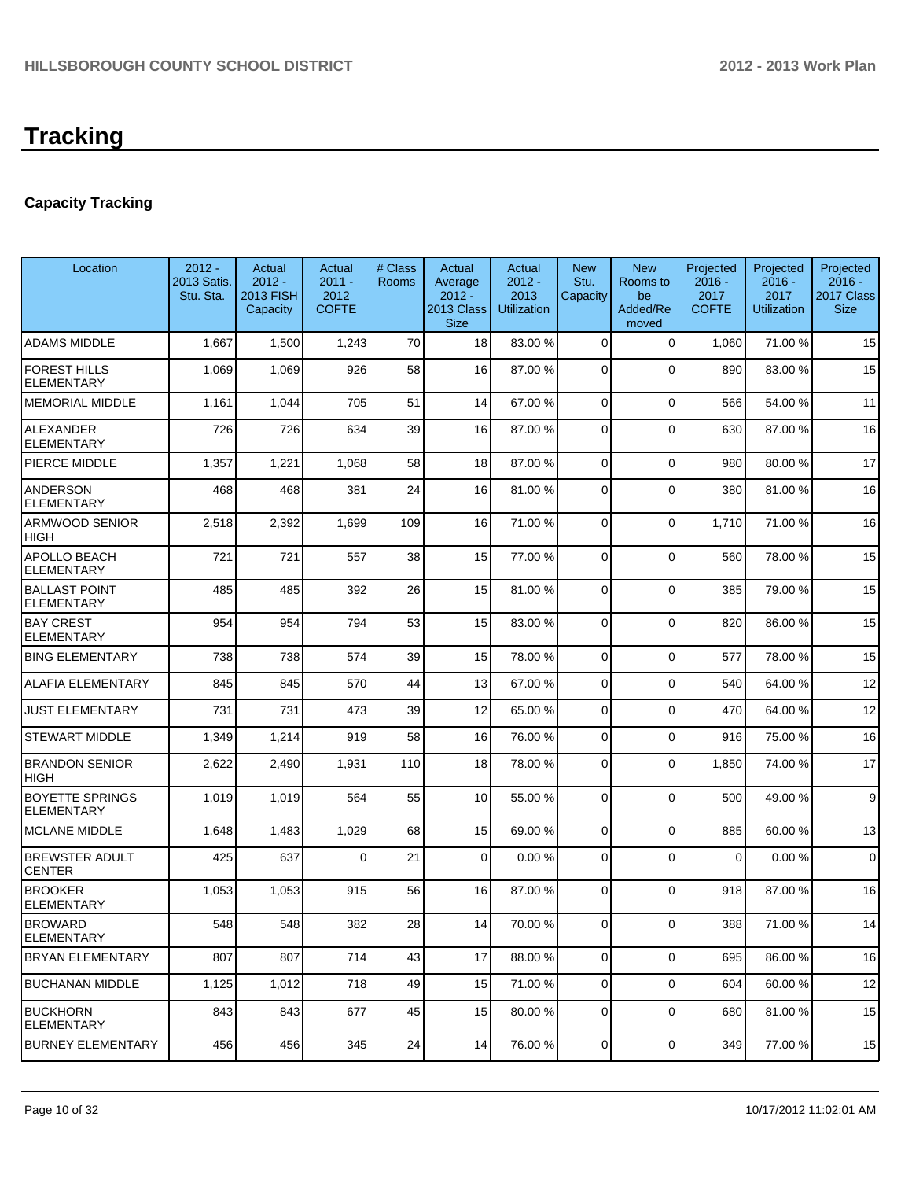# Tracking

## Capacity Tracking

| Location | 2012 - 2013 Satis. Stu. Sta. | Actual 2012 - 2013 FISH Capacity | Actual 2011 - 2012 COFTE | # Class Rooms | Actual Average 2012 - 2013 Class Size | Actual 2012 - 2013 Utilization | New Stu. Capacity | New Rooms to be Added/Re moved | Projected 2016 - 2017 COFTE | Projected 2016 - 2017 Utilization | Projected 2016 - 2017 Class Size |
|---|---|---|---|---|---|---|---|---|---|---|---|
| ADAMS MIDDLE | 1,667 | 1,500 | 1,243 | 70 | 18 | 83.00 % | 0 | 0 | 1,060 | 71.00 % | 15 |
| FOREST HILLS ELEMENTARY | 1,069 | 1,069 | 926 | 58 | 16 | 87.00 % | 0 | 0 | 890 | 83.00 % | 15 |
| MEMORIAL MIDDLE | 1,161 | 1,044 | 705 | 51 | 14 | 67.00 % | 0 | 0 | 566 | 54.00 % | 11 |
| ALEXANDER ELEMENTARY | 726 | 726 | 634 | 39 | 16 | 87.00 % | 0 | 0 | 630 | 87.00 % | 16 |
| PIERCE MIDDLE | 1,357 | 1,221 | 1,068 | 58 | 18 | 87.00 % | 0 | 0 | 980 | 80.00 % | 17 |
| ANDERSON ELEMENTARY | 468 | 468 | 381 | 24 | 16 | 81.00 % | 0 | 0 | 380 | 81.00 % | 16 |
| ARMWOOD SENIOR HIGH | 2,518 | 2,392 | 1,699 | 109 | 16 | 71.00 % | 0 | 0 | 1,710 | 71.00 % | 16 |
| APOLLO BEACH ELEMENTARY | 721 | 721 | 557 | 38 | 15 | 77.00 % | 0 | 0 | 560 | 78.00 % | 15 |
| BALLAST POINT ELEMENTARY | 485 | 485 | 392 | 26 | 15 | 81.00 % | 0 | 0 | 385 | 79.00 % | 15 |
| BAY CREST ELEMENTARY | 954 | 954 | 794 | 53 | 15 | 83.00 % | 0 | 0 | 820 | 86.00 % | 15 |
| BING ELEMENTARY | 738 | 738 | 574 | 39 | 15 | 78.00 % | 0 | 0 | 577 | 78.00 % | 15 |
| ALAFIA ELEMENTARY | 845 | 845 | 570 | 44 | 13 | 67.00 % | 0 | 0 | 540 | 64.00 % | 12 |
| JUST ELEMENTARY | 731 | 731 | 473 | 39 | 12 | 65.00 % | 0 | 0 | 470 | 64.00 % | 12 |
| STEWART MIDDLE | 1,349 | 1,214 | 919 | 58 | 16 | 76.00 % | 0 | 0 | 916 | 75.00 % | 16 |
| BRANDON SENIOR HIGH | 2,622 | 2,490 | 1,931 | 110 | 18 | 78.00 % | 0 | 0 | 1,850 | 74.00 % | 17 |
| BOYETTE SPRINGS ELEMENTARY | 1,019 | 1,019 | 564 | 55 | 10 | 55.00 % | 0 | 0 | 500 | 49.00 % | 9 |
| MCLANE MIDDLE | 1,648 | 1,483 | 1,029 | 68 | 15 | 69.00 % | 0 | 0 | 885 | 60.00 % | 13 |
| BREWSTER ADULT CENTER | 425 | 637 | 0 | 21 | 0 | 0.00 % | 0 | 0 | 0 | 0.00 % | 0 |
| BROOKER ELEMENTARY | 1,053 | 1,053 | 915 | 56 | 16 | 87.00 % | 0 | 0 | 918 | 87.00 % | 16 |
| BROWARD ELEMENTARY | 548 | 548 | 382 | 28 | 14 | 70.00 % | 0 | 0 | 388 | 71.00 % | 14 |
| BRYAN ELEMENTARY | 807 | 807 | 714 | 43 | 17 | 88.00 % | 0 | 0 | 695 | 86.00 % | 16 |
| BUCHANAN MIDDLE | 1,125 | 1,012 | 718 | 49 | 15 | 71.00 % | 0 | 0 | 604 | 60.00 % | 12 |
| BUCKHORN ELEMENTARY | 843 | 843 | 677 | 45 | 15 | 80.00 % | 0 | 0 | 680 | 81.00 % | 15 |
| BURNEY ELEMENTARY | 456 | 456 | 345 | 24 | 14 | 76.00 % | 0 | 0 | 349 | 77.00 % | 15 |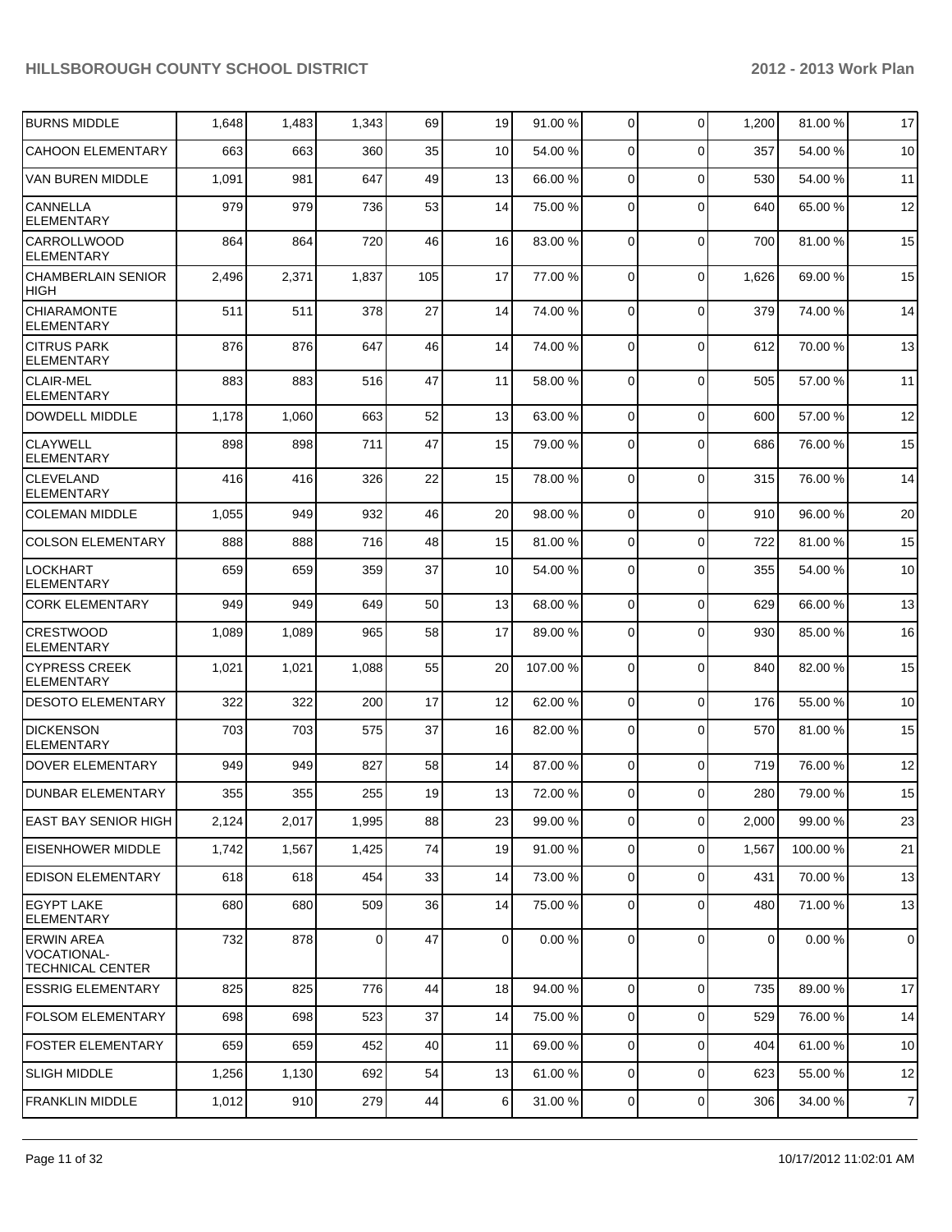| | | | | | | | | | | | |
|---|---|---|---|---|---|---|---|---|---|---|---|
| BURNS MIDDLE | 1,648 | 1,483 | 1,343 | 69 | 19 | 91.00 % | 0 | 0 | 1,200 | 81.00 % | 17 |
| CAHOON ELEMENTARY | 663 | 663 | 360 | 35 | 10 | 54.00 % | 0 | 0 | 357 | 54.00 % | 10 |
| VAN BUREN MIDDLE | 1,091 | 981 | 647 | 49 | 13 | 66.00 % | 0 | 0 | 530 | 54.00 % | 11 |
| CANNELLA ELEMENTARY | 979 | 979 | 736 | 53 | 14 | 75.00 % | 0 | 0 | 640 | 65.00 % | 12 |
| CARROLLWOOD ELEMENTARY | 864 | 864 | 720 | 46 | 16 | 83.00 % | 0 | 0 | 700 | 81.00 % | 15 |
| CHAMBERLAIN SENIOR HIGH | 2,496 | 2,371 | 1,837 | 105 | 17 | 77.00 % | 0 | 0 | 1,626 | 69.00 % | 15 |
| CHIARAMONTE ELEMENTARY | 511 | 511 | 378 | 27 | 14 | 74.00 % | 0 | 0 | 379 | 74.00 % | 14 |
| CITRUS PARK ELEMENTARY | 876 | 876 | 647 | 46 | 14 | 74.00 % | 0 | 0 | 612 | 70.00 % | 13 |
| CLAIR-MEL ELEMENTARY | 883 | 883 | 516 | 47 | 11 | 58.00 % | 0 | 0 | 505 | 57.00 % | 11 |
| DOWDELL MIDDLE | 1,178 | 1,060 | 663 | 52 | 13 | 63.00 % | 0 | 0 | 600 | 57.00 % | 12 |
| CLAYWELL ELEMENTARY | 898 | 898 | 711 | 47 | 15 | 79.00 % | 0 | 0 | 686 | 76.00 % | 15 |
| CLEVELAND ELEMENTARY | 416 | 416 | 326 | 22 | 15 | 78.00 % | 0 | 0 | 315 | 76.00 % | 14 |
| COLEMAN MIDDLE | 1,055 | 949 | 932 | 46 | 20 | 98.00 % | 0 | 0 | 910 | 96.00 % | 20 |
| COLSON ELEMENTARY | 888 | 888 | 716 | 48 | 15 | 81.00 % | 0 | 0 | 722 | 81.00 % | 15 |
| LOCKHART ELEMENTARY | 659 | 659 | 359 | 37 | 10 | 54.00 % | 0 | 0 | 355 | 54.00 % | 10 |
| CORK ELEMENTARY | 949 | 949 | 649 | 50 | 13 | 68.00 % | 0 | 0 | 629 | 66.00 % | 13 |
| CRESTWOOD ELEMENTARY | 1,089 | 1,089 | 965 | 58 | 17 | 89.00 % | 0 | 0 | 930 | 85.00 % | 16 |
| CYPRESS CREEK ELEMENTARY | 1,021 | 1,021 | 1,088 | 55 | 20 | 107.00 % | 0 | 0 | 840 | 82.00 % | 15 |
| DESOTO ELEMENTARY | 322 | 322 | 200 | 17 | 12 | 62.00 % | 0 | 0 | 176 | 55.00 % | 10 |
| DICKENSON ELEMENTARY | 703 | 703 | 575 | 37 | 16 | 82.00 % | 0 | 0 | 570 | 81.00 % | 15 |
| DOVER ELEMENTARY | 949 | 949 | 827 | 58 | 14 | 87.00 % | 0 | 0 | 719 | 76.00 % | 12 |
| DUNBAR ELEMENTARY | 355 | 355 | 255 | 19 | 13 | 72.00 % | 0 | 0 | 280 | 79.00 % | 15 |
| EAST BAY SENIOR HIGH | 2,124 | 2,017 | 1,995 | 88 | 23 | 99.00 % | 0 | 0 | 2,000 | 99.00 % | 23 |
| EISENHOWER MIDDLE | 1,742 | 1,567 | 1,425 | 74 | 19 | 91.00 % | 0 | 0 | 1,567 | 100.00 % | 21 |
| EDISON ELEMENTARY | 618 | 618 | 454 | 33 | 14 | 73.00 % | 0 | 0 | 431 | 70.00 % | 13 |
| EGYPT LAKE ELEMENTARY | 680 | 680 | 509 | 36 | 14 | 75.00 % | 0 | 0 | 480 | 71.00 % | 13 |
| ERWIN AREA VOCATIONAL-TECHNICAL CENTER | 732 | 878 | 0 | 47 | 0 | 0.00 % | 0 | 0 | 0 | 0.00 % | 0 |
| ESSRIG ELEMENTARY | 825 | 825 | 776 | 44 | 18 | 94.00 % | 0 | 0 | 735 | 89.00 % | 17 |
| FOLSOM ELEMENTARY | 698 | 698 | 523 | 37 | 14 | 75.00 % | 0 | 0 | 529 | 76.00 % | 14 |
| FOSTER ELEMENTARY | 659 | 659 | 452 | 40 | 11 | 69.00 % | 0 | 0 | 404 | 61.00 % | 10 |
| SLIGH MIDDLE | 1,256 | 1,130 | 692 | 54 | 13 | 61.00 % | 0 | 0 | 623 | 55.00 % | 12 |
| FRANKLIN MIDDLE | 1,012 | 910 | 279 | 44 | 6 | 31.00 % | 0 | 0 | 306 | 34.00 % | 7 |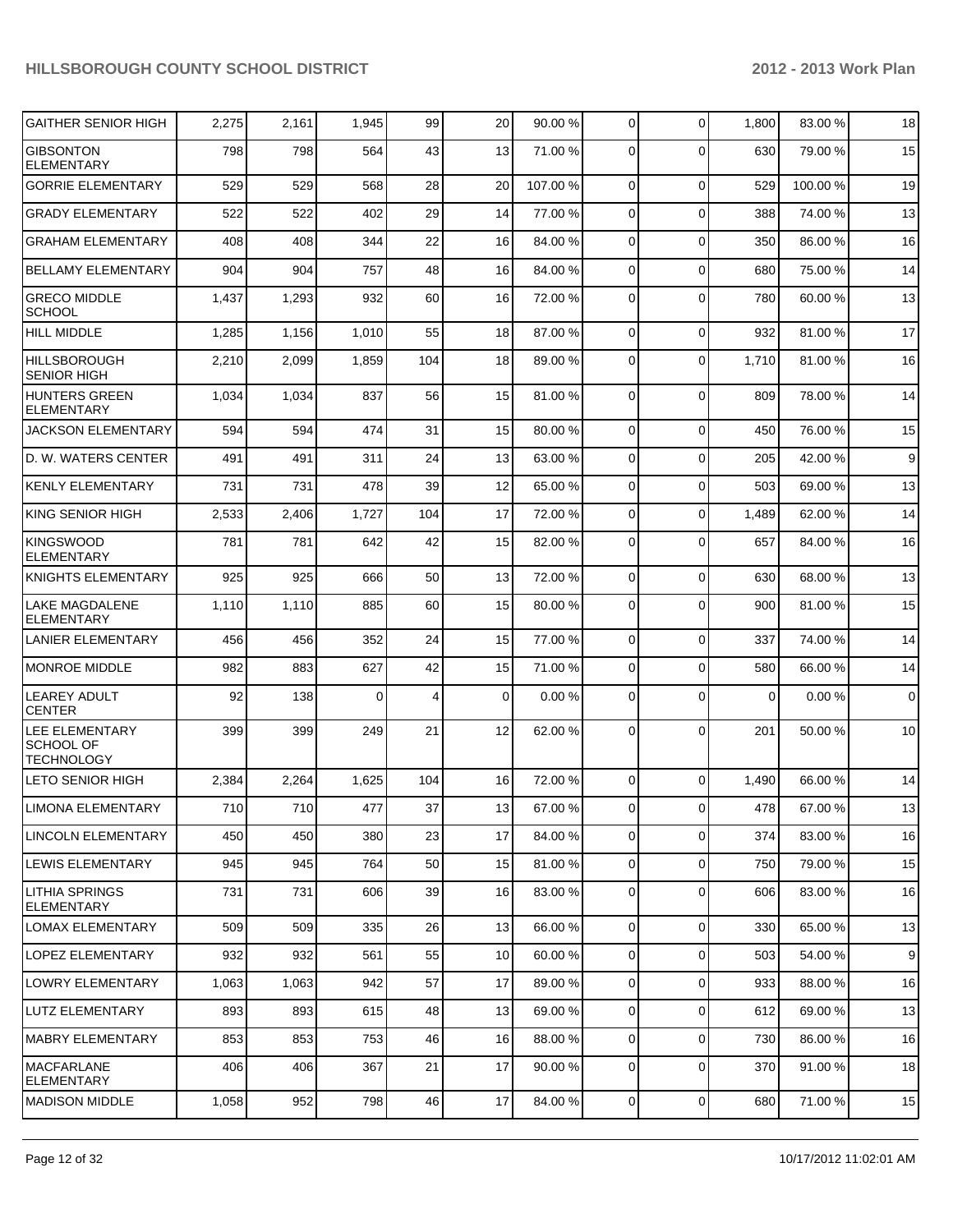| | | | | | | | | | | |
|---|---|---|---|---|---|---|---|---|---|---|
| GAITHER SENIOR HIGH | 2,275 | 2,161 | 1,945 | 99 | 20 | 90.00 % | 0 | 0 | 1,800 | 83.00 % | 18 |
| GIBSONTON ELEMENTARY | 798 | 798 | 564 | 43 | 13 | 71.00 % | 0 | 0 | 630 | 79.00 % | 15 |
| GORRIE ELEMENTARY | 529 | 529 | 568 | 28 | 20 | 107.00 % | 0 | 0 | 529 | 100.00 % | 19 |
| GRADY ELEMENTARY | 522 | 522 | 402 | 29 | 14 | 77.00 % | 0 | 0 | 388 | 74.00 % | 13 |
| GRAHAM ELEMENTARY | 408 | 408 | 344 | 22 | 16 | 84.00 % | 0 | 0 | 350 | 86.00 % | 16 |
| BELLAMY ELEMENTARY | 904 | 904 | 757 | 48 | 16 | 84.00 % | 0 | 0 | 680 | 75.00 % | 14 |
| GRECO MIDDLE SCHOOL | 1,437 | 1,293 | 932 | 60 | 16 | 72.00 % | 0 | 0 | 780 | 60.00 % | 13 |
| HILL MIDDLE | 1,285 | 1,156 | 1,010 | 55 | 18 | 87.00 % | 0 | 0 | 932 | 81.00 % | 17 |
| HILLSBOROUGH SENIOR HIGH | 2,210 | 2,099 | 1,859 | 104 | 18 | 89.00 % | 0 | 0 | 1,710 | 81.00 % | 16 |
| HUNTERS GREEN ELEMENTARY | 1,034 | 1,034 | 837 | 56 | 15 | 81.00 % | 0 | 0 | 809 | 78.00 % | 14 |
| JACKSON ELEMENTARY | 594 | 594 | 474 | 31 | 15 | 80.00 % | 0 | 0 | 450 | 76.00 % | 15 |
| D. W. WATERS CENTER | 491 | 491 | 311 | 24 | 13 | 63.00 % | 0 | 0 | 205 | 42.00 % | 9 |
| KENLY ELEMENTARY | 731 | 731 | 478 | 39 | 12 | 65.00 % | 0 | 0 | 503 | 69.00 % | 13 |
| KING SENIOR HIGH | 2,533 | 2,406 | 1,727 | 104 | 17 | 72.00 % | 0 | 0 | 1,489 | 62.00 % | 14 |
| KINGSWOOD ELEMENTARY | 781 | 781 | 642 | 42 | 15 | 82.00 % | 0 | 0 | 657 | 84.00 % | 16 |
| KNIGHTS ELEMENTARY | 925 | 925 | 666 | 50 | 13 | 72.00 % | 0 | 0 | 630 | 68.00 % | 13 |
| LAKE MAGDALENE ELEMENTARY | 1,110 | 1,110 | 885 | 60 | 15 | 80.00 % | 0 | 0 | 900 | 81.00 % | 15 |
| LANIER ELEMENTARY | 456 | 456 | 352 | 24 | 15 | 77.00 % | 0 | 0 | 337 | 74.00 % | 14 |
| MONROE MIDDLE | 982 | 883 | 627 | 42 | 15 | 71.00 % | 0 | 0 | 580 | 66.00 % | 14 |
| LEAREY ADULT CENTER | 92 | 138 | 0 | 4 | 0 | 0.00 % | 0 | 0 | 0 | 0.00 % | 0 |
| LEE ELEMENTARY SCHOOL OF TECHNOLOGY | 399 | 399 | 249 | 21 | 12 | 62.00 % | 0 | 0 | 201 | 50.00 % | 10 |
| LETO SENIOR HIGH | 2,384 | 2,264 | 1,625 | 104 | 16 | 72.00 % | 0 | 0 | 1,490 | 66.00 % | 14 |
| LIMONA ELEMENTARY | 710 | 710 | 477 | 37 | 13 | 67.00 % | 0 | 0 | 478 | 67.00 % | 13 |
| LINCOLN ELEMENTARY | 450 | 450 | 380 | 23 | 17 | 84.00 % | 0 | 0 | 374 | 83.00 % | 16 |
| LEWIS ELEMENTARY | 945 | 945 | 764 | 50 | 15 | 81.00 % | 0 | 0 | 750 | 79.00 % | 15 |
| LITHIA SPRINGS ELEMENTARY | 731 | 731 | 606 | 39 | 16 | 83.00 % | 0 | 0 | 606 | 83.00 % | 16 |
| LOMAX ELEMENTARY | 509 | 509 | 335 | 26 | 13 | 66.00 % | 0 | 0 | 330 | 65.00 % | 13 |
| LOPEZ ELEMENTARY | 932 | 932 | 561 | 55 | 10 | 60.00 % | 0 | 0 | 503 | 54.00 % | 9 |
| LOWRY ELEMENTARY | 1,063 | 1,063 | 942 | 57 | 17 | 89.00 % | 0 | 0 | 933 | 88.00 % | 16 |
| LUTZ ELEMENTARY | 893 | 893 | 615 | 48 | 13 | 69.00 % | 0 | 0 | 612 | 69.00 % | 13 |
| MABRY ELEMENTARY | 853 | 853 | 753 | 46 | 16 | 88.00 % | 0 | 0 | 730 | 86.00 % | 16 |
| MACFARLANE ELEMENTARY | 406 | 406 | 367 | 21 | 17 | 90.00 % | 0 | 0 | 370 | 91.00 % | 18 |
| MADISON MIDDLE | 1,058 | 952 | 798 | 46 | 17 | 84.00 % | 0 | 0 | 680 | 71.00 % | 15 |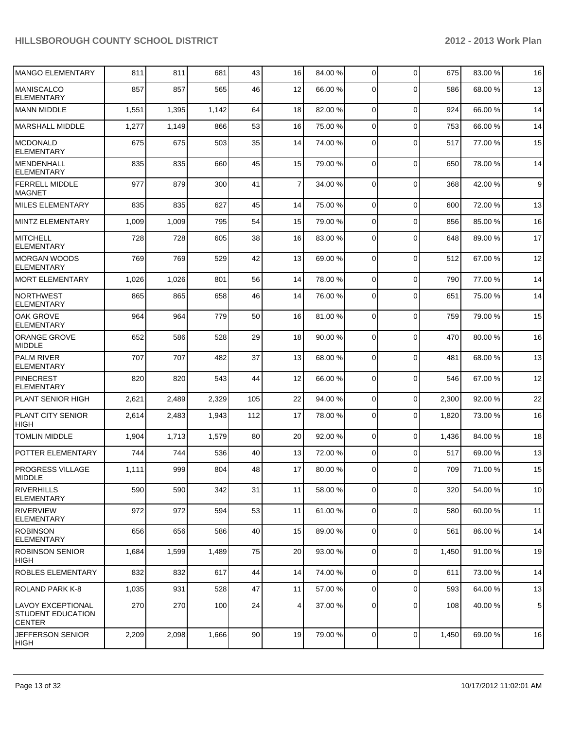| | | | | | | | | | | |
|---|---|---|---|---|---|---|---|---|---|---|
| MANGO ELEMENTARY | 811 | 811 | 681 | 43 | 16 | 84.00 % | 0 | 0 | 675 | 83.00 % | 16 |
| MANISCALCO ELEMENTARY | 857 | 857 | 565 | 46 | 12 | 66.00 % | 0 | 0 | 586 | 68.00 % | 13 |
| MANN MIDDLE | 1,551 | 1,395 | 1,142 | 64 | 18 | 82.00 % | 0 | 0 | 924 | 66.00 % | 14 |
| MARSHALL MIDDLE | 1,277 | 1,149 | 866 | 53 | 16 | 75.00 % | 0 | 0 | 753 | 66.00 % | 14 |
| MCDONALD ELEMENTARY | 675 | 675 | 503 | 35 | 14 | 74.00 % | 0 | 0 | 517 | 77.00 % | 15 |
| MENDENHALL ELEMENTARY | 835 | 835 | 660 | 45 | 15 | 79.00 % | 0 | 0 | 650 | 78.00 % | 14 |
| FERRELL MIDDLE MAGNET | 977 | 879 | 300 | 41 | 7 | 34.00 % | 0 | 0 | 368 | 42.00 % | 9 |
| MILES ELEMENTARY | 835 | 835 | 627 | 45 | 14 | 75.00 % | 0 | 0 | 600 | 72.00 % | 13 |
| MINTZ ELEMENTARY | 1,009 | 1,009 | 795 | 54 | 15 | 79.00 % | 0 | 0 | 856 | 85.00 % | 16 |
| MITCHELL ELEMENTARY | 728 | 728 | 605 | 38 | 16 | 83.00 % | 0 | 0 | 648 | 89.00 % | 17 |
| MORGAN WOODS ELEMENTARY | 769 | 769 | 529 | 42 | 13 | 69.00 % | 0 | 0 | 512 | 67.00 % | 12 |
| MORT ELEMENTARY | 1,026 | 1,026 | 801 | 56 | 14 | 78.00 % | 0 | 0 | 790 | 77.00 % | 14 |
| NORTHWEST ELEMENTARY | 865 | 865 | 658 | 46 | 14 | 76.00 % | 0 | 0 | 651 | 75.00 % | 14 |
| OAK GROVE ELEMENTARY | 964 | 964 | 779 | 50 | 16 | 81.00 % | 0 | 0 | 759 | 79.00 % | 15 |
| ORANGE GROVE MIDDLE | 652 | 586 | 528 | 29 | 18 | 90.00 % | 0 | 0 | 470 | 80.00 % | 16 |
| PALM RIVER ELEMENTARY | 707 | 707 | 482 | 37 | 13 | 68.00 % | 0 | 0 | 481 | 68.00 % | 13 |
| PINECREST ELEMENTARY | 820 | 820 | 543 | 44 | 12 | 66.00 % | 0 | 0 | 546 | 67.00 % | 12 |
| PLANT SENIOR HIGH | 2,621 | 2,489 | 2,329 | 105 | 22 | 94.00 % | 0 | 0 | 2,300 | 92.00 % | 22 |
| PLANT CITY SENIOR HIGH | 2,614 | 2,483 | 1,943 | 112 | 17 | 78.00 % | 0 | 0 | 1,820 | 73.00 % | 16 |
| TOMLIN MIDDLE | 1,904 | 1,713 | 1,579 | 80 | 20 | 92.00 % | 0 | 0 | 1,436 | 84.00 % | 18 |
| POTTER ELEMENTARY | 744 | 744 | 536 | 40 | 13 | 72.00 % | 0 | 0 | 517 | 69.00 % | 13 |
| PROGRESS VILLAGE MIDDLE | 1,111 | 999 | 804 | 48 | 17 | 80.00 % | 0 | 0 | 709 | 71.00 % | 15 |
| RIVERHILLS ELEMENTARY | 590 | 590 | 342 | 31 | 11 | 58.00 % | 0 | 0 | 320 | 54.00 % | 10 |
| RIVERVIEW ELEMENTARY | 972 | 972 | 594 | 53 | 11 | 61.00 % | 0 | 0 | 580 | 60.00 % | 11 |
| ROBINSON ELEMENTARY | 656 | 656 | 586 | 40 | 15 | 89.00 % | 0 | 0 | 561 | 86.00 % | 14 |
| ROBINSON SENIOR HIGH | 1,684 | 1,599 | 1,489 | 75 | 20 | 93.00 % | 0 | 0 | 1,450 | 91.00 % | 19 |
| ROBLES ELEMENTARY | 832 | 832 | 617 | 44 | 14 | 74.00 % | 0 | 0 | 611 | 73.00 % | 14 |
| ROLAND PARK K-8 | 1,035 | 931 | 528 | 47 | 11 | 57.00 % | 0 | 0 | 593 | 64.00 % | 13 |
| LAVOY EXCEPTIONAL STUDENT EDUCATION CENTER | 270 | 270 | 100 | 24 | 4 | 37.00 % | 0 | 0 | 108 | 40.00 % | 5 |
| JEFFERSON SENIOR HIGH | 2,209 | 2,098 | 1,666 | 90 | 19 | 79.00 % | 0 | 0 | 1,450 | 69.00 % | 16 |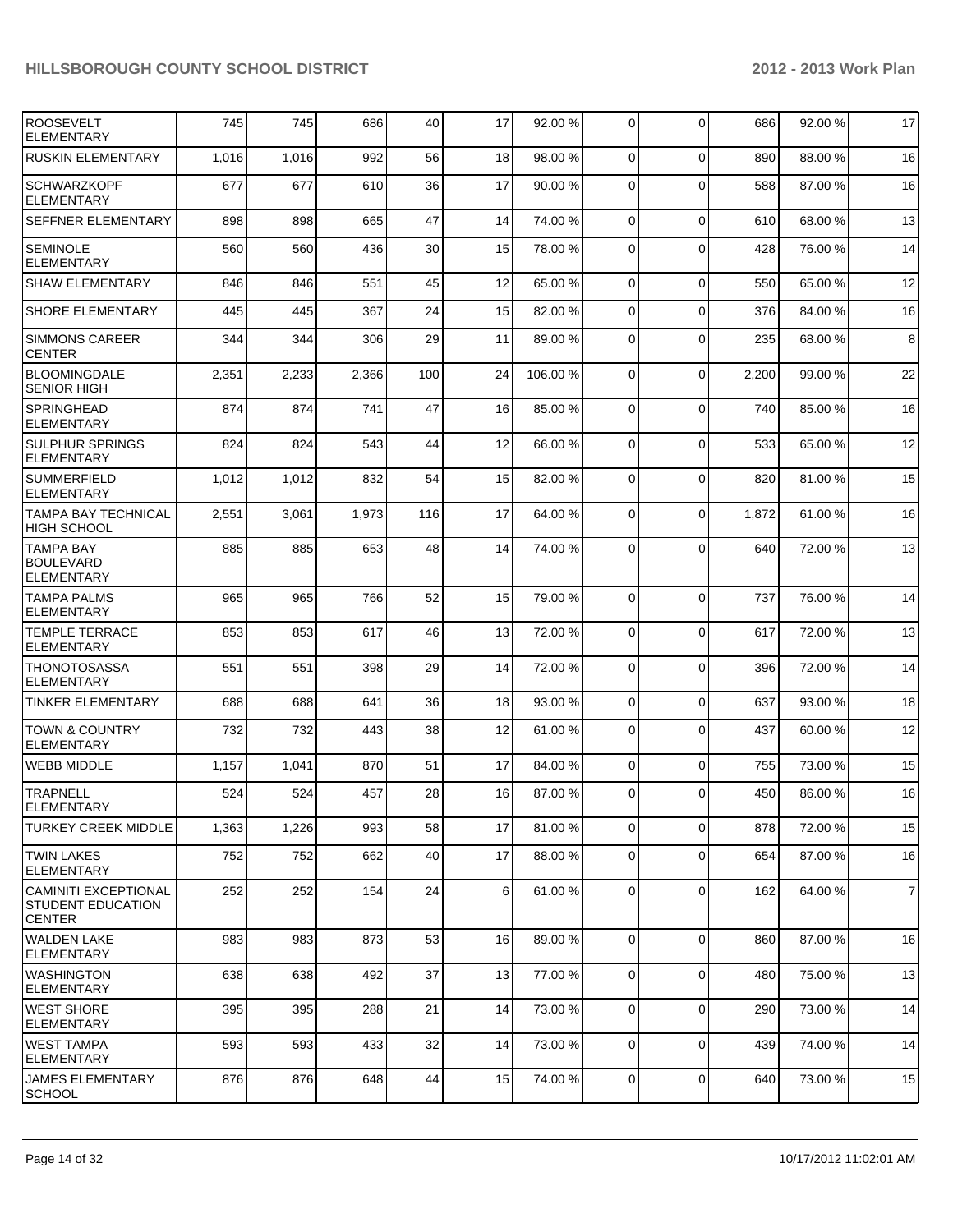| | | | | | | | | | | | |
|---|---|---|---|---|---|---|---|---|---|---|---|
| ROOSEVELT ELEMENTARY | 745 | 745 | 686 | 40 | 17 | 92.00 % | 0 | 0 | 686 | 92.00 % | 17 |
| RUSKIN ELEMENTARY | 1,016 | 1,016 | 992 | 56 | 18 | 98.00 % | 0 | 0 | 890 | 88.00 % | 16 |
| SCHWARZKOPF ELEMENTARY | 677 | 677 | 610 | 36 | 17 | 90.00 % | 0 | 0 | 588 | 87.00 % | 16 |
| SEFFNER ELEMENTARY | 898 | 898 | 665 | 47 | 14 | 74.00 % | 0 | 0 | 610 | 68.00 % | 13 |
| SEMINOLE ELEMENTARY | 560 | 560 | 436 | 30 | 15 | 78.00 % | 0 | 0 | 428 | 76.00 % | 14 |
| SHAW ELEMENTARY | 846 | 846 | 551 | 45 | 12 | 65.00 % | 0 | 0 | 550 | 65.00 % | 12 |
| SHORE ELEMENTARY | 445 | 445 | 367 | 24 | 15 | 82.00 % | 0 | 0 | 376 | 84.00 % | 16 |
| SIMMONS CAREER CENTER | 344 | 344 | 306 | 29 | 11 | 89.00 % | 0 | 0 | 235 | 68.00 % | 8 |
| BLOOMINGDALE SENIOR HIGH | 2,351 | 2,233 | 2,366 | 100 | 24 | 106.00 % | 0 | 0 | 2,200 | 99.00 % | 22 |
| SPRINGHEAD ELEMENTARY | 874 | 874 | 741 | 47 | 16 | 85.00 % | 0 | 0 | 740 | 85.00 % | 16 |
| SULPHUR SPRINGS ELEMENTARY | 824 | 824 | 543 | 44 | 12 | 66.00 % | 0 | 0 | 533 | 65.00 % | 12 |
| SUMMERFIELD ELEMENTARY | 1,012 | 1,012 | 832 | 54 | 15 | 82.00 % | 0 | 0 | 820 | 81.00 % | 15 |
| TAMPA BAY TECHNICAL HIGH SCHOOL | 2,551 | 3,061 | 1,973 | 116 | 17 | 64.00 % | 0 | 0 | 1,872 | 61.00 % | 16 |
| TAMPA BAY BOULEVARD ELEMENTARY | 885 | 885 | 653 | 48 | 14 | 74.00 % | 0 | 0 | 640 | 72.00 % | 13 |
| TAMPA PALMS ELEMENTARY | 965 | 965 | 766 | 52 | 15 | 79.00 % | 0 | 0 | 737 | 76.00 % | 14 |
| TEMPLE TERRACE ELEMENTARY | 853 | 853 | 617 | 46 | 13 | 72.00 % | 0 | 0 | 617 | 72.00 % | 13 |
| THONOTOSASSA ELEMENTARY | 551 | 551 | 398 | 29 | 14 | 72.00 % | 0 | 0 | 396 | 72.00 % | 14 |
| TINKER ELEMENTARY | 688 | 688 | 641 | 36 | 18 | 93.00 % | 0 | 0 | 637 | 93.00 % | 18 |
| TOWN & COUNTRY ELEMENTARY | 732 | 732 | 443 | 38 | 12 | 61.00 % | 0 | 0 | 437 | 60.00 % | 12 |
| WEBB MIDDLE | 1,157 | 1,041 | 870 | 51 | 17 | 84.00 % | 0 | 0 | 755 | 73.00 % | 15 |
| TRAPNELL ELEMENTARY | 524 | 524 | 457 | 28 | 16 | 87.00 % | 0 | 0 | 450 | 86.00 % | 16 |
| TURKEY CREEK MIDDLE | 1,363 | 1,226 | 993 | 58 | 17 | 81.00 % | 0 | 0 | 878 | 72.00 % | 15 |
| TWIN LAKES ELEMENTARY | 752 | 752 | 662 | 40 | 17 | 88.00 % | 0 | 0 | 654 | 87.00 % | 16 |
| CAMINITI EXCEPTIONAL STUDENT EDUCATION CENTER | 252 | 252 | 154 | 24 | 6 | 61.00 % | 0 | 0 | 162 | 64.00 % | 7 |
| WALDEN LAKE ELEMENTARY | 983 | 983 | 873 | 53 | 16 | 89.00 % | 0 | 0 | 860 | 87.00 % | 16 |
| WASHINGTON ELEMENTARY | 638 | 638 | 492 | 37 | 13 | 77.00 % | 0 | 0 | 480 | 75.00 % | 13 |
| WEST SHORE ELEMENTARY | 395 | 395 | 288 | 21 | 14 | 73.00 % | 0 | 0 | 290 | 73.00 % | 14 |
| WEST TAMPA ELEMENTARY | 593 | 593 | 433 | 32 | 14 | 73.00 % | 0 | 0 | 439 | 74.00 % | 14 |
| JAMES ELEMENTARY SCHOOL | 876 | 876 | 648 | 44 | 15 | 74.00 % | 0 | 0 | 640 | 73.00 % | 15 |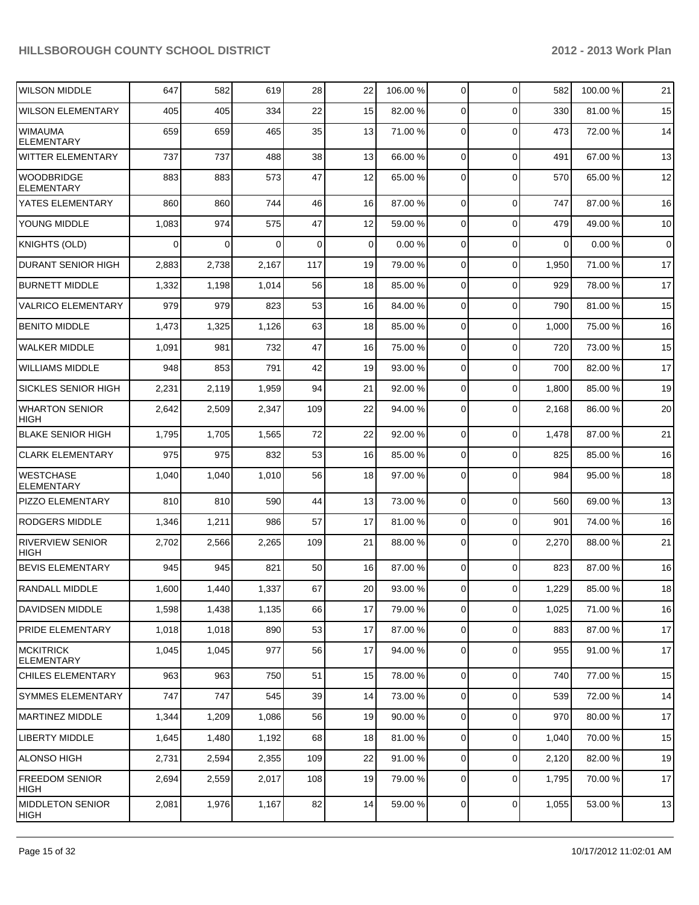| WILSON MIDDLE | 647 | 582 | 619 | 28 | 22 | 106.00 % | 0 | 0 | 582 | 100.00 % | 21 |
|---|---|---|---|---|---|---|---|---|---|---|---|
| WILSON ELEMENTARY | 405 | 405 | 334 | 22 | 15 | 82.00 % | 0 | 0 | 330 | 81.00 % | 15 |
| WIMAUMA ELEMENTARY | 659 | 659 | 465 | 35 | 13 | 71.00 % | 0 | 0 | 473 | 72.00 % | 14 |
| WITTER ELEMENTARY | 737 | 737 | 488 | 38 | 13 | 66.00 % | 0 | 0 | 491 | 67.00 % | 13 |
| WOODBRIDGE ELEMENTARY | 883 | 883 | 573 | 47 | 12 | 65.00 % | 0 | 0 | 570 | 65.00 % | 12 |
| YATES ELEMENTARY | 860 | 860 | 744 | 46 | 16 | 87.00 % | 0 | 0 | 747 | 87.00 % | 16 |
| YOUNG MIDDLE | 1,083 | 974 | 575 | 47 | 12 | 59.00 % | 0 | 0 | 479 | 49.00 % | 10 |
| KNIGHTS (OLD) | 0 | 0 | 0 | 0 | 0 | 0.00 % | 0 | 0 | 0 | 0.00 % | 0 |
| DURANT SENIOR HIGH | 2,883 | 2,738 | 2,167 | 117 | 19 | 79.00 % | 0 | 0 | 1,950 | 71.00 % | 17 |
| BURNETT MIDDLE | 1,332 | 1,198 | 1,014 | 56 | 18 | 85.00 % | 0 | 0 | 929 | 78.00 % | 17 |
| VALRICO ELEMENTARY | 979 | 979 | 823 | 53 | 16 | 84.00 % | 0 | 0 | 790 | 81.00 % | 15 |
| BENITO MIDDLE | 1,473 | 1,325 | 1,126 | 63 | 18 | 85.00 % | 0 | 0 | 1,000 | 75.00 % | 16 |
| WALKER MIDDLE | 1,091 | 981 | 732 | 47 | 16 | 75.00 % | 0 | 0 | 720 | 73.00 % | 15 |
| WILLIAMS MIDDLE | 948 | 853 | 791 | 42 | 19 | 93.00 % | 0 | 0 | 700 | 82.00 % | 17 |
| SICKLES SENIOR HIGH | 2,231 | 2,119 | 1,959 | 94 | 21 | 92.00 % | 0 | 0 | 1,800 | 85.00 % | 19 |
| WHARTON SENIOR HIGH | 2,642 | 2,509 | 2,347 | 109 | 22 | 94.00 % | 0 | 0 | 2,168 | 86.00 % | 20 |
| BLAKE SENIOR HIGH | 1,795 | 1,705 | 1,565 | 72 | 22 | 92.00 % | 0 | 0 | 1,478 | 87.00 % | 21 |
| CLARK ELEMENTARY | 975 | 975 | 832 | 53 | 16 | 85.00 % | 0 | 0 | 825 | 85.00 % | 16 |
| WESTCHASE ELEMENTARY | 1,040 | 1,040 | 1,010 | 56 | 18 | 97.00 % | 0 | 0 | 984 | 95.00 % | 18 |
| PIZZO ELEMENTARY | 810 | 810 | 590 | 44 | 13 | 73.00 % | 0 | 0 | 560 | 69.00 % | 13 |
| RODGERS MIDDLE | 1,346 | 1,211 | 986 | 57 | 17 | 81.00 % | 0 | 0 | 901 | 74.00 % | 16 |
| RIVERVIEW SENIOR HIGH | 2,702 | 2,566 | 2,265 | 109 | 21 | 88.00 % | 0 | 0 | 2,270 | 88.00 % | 21 |
| BEVIS ELEMENTARY | 945 | 945 | 821 | 50 | 16 | 87.00 % | 0 | 0 | 823 | 87.00 % | 16 |
| RANDALL MIDDLE | 1,600 | 1,440 | 1,337 | 67 | 20 | 93.00 % | 0 | 0 | 1,229 | 85.00 % | 18 |
| DAVIDSEN MIDDLE | 1,598 | 1,438 | 1,135 | 66 | 17 | 79.00 % | 0 | 0 | 1,025 | 71.00 % | 16 |
| PRIDE ELEMENTARY | 1,018 | 1,018 | 890 | 53 | 17 | 87.00 % | 0 | 0 | 883 | 87.00 % | 17 |
| MCKITRICK ELEMENTARY | 1,045 | 1,045 | 977 | 56 | 17 | 94.00 % | 0 | 0 | 955 | 91.00 % | 17 |
| CHILES ELEMENTARY | 963 | 963 | 750 | 51 | 15 | 78.00 % | 0 | 0 | 740 | 77.00 % | 15 |
| SYMMES ELEMENTARY | 747 | 747 | 545 | 39 | 14 | 73.00 % | 0 | 0 | 539 | 72.00 % | 14 |
| MARTINEZ MIDDLE | 1,344 | 1,209 | 1,086 | 56 | 19 | 90.00 % | 0 | 0 | 970 | 80.00 % | 17 |
| LIBERTY MIDDLE | 1,645 | 1,480 | 1,192 | 68 | 18 | 81.00 % | 0 | 0 | 1,040 | 70.00 % | 15 |
| ALONSO HIGH | 2,731 | 2,594 | 2,355 | 109 | 22 | 91.00 % | 0 | 0 | 2,120 | 82.00 % | 19 |
| FREEDOM SENIOR HIGH | 2,694 | 2,559 | 2,017 | 108 | 19 | 79.00 % | 0 | 0 | 1,795 | 70.00 % | 17 |
| MIDDLETON SENIOR HIGH | 2,081 | 1,976 | 1,167 | 82 | 14 | 59.00 % | 0 | 0 | 1,055 | 53.00 % | 13 |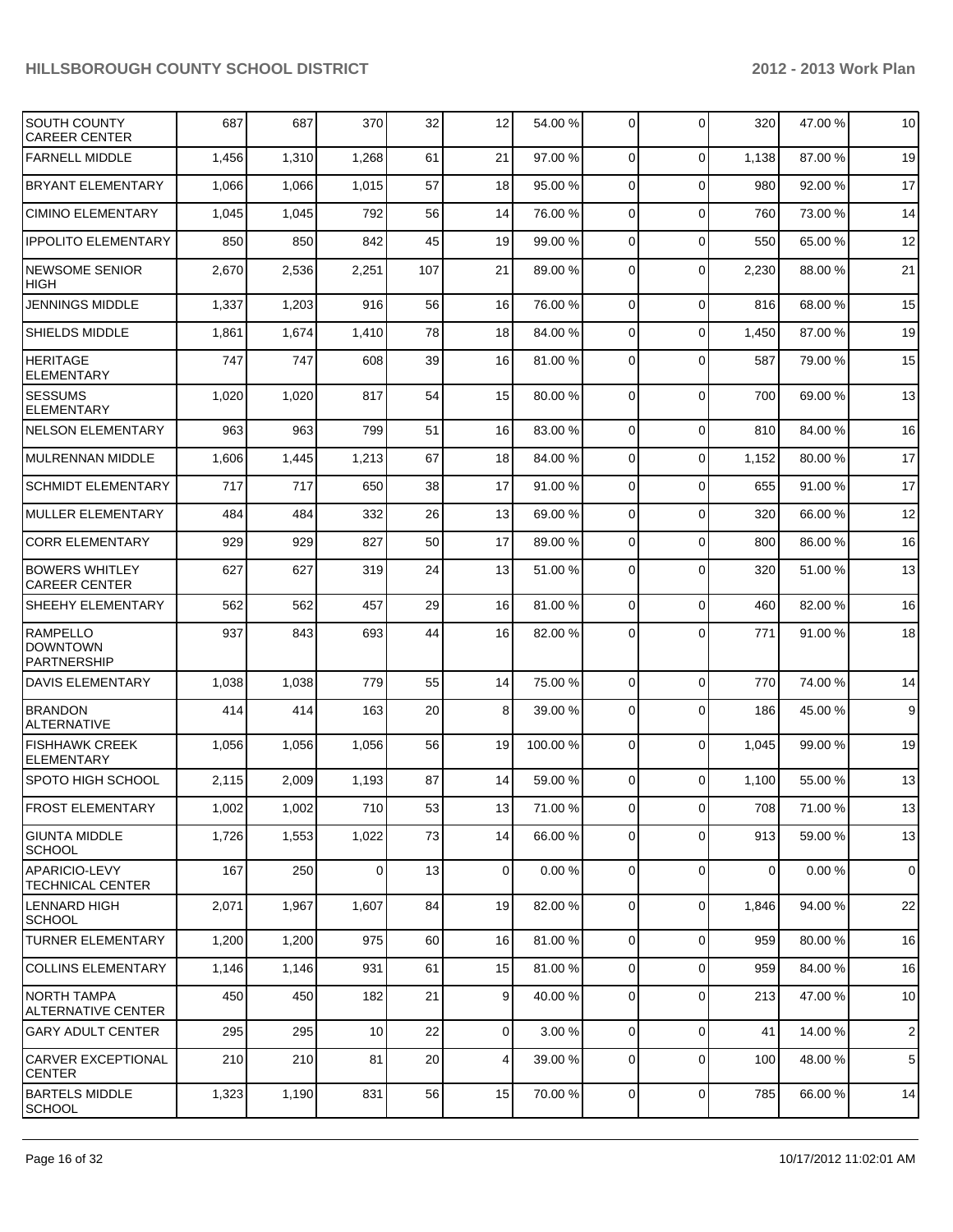| | | | | | | | | | | | |
|---|---|---|---|---|---|---|---|---|---|---|---|
| SOUTH COUNTY CAREER CENTER | 687 | 687 | 370 | 32 | 12 | 54.00 % | 0 | 0 | 320 | 47.00 % | 10 |
| FARNELL MIDDLE | 1,456 | 1,310 | 1,268 | 61 | 21 | 97.00 % | 0 | 0 | 1,138 | 87.00 % | 19 |
| BRYANT ELEMENTARY | 1,066 | 1,066 | 1,015 | 57 | 18 | 95.00 % | 0 | 0 | 980 | 92.00 % | 17 |
| CIMINO ELEMENTARY | 1,045 | 1,045 | 792 | 56 | 14 | 76.00 % | 0 | 0 | 760 | 73.00 % | 14 |
| IPPOLITO ELEMENTARY | 850 | 850 | 842 | 45 | 19 | 99.00 % | 0 | 0 | 550 | 65.00 % | 12 |
| NEWSOME SENIOR HIGH | 2,670 | 2,536 | 2,251 | 107 | 21 | 89.00 % | 0 | 0 | 2,230 | 88.00 % | 21 |
| JENNINGS MIDDLE | 1,337 | 1,203 | 916 | 56 | 16 | 76.00 % | 0 | 0 | 816 | 68.00 % | 15 |
| SHIELDS MIDDLE | 1,861 | 1,674 | 1,410 | 78 | 18 | 84.00 % | 0 | 0 | 1,450 | 87.00 % | 19 |
| HERITAGE ELEMENTARY | 747 | 747 | 608 | 39 | 16 | 81.00 % | 0 | 0 | 587 | 79.00 % | 15 |
| SESSUMS ELEMENTARY | 1,020 | 1,020 | 817 | 54 | 15 | 80.00 % | 0 | 0 | 700 | 69.00 % | 13 |
| NELSON ELEMENTARY | 963 | 963 | 799 | 51 | 16 | 83.00 % | 0 | 0 | 810 | 84.00 % | 16 |
| MULRENNAN MIDDLE | 1,606 | 1,445 | 1,213 | 67 | 18 | 84.00 % | 0 | 0 | 1,152 | 80.00 % | 17 |
| SCHMIDT ELEMENTARY | 717 | 717 | 650 | 38 | 17 | 91.00 % | 0 | 0 | 655 | 91.00 % | 17 |
| MULLER ELEMENTARY | 484 | 484 | 332 | 26 | 13 | 69.00 % | 0 | 0 | 320 | 66.00 % | 12 |
| CORR ELEMENTARY | 929 | 929 | 827 | 50 | 17 | 89.00 % | 0 | 0 | 800 | 86.00 % | 16 |
| BOWERS WHITLEY CAREER CENTER | 627 | 627 | 319 | 24 | 13 | 51.00 % | 0 | 0 | 320 | 51.00 % | 13 |
| SHEEHY ELEMENTARY | 562 | 562 | 457 | 29 | 16 | 81.00 % | 0 | 0 | 460 | 82.00 % | 16 |
| RAMPELLO DOWNTOWN PARTNERSHIP | 937 | 843 | 693 | 44 | 16 | 82.00 % | 0 | 0 | 771 | 91.00 % | 18 |
| DAVIS ELEMENTARY | 1,038 | 1,038 | 779 | 55 | 14 | 75.00 % | 0 | 0 | 770 | 74.00 % | 14 |
| BRANDON ALTERNATIVE | 414 | 414 | 163 | 20 | 8 | 39.00 % | 0 | 0 | 186 | 45.00 % | 9 |
| FISHHAWK CREEK ELEMENTARY | 1,056 | 1,056 | 1,056 | 56 | 19 | 100.00 % | 0 | 0 | 1,045 | 99.00 % | 19 |
| SPOTO HIGH SCHOOL | 2,115 | 2,009 | 1,193 | 87 | 14 | 59.00 % | 0 | 0 | 1,100 | 55.00 % | 13 |
| FROST ELEMENTARY | 1,002 | 1,002 | 710 | 53 | 13 | 71.00 % | 0 | 0 | 708 | 71.00 % | 13 |
| GIUNTA MIDDLE SCHOOL | 1,726 | 1,553 | 1,022 | 73 | 14 | 66.00 % | 0 | 0 | 913 | 59.00 % | 13 |
| APARICIO-LEVY TECHNICAL CENTER | 167 | 250 | 0 | 13 | 0 | 0.00 % | 0 | 0 | 0 | 0.00 % | 0 |
| LENNARD HIGH SCHOOL | 2,071 | 1,967 | 1,607 | 84 | 19 | 82.00 % | 0 | 0 | 1,846 | 94.00 % | 22 |
| TURNER ELEMENTARY | 1,200 | 1,200 | 975 | 60 | 16 | 81.00 % | 0 | 0 | 959 | 80.00 % | 16 |
| COLLINS ELEMENTARY | 1,146 | 1,146 | 931 | 61 | 15 | 81.00 % | 0 | 0 | 959 | 84.00 % | 16 |
| NORTH TAMPA ALTERNATIVE CENTER | 450 | 450 | 182 | 21 | 9 | 40.00 % | 0 | 0 | 213 | 47.00 % | 10 |
| GARY ADULT CENTER | 295 | 295 | 10 | 22 | 0 | 3.00 % | 0 | 0 | 41 | 14.00 % | 2 |
| CARVER EXCEPTIONAL CENTER | 210 | 210 | 81 | 20 | 4 | 39.00 % | 0 | 0 | 100 | 48.00 % | 5 |
| BARTELS MIDDLE SCHOOL | 1,323 | 1,190 | 831 | 56 | 15 | 70.00 % | 0 | 0 | 785 | 66.00 % | 14 |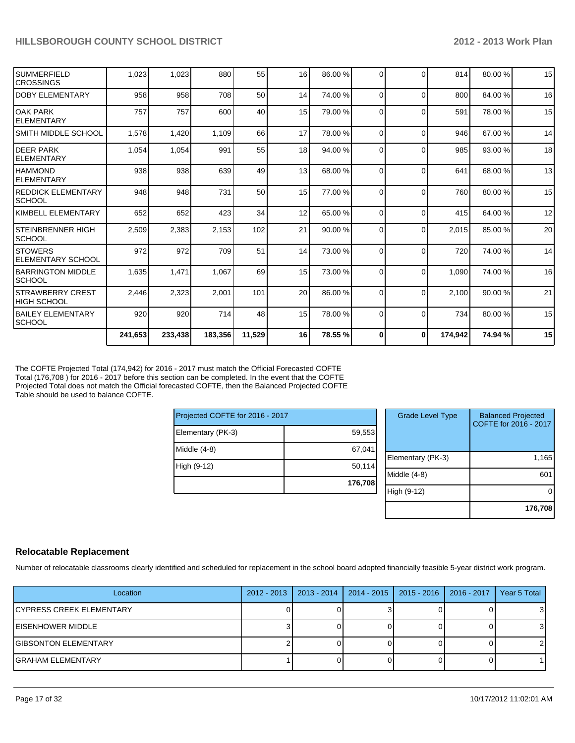| | | | | | | | | | | | |
|---|---|---|---|---|---|---|---|---|---|---|---|
| SUMMERFIELD CROSSINGS | 1,023 | 1,023 | 880 | 55 | 16 | 86.00 % | 0 | 0 | 814 | 80.00 % | 15 |
| DOBY ELEMENTARY | 958 | 958 | 708 | 50 | 14 | 74.00 % | 0 | 0 | 800 | 84.00 % | 16 |
| OAK PARK ELEMENTARY | 757 | 757 | 600 | 40 | 15 | 79.00 % | 0 | 0 | 591 | 78.00 % | 15 |
| SMITH MIDDLE SCHOOL | 1,578 | 1,420 | 1,109 | 66 | 17 | 78.00 % | 0 | 0 | 946 | 67.00 % | 14 |
| DEER PARK ELEMENTARY | 1,054 | 1,054 | 991 | 55 | 18 | 94.00 % | 0 | 0 | 985 | 93.00 % | 18 |
| HAMMOND ELEMENTARY | 938 | 938 | 639 | 49 | 13 | 68.00 % | 0 | 0 | 641 | 68.00 % | 13 |
| REDDICK ELEMENTARY SCHOOL | 948 | 948 | 731 | 50 | 15 | 77.00 % | 0 | 0 | 760 | 80.00 % | 15 |
| KIMBELL ELEMENTARY | 652 | 652 | 423 | 34 | 12 | 65.00 % | 0 | 0 | 415 | 64.00 % | 12 |
| STEINBRENNER HIGH SCHOOL | 2,509 | 2,383 | 2,153 | 102 | 21 | 90.00 % | 0 | 0 | 2,015 | 85.00 % | 20 |
| STOWERS ELEMENTARY SCHOOL | 972 | 972 | 709 | 51 | 14 | 73.00 % | 0 | 0 | 720 | 74.00 % | 14 |
| BARRINGTON MIDDLE SCHOOL | 1,635 | 1,471 | 1,067 | 69 | 15 | 73.00 % | 0 | 0 | 1,090 | 74.00 % | 16 |
| STRAWBERRY CREST HIGH SCHOOL | 2,446 | 2,323 | 2,001 | 101 | 20 | 86.00 % | 0 | 0 | 2,100 | 90.00 % | 21 |
| BAILEY ELEMENTARY SCHOOL | 920 | 920 | 714 | 48 | 15 | 78.00 % | 0 | 0 | 734 | 80.00 % | 15 |
| | **241,653** | **233,438** | **183,356** | **11,529** | **16** | **78.55 %** | **0** | **0** | **174,942** | **74.94 %** | **15** |

The COFTE Projected Total (174,942) for 2016 - 2017 must match the Official Forecasted COFTE Total (176,708 ) for 2016 - 2017 before this section can be completed. In the event that the COFTE Projected Total does not match the Official forecasted COFTE, then the Balanced Projected COFTE Table should be used to balance COFTE.

| Projected COFTE for 2016 - 2017 | |
|---|---|
| Elementary (PK-3) | 59,553 |
| Middle (4-8) | 67,041 |
| High (9-12) | 50,114 |
| | **176,708** |

| Grade Level Type | Balanced Projected COFTE for 2016 - 2017 |
|---|---|
| Elementary (PK-3) | 1,165 |
| Middle (4-8) | 601 |
| High (9-12) | 0 |
| | **176,708** |

## Relocatable Replacement

Number of relocatable classrooms clearly identified and scheduled for replacement in the school board adopted financially feasible 5-year district work program.

| Location | 2012 - 2013 | 2013 - 2014 | 2014 - 2015 | 2015 - 2016 | 2016 - 2017 | Year 5 Total |
|---|---|---|---|---|---|---|
| CYPRESS CREEK ELEMENTARY | 0 | 0 | 3 | 0 | 0 | 3 |
| EISENHOWER MIDDLE | 3 | 0 | 0 | 0 | 0 | 3 |
| GIBSONTON ELEMENTARY | 2 | 0 | 0 | 0 | 0 | 2 |
| GRAHAM ELEMENTARY | 1 | 0 | 0 | 0 | 0 | 1 |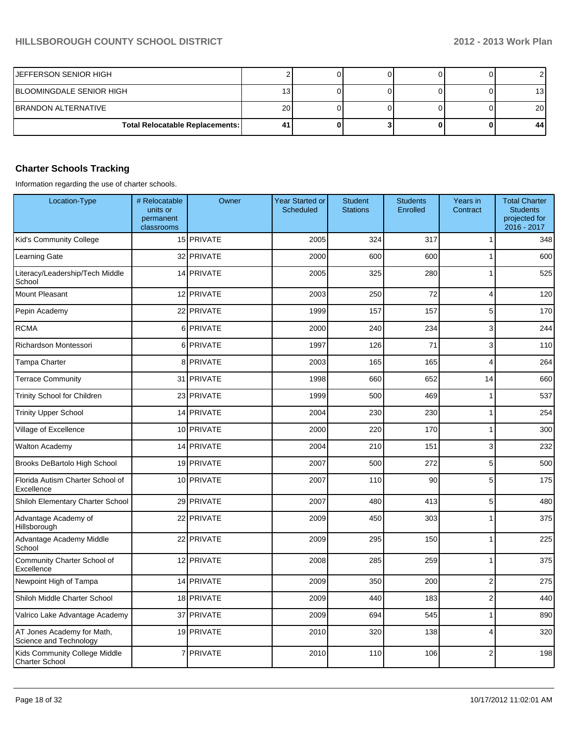| | | | | | | |
|---|---|---|---|---|---|---|
| JEFFERSON SENIOR HIGH | 2 | 0 | 0 | 0 | 0 | 2 |
| BLOOMINGDALE SENIOR HIGH | 13 | 0 | 0 | 0 | 0 | 13 |
| BRANDON ALTERNATIVE | 20 | 0 | 0 | 0 | 0 | 20 |
| **Total Relocatable Replacements:** | **41** | **0** | **3** | **0** | **0** | **44** |

### Charter Schools Tracking

Information regarding the use of charter schools.

| Location-Type | # Relocatable units or permanent classrooms | Owner | Year Started or Scheduled | Student Stations | Students Enrolled | Years in Contract | Total Charter Students projected for 2016 - 2017 |
|---|---|---|---|---|---|---|---|
| Kid's Community College | 15 | PRIVATE | 2005 | 324 | 317 | 1 | 348 |
| Learning Gate | 32 | PRIVATE | 2000 | 600 | 600 | 1 | 600 |
| Literacy/Leadership/Tech Middle School | 14 | PRIVATE | 2005 | 325 | 280 | 1 | 525 |
| Mount Pleasant | 12 | PRIVATE | 2003 | 250 | 72 | 4 | 120 |
| Pepin Academy | 22 | PRIVATE | 1999 | 157 | 157 | 5 | 170 |
| RCMA | 6 | PRIVATE | 2000 | 240 | 234 | 3 | 244 |
| Richardson Montessori | 6 | PRIVATE | 1997 | 126 | 71 | 3 | 110 |
| Tampa Charter | 8 | PRIVATE | 2003 | 165 | 165 | 4 | 264 |
| Terrace Community | 31 | PRIVATE | 1998 | 660 | 652 | 14 | 660 |
| Trinity School for Children | 23 | PRIVATE | 1999 | 500 | 469 | 1 | 537 |
| Trinity Upper School | 14 | PRIVATE | 2004 | 230 | 230 | 1 | 254 |
| Village of Excellence | 10 | PRIVATE | 2000 | 220 | 170 | 1 | 300 |
| Walton Academy | 14 | PRIVATE | 2004 | 210 | 151 | 3 | 232 |
| Brooks DeBartolo High School | 19 | PRIVATE | 2007 | 500 | 272 | 5 | 500 |
| Florida Autism Charter School of Excellence | 10 | PRIVATE | 2007 | 110 | 90 | 5 | 175 |
| Shiloh Elementary Charter School | 29 | PRIVATE | 2007 | 480 | 413 | 5 | 480 |
| Advantage Academy of Hillsborough | 22 | PRIVATE | 2009 | 450 | 303 | 1 | 375 |
| Advantage Academy Middle School | 22 | PRIVATE | 2009 | 295 | 150 | 1 | 225 |
| Community Charter School of Excellence | 12 | PRIVATE | 2008 | 285 | 259 | 1 | 375 |
| Newpoint High of Tampa | 14 | PRIVATE | 2009 | 350 | 200 | 2 | 275 |
| Shiloh Middle Charter School | 18 | PRIVATE | 2009 | 440 | 183 | 2 | 440 |
| Valrico Lake Advantage Academy | 37 | PRIVATE | 2009 | 694 | 545 | 1 | 890 |
| AT Jones Academy for Math, Science and Technology | 19 | PRIVATE | 2010 | 320 | 138 | 4 | 320 |
| Kids Community College Middle Charter School | 7 | PRIVATE | 2010 | 110 | 106 | 2 | 198 |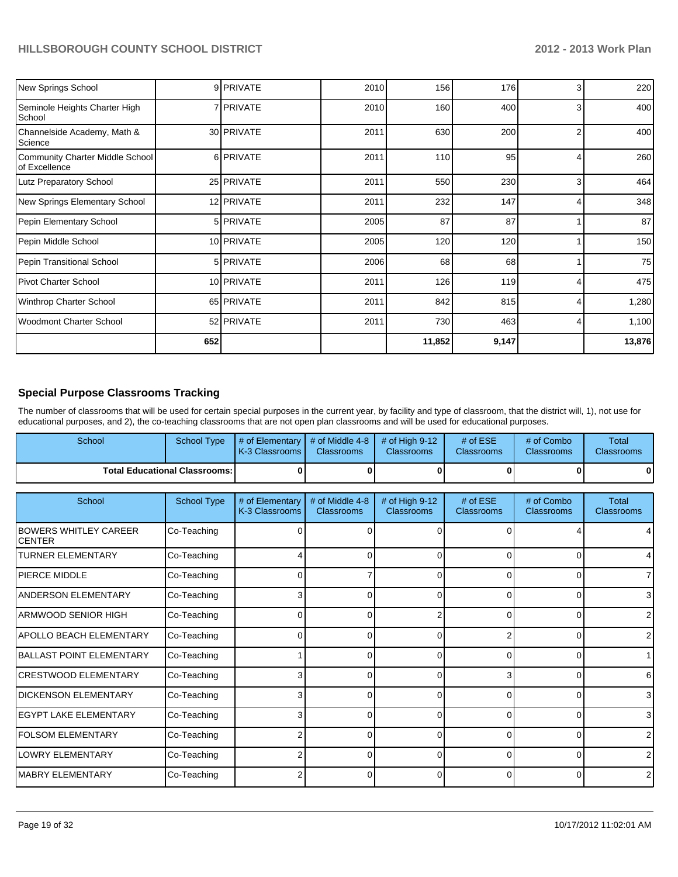| | | | | | | | |
|---|---|---|---|---|---|---|---|
| New Springs School | 9 | PRIVATE | 2010 | 156 | 176 | 3 | 220 |
| Seminole Heights Charter High School | 7 | PRIVATE | 2010 | 160 | 400 | 3 | 400 |
| Channelside Academy, Math & Science | 30 | PRIVATE | 2011 | 630 | 200 | 2 | 400 |
| Community Charter Middle School of Excellence | 6 | PRIVATE | 2011 | 110 | 95 | 4 | 260 |
| Lutz Preparatory School | 25 | PRIVATE | 2011 | 550 | 230 | 3 | 464 |
| New Springs Elementary School | 12 | PRIVATE | 2011 | 232 | 147 | 4 | 348 |
| Pepin Elementary School | 5 | PRIVATE | 2005 | 87 | 87 | 1 | 87 |
| Pepin Middle School | 10 | PRIVATE | 2005 | 120 | 120 | 1 | 150 |
| Pepin Transitional School | 5 | PRIVATE | 2006 | 68 | 68 | 1 | 75 |
| Pivot Charter School | 10 | PRIVATE | 2011 | 126 | 119 | 4 | 475 |
| Winthrop Charter School | 65 | PRIVATE | 2011 | 842 | 815 | 4 | 1,280 |
| Woodmont Charter School | 52 | PRIVATE | 2011 | 730 | 463 | 4 | 1,100 |
| | 652 | | | 11,852 | 9,147 | | 13,876 |

## Special Purpose Classrooms Tracking

The number of classrooms that will be used for certain special purposes in the current year, by facility and type of classroom, that the district will, 1), not use for educational purposes, and 2), the co-teaching classrooms that are not open plan classrooms and will be used for educational purposes.

| School | School Type | # of Elementary K-3 Classrooms | # of Middle 4-8 Classrooms | # of High 9-12 Classrooms | # of ESE Classrooms | # of Combo Classrooms | Total Classrooms |
|---|---|---|---|---|---|---|---|
| Total Educational Classrooms: | | 0 | 0 | 0 | 0 | 0 | 0 |

| School | School Type | # of Elementary K-3 Classrooms | # of Middle 4-8 Classrooms | # of High 9-12 Classrooms | # of ESE Classrooms | # of Combo Classrooms | Total Classrooms |
|---|---|---|---|---|---|---|---|
| BOWERS WHITLEY CAREER CENTER | Co-Teaching | 0 | 0 | 0 | 0 | 4 | 4 |
| TURNER ELEMENTARY | Co-Teaching | 4 | 0 | 0 | 0 | 0 | 4 |
| PIERCE MIDDLE | Co-Teaching | 0 | 7 | 0 | 0 | 0 | 7 |
| ANDERSON ELEMENTARY | Co-Teaching | 3 | 0 | 0 | 0 | 0 | 3 |
| ARMWOOD SENIOR HIGH | Co-Teaching | 0 | 0 | 2 | 0 | 0 | 2 |
| APOLLO BEACH ELEMENTARY | Co-Teaching | 0 | 0 | 0 | 2 | 0 | 2 |
| BALLAST POINT ELEMENTARY | Co-Teaching | 1 | 0 | 0 | 0 | 0 | 1 |
| CRESTWOOD ELEMENTARY | Co-Teaching | 3 | 0 | 0 | 3 | 0 | 6 |
| DICKENSON ELEMENTARY | Co-Teaching | 3 | 0 | 0 | 0 | 0 | 3 |
| EGYPT LAKE ELEMENTARY | Co-Teaching | 3 | 0 | 0 | 0 | 0 | 3 |
| FOLSOM ELEMENTARY | Co-Teaching | 2 | 0 | 0 | 0 | 0 | 2 |
| LOWRY ELEMENTARY | Co-Teaching | 2 | 0 | 0 | 0 | 0 | 2 |
| MABRY ELEMENTARY | Co-Teaching | 2 | 0 | 0 | 0 | 0 | 2 |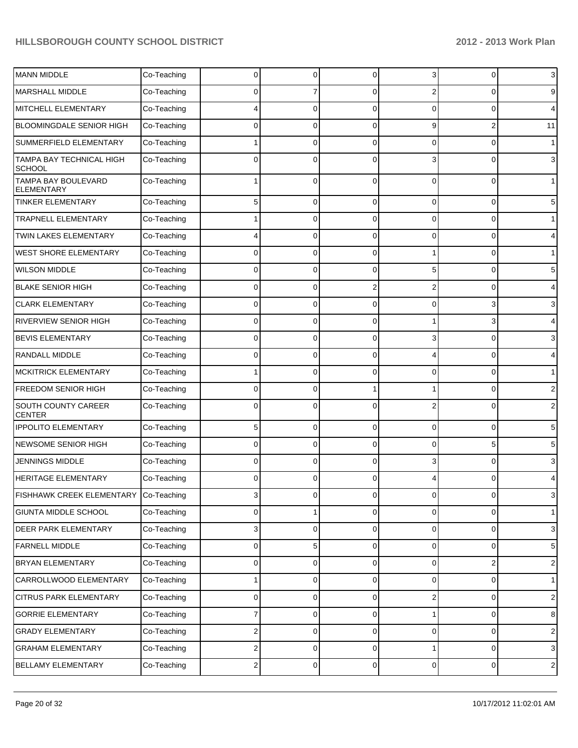| | | | | | | | |
|---|---|---|---|---|---|---|---|
| MANN MIDDLE | Co-Teaching | 0 | 0 | 0 | 3 | 0 | 3 |
| MARSHALL MIDDLE | Co-Teaching | 0 | 7 | 0 | 2 | 0 | 9 |
| MITCHELL ELEMENTARY | Co-Teaching | 4 | 0 | 0 | 0 | 0 | 4 |
| BLOOMINGDALE SENIOR HIGH | Co-Teaching | 0 | 0 | 0 | 9 | 2 | 11 |
| SUMMERFIELD ELEMENTARY | Co-Teaching | 1 | 0 | 0 | 0 | 0 | 1 |
| TAMPA BAY TECHNICAL HIGH SCHOOL | Co-Teaching | 0 | 0 | 0 | 3 | 0 | 3 |
| TAMPA BAY BOULEVARD ELEMENTARY | Co-Teaching | 1 | 0 | 0 | 0 | 0 | 1 |
| TINKER ELEMENTARY | Co-Teaching | 5 | 0 | 0 | 0 | 0 | 5 |
| TRAPNELL ELEMENTARY | Co-Teaching | 1 | 0 | 0 | 0 | 0 | 1 |
| TWIN LAKES ELEMENTARY | Co-Teaching | 4 | 0 | 0 | 0 | 0 | 4 |
| WEST SHORE ELEMENTARY | Co-Teaching | 0 | 0 | 0 | 1 | 0 | 1 |
| WILSON MIDDLE | Co-Teaching | 0 | 0 | 0 | 5 | 0 | 5 |
| BLAKE SENIOR HIGH | Co-Teaching | 0 | 0 | 2 | 2 | 0 | 4 |
| CLARK ELEMENTARY | Co-Teaching | 0 | 0 | 0 | 0 | 3 | 3 |
| RIVERVIEW SENIOR HIGH | Co-Teaching | 0 | 0 | 0 | 1 | 3 | 4 |
| BEVIS ELEMENTARY | Co-Teaching | 0 | 0 | 0 | 3 | 0 | 3 |
| RANDALL MIDDLE | Co-Teaching | 0 | 0 | 0 | 4 | 0 | 4 |
| MCKITRICK ELEMENTARY | Co-Teaching | 1 | 0 | 0 | 0 | 0 | 1 |
| FREEDOM SENIOR HIGH | Co-Teaching | 0 | 0 | 1 | 1 | 0 | 2 |
| SOUTH COUNTY CAREER CENTER | Co-Teaching | 0 | 0 | 0 | 2 | 0 | 2 |
| IPPOLITO ELEMENTARY | Co-Teaching | 5 | 0 | 0 | 0 | 0 | 5 |
| NEWSOME SENIOR HIGH | Co-Teaching | 0 | 0 | 0 | 0 | 5 | 5 |
| JENNINGS MIDDLE | Co-Teaching | 0 | 0 | 0 | 3 | 0 | 3 |
| HERITAGE ELEMENTARY | Co-Teaching | 0 | 0 | 0 | 4 | 0 | 4 |
| FISHHAWK CREEK ELEMENTARY | Co-Teaching | 3 | 0 | 0 | 0 | 0 | 3 |
| GIUNTA MIDDLE SCHOOL | Co-Teaching | 0 | 1 | 0 | 0 | 0 | 1 |
| DEER PARK ELEMENTARY | Co-Teaching | 3 | 0 | 0 | 0 | 0 | 3 |
| FARNELL MIDDLE | Co-Teaching | 0 | 5 | 0 | 0 | 0 | 5 |
| BRYAN ELEMENTARY | Co-Teaching | 0 | 0 | 0 | 0 | 2 | 2 |
| CARROLLWOOD ELEMENTARY | Co-Teaching | 1 | 0 | 0 | 0 | 0 | 1 |
| CITRUS PARK ELEMENTARY | Co-Teaching | 0 | 0 | 0 | 2 | 0 | 2 |
| GORRIE ELEMENTARY | Co-Teaching | 7 | 0 | 0 | 1 | 0 | 8 |
| GRADY ELEMENTARY | Co-Teaching | 2 | 0 | 0 | 0 | 0 | 2 |
| GRAHAM ELEMENTARY | Co-Teaching | 2 | 0 | 0 | 1 | 0 | 3 |
| BELLAMY ELEMENTARY | Co-Teaching | 2 | 0 | 0 | 0 | 0 | 2 |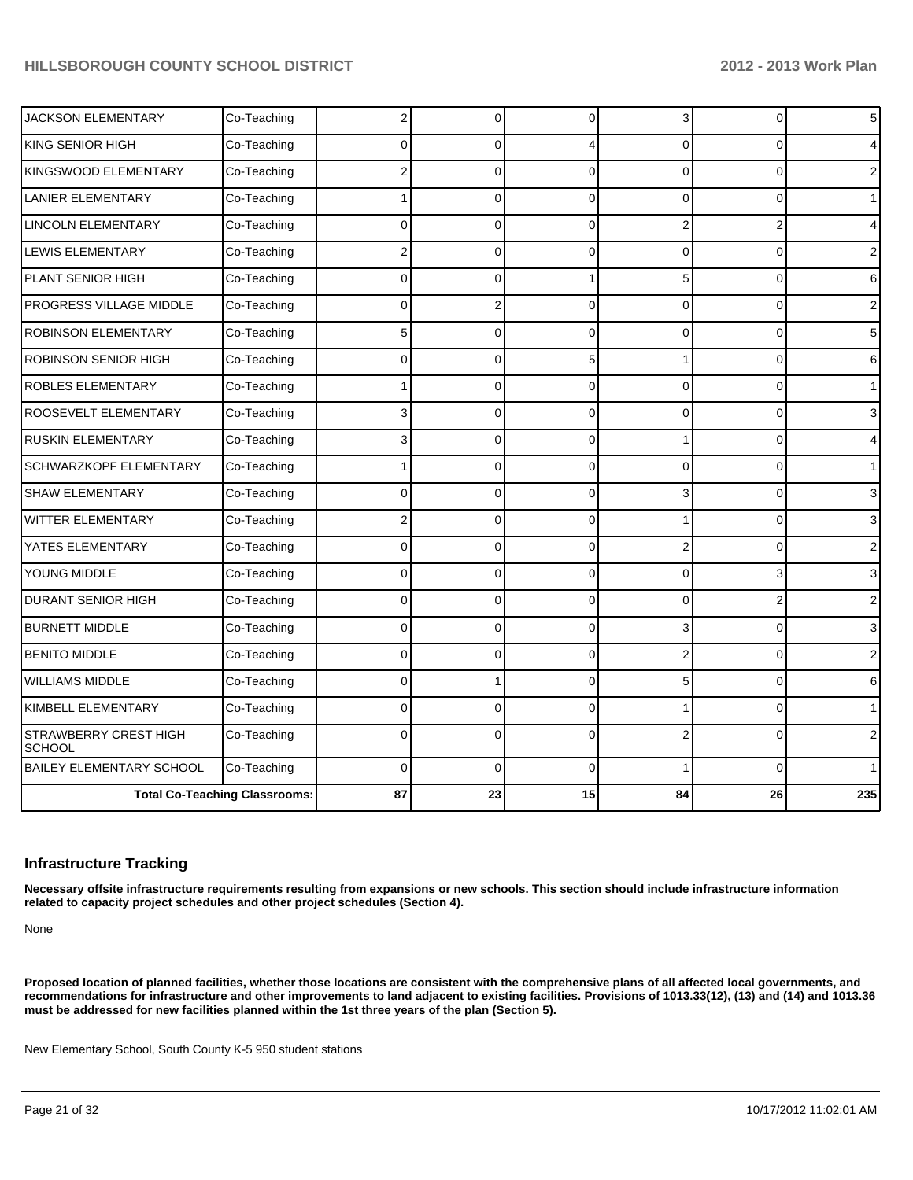| | | | | | | | |
|---|---|---|---|---|---|---|---|
| JACKSON ELEMENTARY | Co-Teaching | 2 | 0 | 0 | 3 | 0 | 5 |
| KING SENIOR HIGH | Co-Teaching | 0 | 0 | 4 | 0 | 0 | 4 |
| KINGSWOOD ELEMENTARY | Co-Teaching | 2 | 0 | 0 | 0 | 0 | 2 |
| LANIER ELEMENTARY | Co-Teaching | 1 | 0 | 0 | 0 | 0 | 1 |
| LINCOLN ELEMENTARY | Co-Teaching | 0 | 0 | 0 | 2 | 2 | 4 |
| LEWIS ELEMENTARY | Co-Teaching | 2 | 0 | 0 | 0 | 0 | 2 |
| PLANT SENIOR HIGH | Co-Teaching | 0 | 0 | 1 | 5 | 0 | 6 |
| PROGRESS VILLAGE MIDDLE | Co-Teaching | 0 | 2 | 0 | 0 | 0 | 2 |
| ROBINSON ELEMENTARY | Co-Teaching | 5 | 0 | 0 | 0 | 0 | 5 |
| ROBINSON SENIOR HIGH | Co-Teaching | 0 | 0 | 5 | 1 | 0 | 6 |
| ROBLES ELEMENTARY | Co-Teaching | 1 | 0 | 0 | 0 | 0 | 1 |
| ROOSEVELT ELEMENTARY | Co-Teaching | 3 | 0 | 0 | 0 | 0 | 3 |
| RUSKIN ELEMENTARY | Co-Teaching | 3 | 0 | 0 | 1 | 0 | 4 |
| SCHWARZKOPF ELEMENTARY | Co-Teaching | 1 | 0 | 0 | 0 | 0 | 1 |
| SHAW ELEMENTARY | Co-Teaching | 0 | 0 | 0 | 3 | 0 | 3 |
| WITTER ELEMENTARY | Co-Teaching | 2 | 0 | 0 | 1 | 0 | 3 |
| YATES ELEMENTARY | Co-Teaching | 0 | 0 | 0 | 2 | 0 | 2 |
| YOUNG MIDDLE | Co-Teaching | 0 | 0 | 0 | 0 | 3 | 3 |
| DURANT SENIOR HIGH | Co-Teaching | 0 | 0 | 0 | 0 | 2 | 2 |
| BURNETT MIDDLE | Co-Teaching | 0 | 0 | 0 | 3 | 0 | 3 |
| BENITO MIDDLE | Co-Teaching | 0 | 0 | 0 | 2 | 0 | 2 |
| WILLIAMS MIDDLE | Co-Teaching | 0 | 1 | 0 | 5 | 0 | 6 |
| KIMBELL ELEMENTARY | Co-Teaching | 0 | 0 | 0 | 1 | 0 | 1 |
| STRAWBERRY CREST HIGH SCHOOL | Co-Teaching | 0 | 0 | 0 | 2 | 0 | 2 |
| BAILEY ELEMENTARY SCHOOL | Co-Teaching | 0 | 0 | 0 | 1 | 0 | 1 |
| **Total Co-Teaching Classrooms:** | | **87** | **23** | **15** | **84** | **26** | **235** |

### Infrastructure Tracking

**Necessary offsite infrastructure requirements resulting from expansions or new schools. This section should include infrastructure information related to capacity project schedules and other project schedules (Section 4).**

None

**Proposed location of planned facilities, whether those locations are consistent with the comprehensive plans of all affected local governments, and recommendations for infrastructure and other improvements to land adjacent to existing facilities. Provisions of 1013.33(12), (13) and (14) and 1013.36 must be addressed for new facilities planned within the 1st three years of the plan (Section 5).**

New Elementary School, South County K-5 950 student stations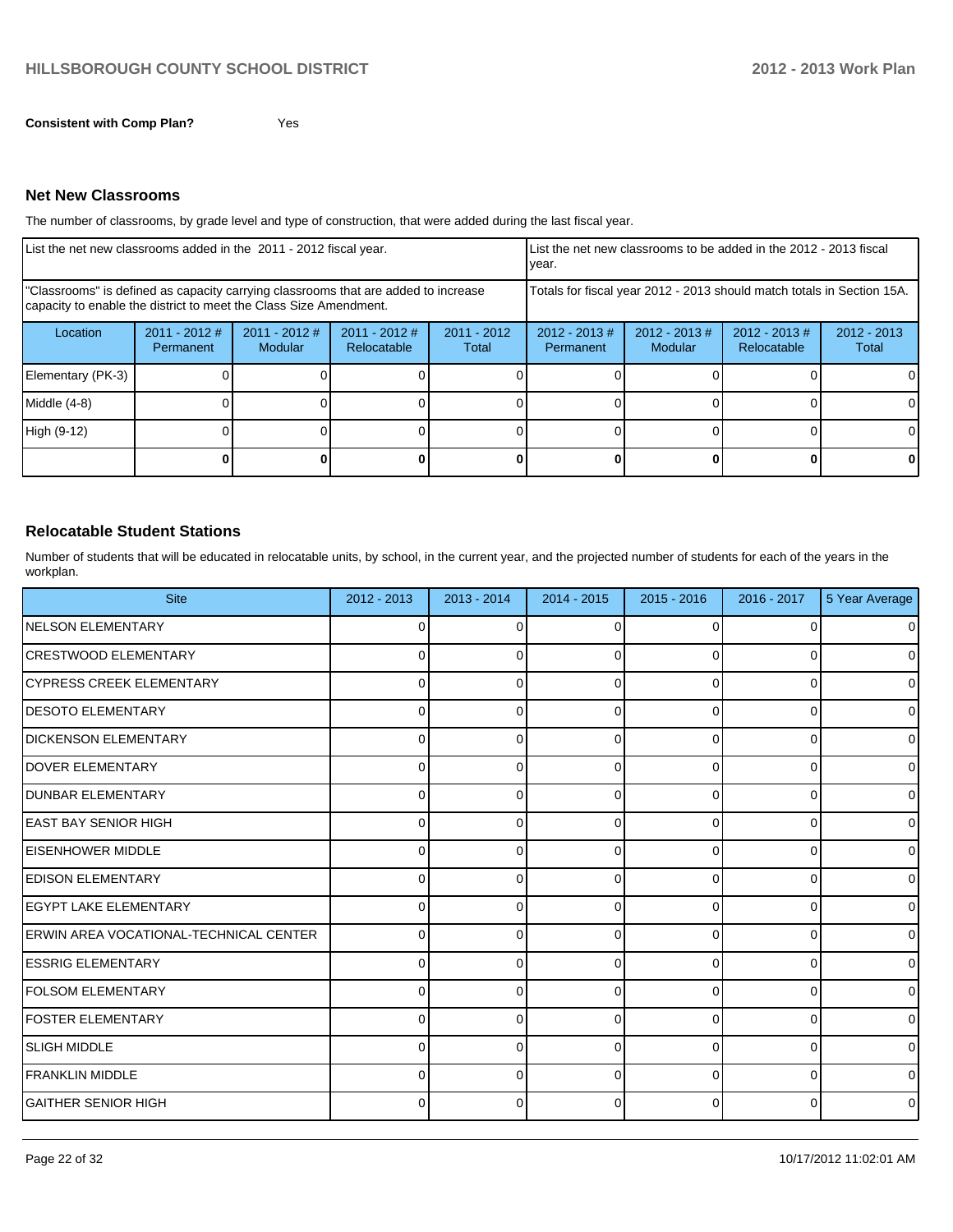**Consistent with Comp Plan?** Yes

### Net New Classrooms

The number of classrooms, by grade level and type of construction, that were added during the last fiscal year.

| List the net new classrooms added in the 2011 - 2012 fiscal year. | | | | | List the net new classrooms to be added in the 2012 - 2013 fiscal year. | | | |
|---|---|---|---|---|---|---|---|---|
| "Classrooms" is defined as capacity carrying classrooms that are added to increase capacity to enable the district to meet the Class Size Amendment. | | | | | Totals for fiscal year 2012 - 2013 should match totals in Section 15A. | | | |
| Location | 2011 - 2012 # Permanent | 2011 - 2012 # Modular | 2011 - 2012 # Relocatable | 2011 - 2012 Total | 2012 - 2013 # Permanent | 2012 - 2013 # Modular | 2012 - 2013 # Relocatable | 2012 - 2013 Total |
| Elementary (PK-3) | 0 | 0 | 0 | 0 | 0 | 0 | 0 | 0 |
| Middle (4-8) | 0 | 0 | 0 | 0 | 0 | 0 | 0 | 0 |
| High (9-12) | 0 | 0 | 0 | 0 | 0 | 0 | 0 | 0 |
| | **0** | **0** | **0** | **0** | **0** | **0** | **0** | **0** |

### Relocatable Student Stations

Number of students that will be educated in relocatable units, by school, in the current year, and the projected number of students for each of the years in the workplan.

| Site | 2012 - 2013 | 2013 - 2014 | 2014 - 2015 | 2015 - 2016 | 2016 - 2017 | 5 Year Average |
|---|---|---|---|---|---|---|
| NELSON ELEMENTARY | 0 | 0 | 0 | 0 | 0 | 0 |
| CRESTWOOD ELEMENTARY | 0 | 0 | 0 | 0 | 0 | 0 |
| CYPRESS CREEK ELEMENTARY | 0 | 0 | 0 | 0 | 0 | 0 |
| DESOTO ELEMENTARY | 0 | 0 | 0 | 0 | 0 | 0 |
| DICKENSON ELEMENTARY | 0 | 0 | 0 | 0 | 0 | 0 |
| DOVER ELEMENTARY | 0 | 0 | 0 | 0 | 0 | 0 |
| DUNBAR ELEMENTARY | 0 | 0 | 0 | 0 | 0 | 0 |
| EAST BAY SENIOR HIGH | 0 | 0 | 0 | 0 | 0 | 0 |
| EISENHOWER MIDDLE | 0 | 0 | 0 | 0 | 0 | 0 |
| EDISON ELEMENTARY | 0 | 0 | 0 | 0 | 0 | 0 |
| EGYPT LAKE ELEMENTARY | 0 | 0 | 0 | 0 | 0 | 0 |
| ERWIN AREA VOCATIONAL-TECHNICAL CENTER | 0 | 0 | 0 | 0 | 0 | 0 |
| ESSRIG ELEMENTARY | 0 | 0 | 0 | 0 | 0 | 0 |
| FOLSOM ELEMENTARY | 0 | 0 | 0 | 0 | 0 | 0 |
| FOSTER ELEMENTARY | 0 | 0 | 0 | 0 | 0 | 0 |
| SLIGH MIDDLE | 0 | 0 | 0 | 0 | 0 | 0 |
| FRANKLIN MIDDLE | 0 | 0 | 0 | 0 | 0 | 0 |
| GAITHER SENIOR HIGH | 0 | 0 | 0 | 0 | 0 | 0 |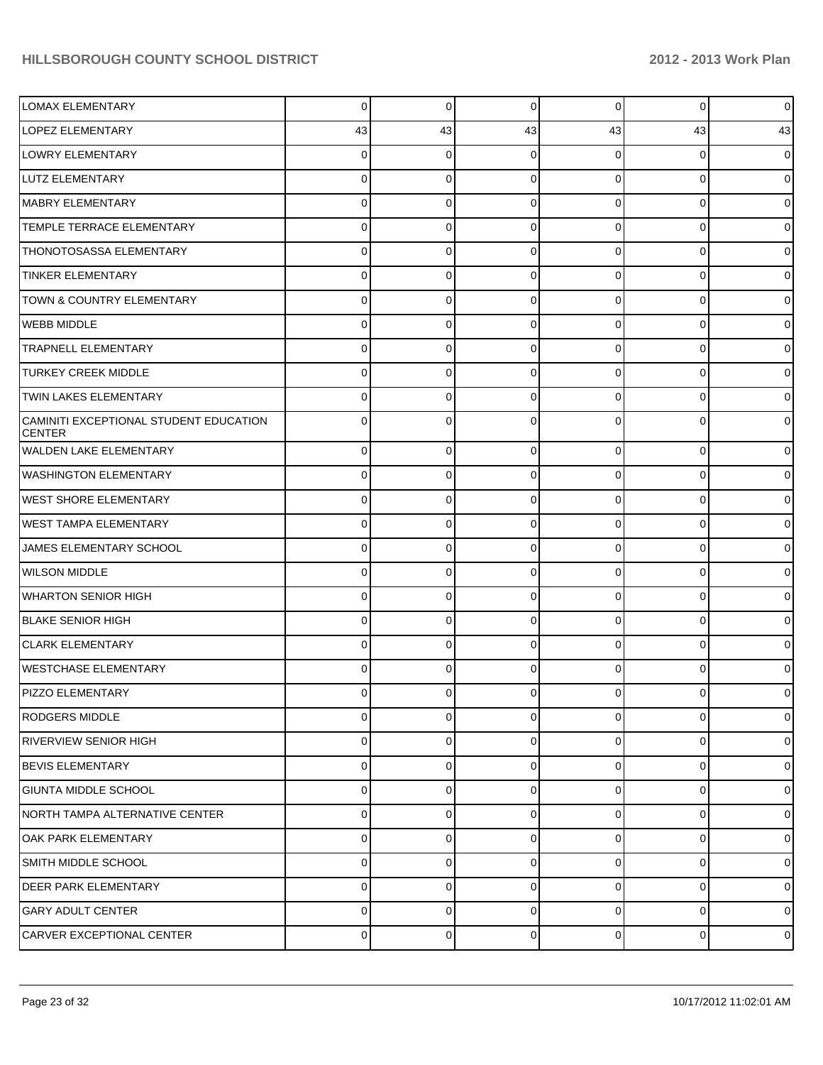| | | | | | | |
|---|---|---|---|---|---|---|
| LOMAX ELEMENTARY | 0 | 0 | 0 | 0 | 0 | 0 |
| LOPEZ ELEMENTARY | 43 | 43 | 43 | 43 | 43 | 43 |
| LOWRY ELEMENTARY | 0 | 0 | 0 | 0 | 0 | 0 |
| LUTZ ELEMENTARY | 0 | 0 | 0 | 0 | 0 | 0 |
| MABRY ELEMENTARY | 0 | 0 | 0 | 0 | 0 | 0 |
| TEMPLE TERRACE ELEMENTARY | 0 | 0 | 0 | 0 | 0 | 0 |
| THONOTOSASSA ELEMENTARY | 0 | 0 | 0 | 0 | 0 | 0 |
| TINKER ELEMENTARY | 0 | 0 | 0 | 0 | 0 | 0 |
| TOWN & COUNTRY ELEMENTARY | 0 | 0 | 0 | 0 | 0 | 0 |
| WEBB MIDDLE | 0 | 0 | 0 | 0 | 0 | 0 |
| TRAPNELL ELEMENTARY | 0 | 0 | 0 | 0 | 0 | 0 |
| TURKEY CREEK MIDDLE | 0 | 0 | 0 | 0 | 0 | 0 |
| TWIN LAKES ELEMENTARY | 0 | 0 | 0 | 0 | 0 | 0 |
| CAMINITI EXCEPTIONAL STUDENT EDUCATION CENTER | 0 | 0 | 0 | 0 | 0 | 0 |
| WALDEN LAKE ELEMENTARY | 0 | 0 | 0 | 0 | 0 | 0 |
| WASHINGTON ELEMENTARY | 0 | 0 | 0 | 0 | 0 | 0 |
| WEST SHORE ELEMENTARY | 0 | 0 | 0 | 0 | 0 | 0 |
| WEST TAMPA ELEMENTARY | 0 | 0 | 0 | 0 | 0 | 0 |
| JAMES ELEMENTARY SCHOOL | 0 | 0 | 0 | 0 | 0 | 0 |
| WILSON MIDDLE | 0 | 0 | 0 | 0 | 0 | 0 |
| WHARTON SENIOR HIGH | 0 | 0 | 0 | 0 | 0 | 0 |
| BLAKE SENIOR HIGH | 0 | 0 | 0 | 0 | 0 | 0 |
| CLARK ELEMENTARY | 0 | 0 | 0 | 0 | 0 | 0 |
| WESTCHASE ELEMENTARY | 0 | 0 | 0 | 0 | 0 | 0 |
| PIZZO ELEMENTARY | 0 | 0 | 0 | 0 | 0 | 0 |
| RODGERS MIDDLE | 0 | 0 | 0 | 0 | 0 | 0 |
| RIVERVIEW SENIOR HIGH | 0 | 0 | 0 | 0 | 0 | 0 |
| BEVIS ELEMENTARY | 0 | 0 | 0 | 0 | 0 | 0 |
| GIUNTA MIDDLE SCHOOL | 0 | 0 | 0 | 0 | 0 | 0 |
| NORTH TAMPA ALTERNATIVE CENTER | 0 | 0 | 0 | 0 | 0 | 0 |
| OAK PARK ELEMENTARY | 0 | 0 | 0 | 0 | 0 | 0 |
| SMITH MIDDLE SCHOOL | 0 | 0 | 0 | 0 | 0 | 0 |
| DEER PARK ELEMENTARY | 0 | 0 | 0 | 0 | 0 | 0 |
| GARY ADULT CENTER | 0 | 0 | 0 | 0 | 0 | 0 |
| CARVER EXCEPTIONAL CENTER | 0 | 0 | 0 | 0 | 0 | 0 |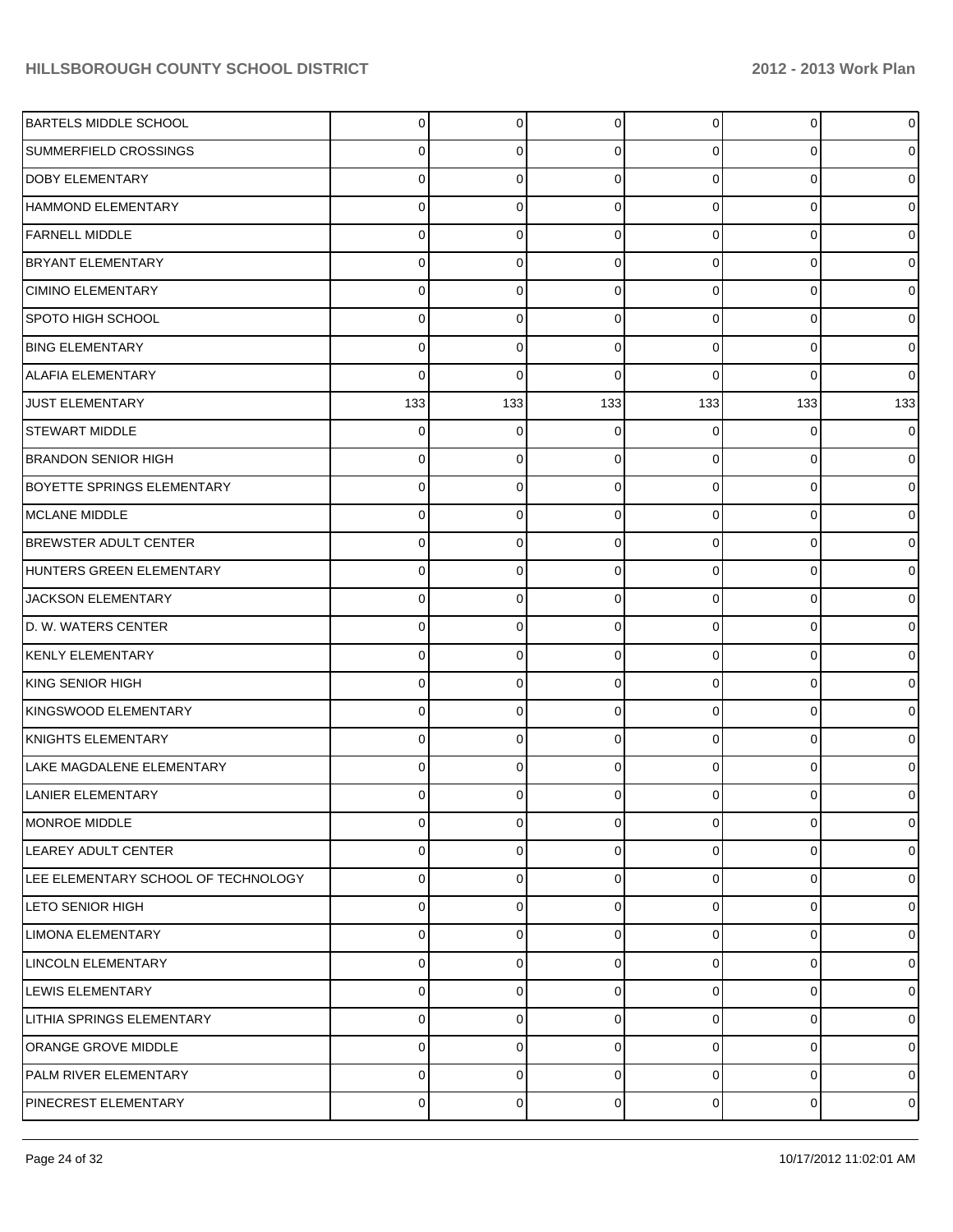| | | | | | | |
|---|---|---|---|---|---|---|
| BARTELS MIDDLE SCHOOL | 0 | 0 | 0 | 0 | 0 | 0 |
| SUMMERFIELD CROSSINGS | 0 | 0 | 0 | 0 | 0 | 0 |
| DOBY ELEMENTARY | 0 | 0 | 0 | 0 | 0 | 0 |
| HAMMOND ELEMENTARY | 0 | 0 | 0 | 0 | 0 | 0 |
| FARNELL MIDDLE | 0 | 0 | 0 | 0 | 0 | 0 |
| BRYANT ELEMENTARY | 0 | 0 | 0 | 0 | 0 | 0 |
| CIMINO ELEMENTARY | 0 | 0 | 0 | 0 | 0 | 0 |
| SPOTO HIGH SCHOOL | 0 | 0 | 0 | 0 | 0 | 0 |
| BING ELEMENTARY | 0 | 0 | 0 | 0 | 0 | 0 |
| ALAFIA ELEMENTARY | 0 | 0 | 0 | 0 | 0 | 0 |
| JUST ELEMENTARY | 133 | 133 | 133 | 133 | 133 | 133 |
| STEWART MIDDLE | 0 | 0 | 0 | 0 | 0 | 0 |
| BRANDON SENIOR HIGH | 0 | 0 | 0 | 0 | 0 | 0 |
| BOYETTE SPRINGS ELEMENTARY | 0 | 0 | 0 | 0 | 0 | 0 |
| MCLANE MIDDLE | 0 | 0 | 0 | 0 | 0 | 0 |
| BREWSTER ADULT CENTER | 0 | 0 | 0 | 0 | 0 | 0 |
| HUNTERS GREEN ELEMENTARY | 0 | 0 | 0 | 0 | 0 | 0 |
| JACKSON ELEMENTARY | 0 | 0 | 0 | 0 | 0 | 0 |
| D. W. WATERS CENTER | 0 | 0 | 0 | 0 | 0 | 0 |
| KENLY ELEMENTARY | 0 | 0 | 0 | 0 | 0 | 0 |
| KING SENIOR HIGH | 0 | 0 | 0 | 0 | 0 | 0 |
| KINGSWOOD ELEMENTARY | 0 | 0 | 0 | 0 | 0 | 0 |
| KNIGHTS ELEMENTARY | 0 | 0 | 0 | 0 | 0 | 0 |
| LAKE MAGDALENE ELEMENTARY | 0 | 0 | 0 | 0 | 0 | 0 |
| LANIER ELEMENTARY | 0 | 0 | 0 | 0 | 0 | 0 |
| MONROE MIDDLE | 0 | 0 | 0 | 0 | 0 | 0 |
| LEAREY ADULT CENTER | 0 | 0 | 0 | 0 | 0 | 0 |
| LEE ELEMENTARY SCHOOL OF TECHNOLOGY | 0 | 0 | 0 | 0 | 0 | 0 |
| LETO SENIOR HIGH | 0 | 0 | 0 | 0 | 0 | 0 |
| LIMONA ELEMENTARY | 0 | 0 | 0 | 0 | 0 | 0 |
| LINCOLN ELEMENTARY | 0 | 0 | 0 | 0 | 0 | 0 |
| LEWIS ELEMENTARY | 0 | 0 | 0 | 0 | 0 | 0 |
| LITHIA SPRINGS ELEMENTARY | 0 | 0 | 0 | 0 | 0 | 0 |
| ORANGE GROVE MIDDLE | 0 | 0 | 0 | 0 | 0 | 0 |
| PALM RIVER ELEMENTARY | 0 | 0 | 0 | 0 | 0 | 0 |
| PINECREST ELEMENTARY | 0 | 0 | 0 | 0 | 0 | 0 |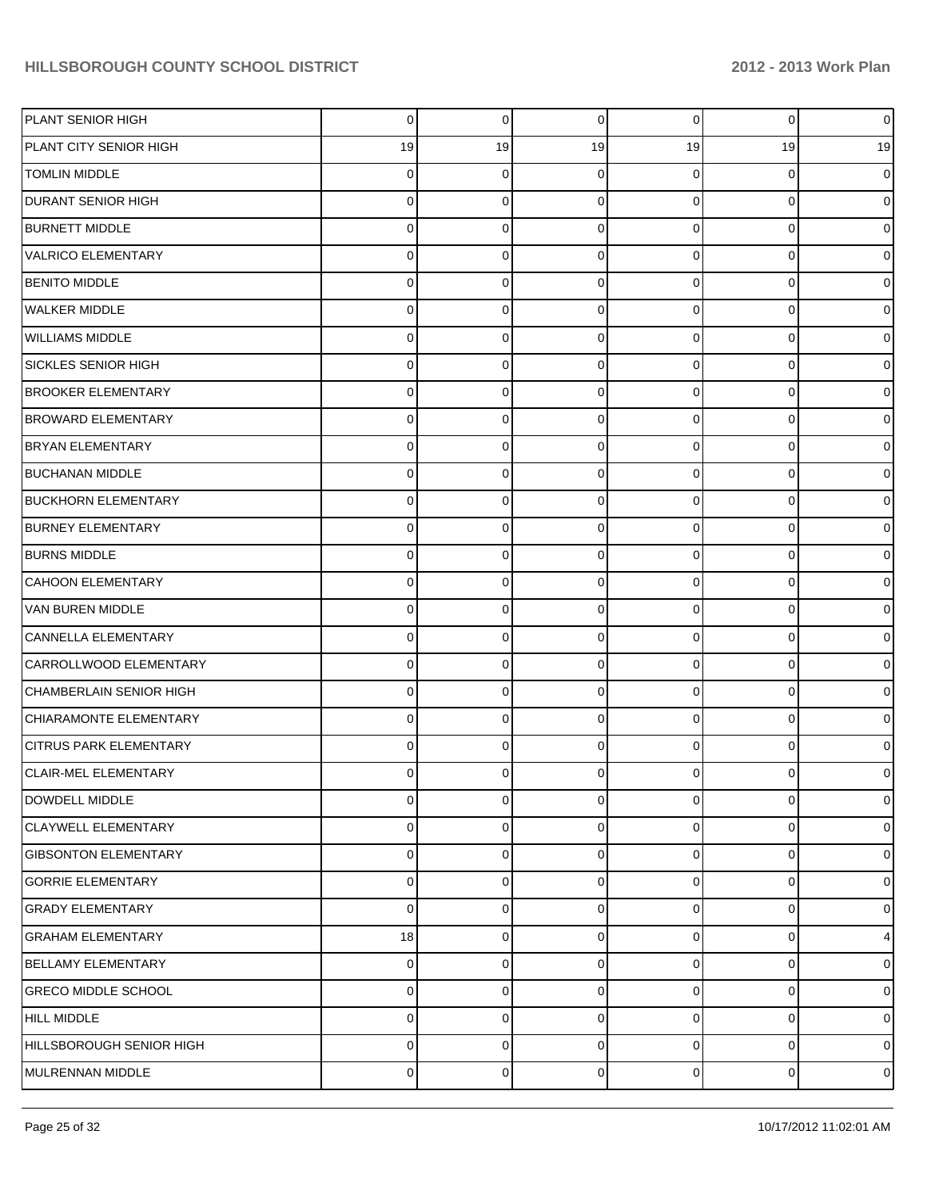| | | | | | | |
|---|---|---|---|---|---|---|
| PLANT SENIOR HIGH | 0 | 0 | 0 | 0 | 0 | 0 |
| PLANT CITY SENIOR HIGH | 19 | 19 | 19 | 19 | 19 | 19 |
| TOMLIN MIDDLE | 0 | 0 | 0 | 0 | 0 | 0 |
| DURANT SENIOR HIGH | 0 | 0 | 0 | 0 | 0 | 0 |
| BURNETT MIDDLE | 0 | 0 | 0 | 0 | 0 | 0 |
| VALRICO ELEMENTARY | 0 | 0 | 0 | 0 | 0 | 0 |
| BENITO MIDDLE | 0 | 0 | 0 | 0 | 0 | 0 |
| WALKER MIDDLE | 0 | 0 | 0 | 0 | 0 | 0 |
| WILLIAMS MIDDLE | 0 | 0 | 0 | 0 | 0 | 0 |
| SICKLES SENIOR HIGH | 0 | 0 | 0 | 0 | 0 | 0 |
| BROOKER ELEMENTARY | 0 | 0 | 0 | 0 | 0 | 0 |
| BROWARD ELEMENTARY | 0 | 0 | 0 | 0 | 0 | 0 |
| BRYAN ELEMENTARY | 0 | 0 | 0 | 0 | 0 | 0 |
| BUCHANAN MIDDLE | 0 | 0 | 0 | 0 | 0 | 0 |
| BUCKHORN ELEMENTARY | 0 | 0 | 0 | 0 | 0 | 0 |
| BURNEY ELEMENTARY | 0 | 0 | 0 | 0 | 0 | 0 |
| BURNS MIDDLE | 0 | 0 | 0 | 0 | 0 | 0 |
| CAHOON ELEMENTARY | 0 | 0 | 0 | 0 | 0 | 0 |
| VAN BUREN MIDDLE | 0 | 0 | 0 | 0 | 0 | 0 |
| CANNELLA ELEMENTARY | 0 | 0 | 0 | 0 | 0 | 0 |
| CARROLLWOOD ELEMENTARY | 0 | 0 | 0 | 0 | 0 | 0 |
| CHAMBERLAIN SENIOR HIGH | 0 | 0 | 0 | 0 | 0 | 0 |
| CHIARAMONTE ELEMENTARY | 0 | 0 | 0 | 0 | 0 | 0 |
| CITRUS PARK ELEMENTARY | 0 | 0 | 0 | 0 | 0 | 0 |
| CLAIR-MEL ELEMENTARY | 0 | 0 | 0 | 0 | 0 | 0 |
| DOWDELL MIDDLE | 0 | 0 | 0 | 0 | 0 | 0 |
| CLAYWELL ELEMENTARY | 0 | 0 | 0 | 0 | 0 | 0 |
| GIBSONTON ELEMENTARY | 0 | 0 | 0 | 0 | 0 | 0 |
| GORRIE ELEMENTARY | 0 | 0 | 0 | 0 | 0 | 0 |
| GRADY ELEMENTARY | 0 | 0 | 0 | 0 | 0 | 0 |
| GRAHAM ELEMENTARY | 18 | 0 | 0 | 0 | 0 | 4 |
| BELLAMY ELEMENTARY | 0 | 0 | 0 | 0 | 0 | 0 |
| GRECO MIDDLE SCHOOL | 0 | 0 | 0 | 0 | 0 | 0 |
| HILL MIDDLE | 0 | 0 | 0 | 0 | 0 | 0 |
| HILLSBOROUGH SENIOR HIGH | 0 | 0 | 0 | 0 | 0 | 0 |
| MULRENNAN MIDDLE | 0 | 0 | 0 | 0 | 0 | 0 |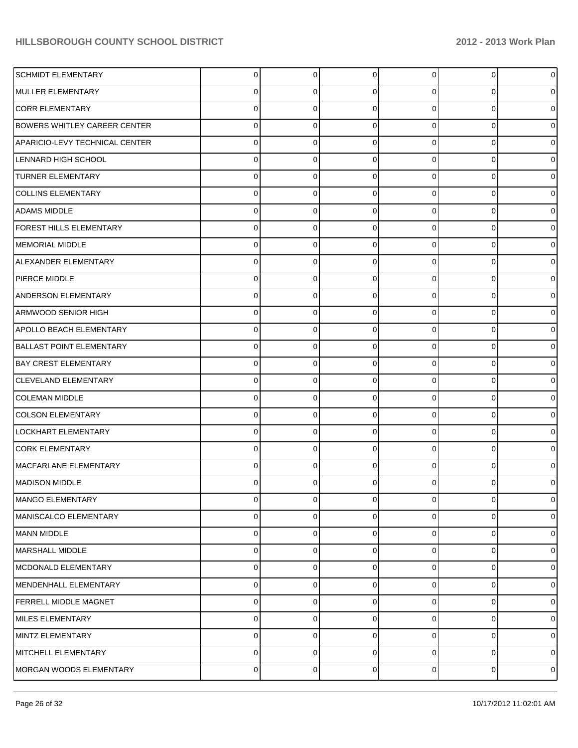| | | | | | | |
|---|---|---|---|---|---|---|
| SCHMIDT ELEMENTARY | 0 | 0 | 0 | 0 | 0 | 0 |
| MULLER ELEMENTARY | 0 | 0 | 0 | 0 | 0 | 0 |
| CORR ELEMENTARY | 0 | 0 | 0 | 0 | 0 | 0 |
| BOWERS WHITLEY CAREER CENTER | 0 | 0 | 0 | 0 | 0 | 0 |
| APARICIO-LEVY TECHNICAL CENTER | 0 | 0 | 0 | 0 | 0 | 0 |
| LENNARD HIGH SCHOOL | 0 | 0 | 0 | 0 | 0 | 0 |
| TURNER ELEMENTARY | 0 | 0 | 0 | 0 | 0 | 0 |
| COLLINS ELEMENTARY | 0 | 0 | 0 | 0 | 0 | 0 |
| ADAMS MIDDLE | 0 | 0 | 0 | 0 | 0 | 0 |
| FOREST HILLS ELEMENTARY | 0 | 0 | 0 | 0 | 0 | 0 |
| MEMORIAL MIDDLE | 0 | 0 | 0 | 0 | 0 | 0 |
| ALEXANDER ELEMENTARY | 0 | 0 | 0 | 0 | 0 | 0 |
| PIERCE MIDDLE | 0 | 0 | 0 | 0 | 0 | 0 |
| ANDERSON ELEMENTARY | 0 | 0 | 0 | 0 | 0 | 0 |
| ARMWOOD SENIOR HIGH | 0 | 0 | 0 | 0 | 0 | 0 |
| APOLLO BEACH ELEMENTARY | 0 | 0 | 0 | 0 | 0 | 0 |
| BALLAST POINT ELEMENTARY | 0 | 0 | 0 | 0 | 0 | 0 |
| BAY CREST ELEMENTARY | 0 | 0 | 0 | 0 | 0 | 0 |
| CLEVELAND ELEMENTARY | 0 | 0 | 0 | 0 | 0 | 0 |
| COLEMAN MIDDLE | 0 | 0 | 0 | 0 | 0 | 0 |
| COLSON ELEMENTARY | 0 | 0 | 0 | 0 | 0 | 0 |
| LOCKHART ELEMENTARY | 0 | 0 | 0 | 0 | 0 | 0 |
| CORK ELEMENTARY | 0 | 0 | 0 | 0 | 0 | 0 |
| MACFARLANE ELEMENTARY | 0 | 0 | 0 | 0 | 0 | 0 |
| MADISON MIDDLE | 0 | 0 | 0 | 0 | 0 | 0 |
| MANGO ELEMENTARY | 0 | 0 | 0 | 0 | 0 | 0 |
| MANISCALCO ELEMENTARY | 0 | 0 | 0 | 0 | 0 | 0 |
| MANN MIDDLE | 0 | 0 | 0 | 0 | 0 | 0 |
| MARSHALL MIDDLE | 0 | 0 | 0 | 0 | 0 | 0 |
| MCDONALD ELEMENTARY | 0 | 0 | 0 | 0 | 0 | 0 |
| MENDENHALL ELEMENTARY | 0 | 0 | 0 | 0 | 0 | 0 |
| FERRELL MIDDLE MAGNET | 0 | 0 | 0 | 0 | 0 | 0 |
| MILES ELEMENTARY | 0 | 0 | 0 | 0 | 0 | 0 |
| MINTZ ELEMENTARY | 0 | 0 | 0 | 0 | 0 | 0 |
| MITCHELL ELEMENTARY | 0 | 0 | 0 | 0 | 0 | 0 |
| MORGAN WOODS ELEMENTARY | 0 | 0 | 0 | 0 | 0 | 0 |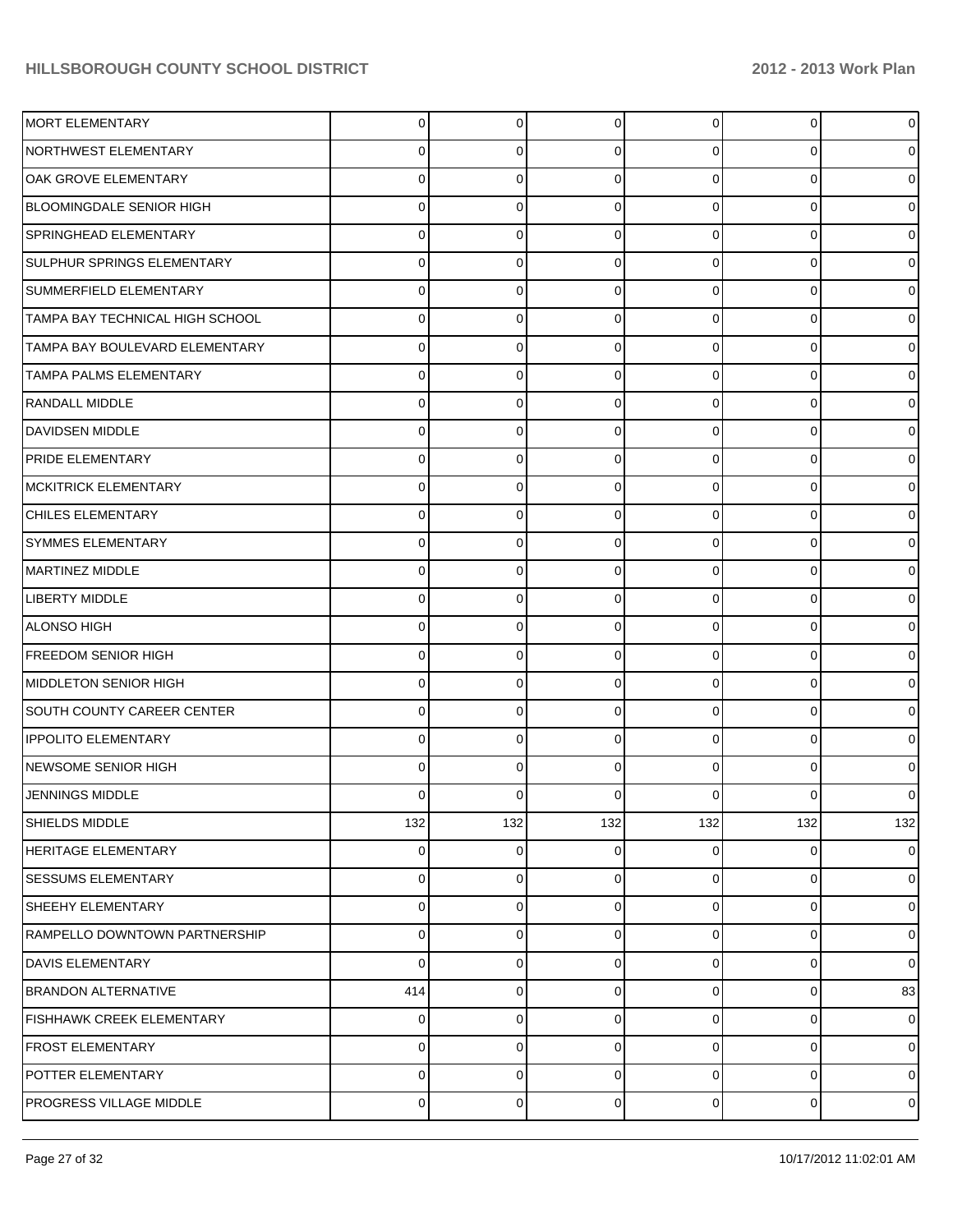| | | | | | | |
|---|---|---|---|---|---|---|
| MORT ELEMENTARY | 0 | 0 | 0 | 0 | 0 | 0 |
| NORTHWEST ELEMENTARY | 0 | 0 | 0 | 0 | 0 | 0 |
| OAK GROVE ELEMENTARY | 0 | 0 | 0 | 0 | 0 | 0 |
| BLOOMINGDALE SENIOR HIGH | 0 | 0 | 0 | 0 | 0 | 0 |
| SPRINGHEAD ELEMENTARY | 0 | 0 | 0 | 0 | 0 | 0 |
| SULPHUR SPRINGS ELEMENTARY | 0 | 0 | 0 | 0 | 0 | 0 |
| SUMMERFIELD ELEMENTARY | 0 | 0 | 0 | 0 | 0 | 0 |
| TAMPA BAY TECHNICAL HIGH SCHOOL | 0 | 0 | 0 | 0 | 0 | 0 |
| TAMPA BAY BOULEVARD ELEMENTARY | 0 | 0 | 0 | 0 | 0 | 0 |
| TAMPA PALMS ELEMENTARY | 0 | 0 | 0 | 0 | 0 | 0 |
| RANDALL MIDDLE | 0 | 0 | 0 | 0 | 0 | 0 |
| DAVIDSEN MIDDLE | 0 | 0 | 0 | 0 | 0 | 0 |
| PRIDE ELEMENTARY | 0 | 0 | 0 | 0 | 0 | 0 |
| MCKITRICK ELEMENTARY | 0 | 0 | 0 | 0 | 0 | 0 |
| CHILES ELEMENTARY | 0 | 0 | 0 | 0 | 0 | 0 |
| SYMMES ELEMENTARY | 0 | 0 | 0 | 0 | 0 | 0 |
| MARTINEZ MIDDLE | 0 | 0 | 0 | 0 | 0 | 0 |
| LIBERTY MIDDLE | 0 | 0 | 0 | 0 | 0 | 0 |
| ALONSO HIGH | 0 | 0 | 0 | 0 | 0 | 0 |
| FREEDOM SENIOR HIGH | 0 | 0 | 0 | 0 | 0 | 0 |
| MIDDLETON SENIOR HIGH | 0 | 0 | 0 | 0 | 0 | 0 |
| SOUTH COUNTY CAREER CENTER | 0 | 0 | 0 | 0 | 0 | 0 |
| IPPOLITO ELEMENTARY | 0 | 0 | 0 | 0 | 0 | 0 |
| NEWSOME SENIOR HIGH | 0 | 0 | 0 | 0 | 0 | 0 |
| JENNINGS MIDDLE | 0 | 0 | 0 | 0 | 0 | 0 |
| SHIELDS MIDDLE | 132 | 132 | 132 | 132 | 132 | 132 |
| HERITAGE ELEMENTARY | 0 | 0 | 0 | 0 | 0 | 0 |
| SESSUMS ELEMENTARY | 0 | 0 | 0 | 0 | 0 | 0 |
| SHEEHY ELEMENTARY | 0 | 0 | 0 | 0 | 0 | 0 |
| RAMPELLO DOWNTOWN PARTNERSHIP | 0 | 0 | 0 | 0 | 0 | 0 |
| DAVIS ELEMENTARY | 0 | 0 | 0 | 0 | 0 | 0 |
| BRANDON ALTERNATIVE | 414 | 0 | 0 | 0 | 0 | 83 |
| FISHHAWK CREEK ELEMENTARY | 0 | 0 | 0 | 0 | 0 | 0 |
| FROST ELEMENTARY | 0 | 0 | 0 | 0 | 0 | 0 |
| POTTER ELEMENTARY | 0 | 0 | 0 | 0 | 0 | 0 |
| PROGRESS VILLAGE MIDDLE | 0 | 0 | 0 | 0 | 0 | 0 |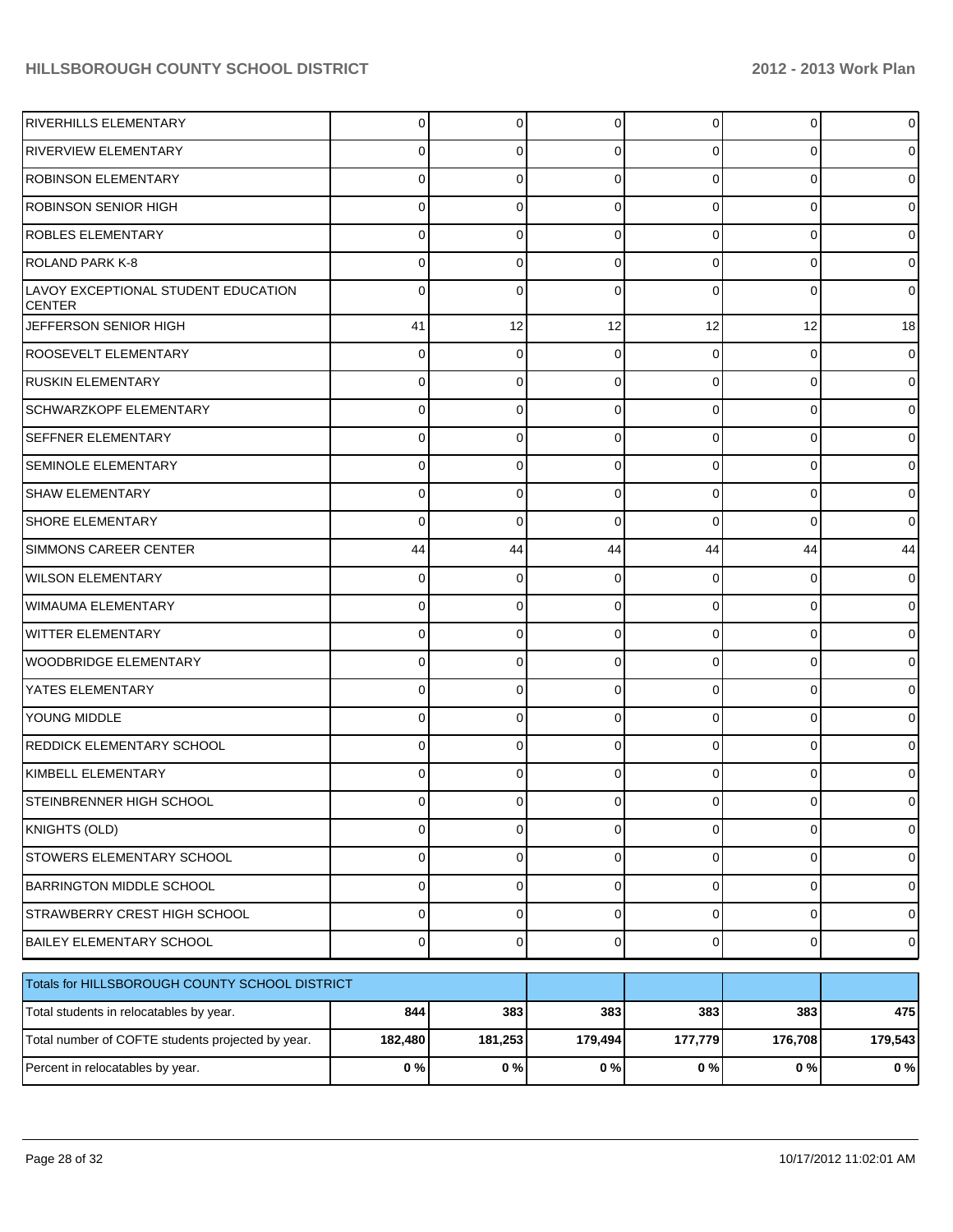| | | | | | | |
|---|---|---|---|---|---|---|
| RIVERHILLS ELEMENTARY | 0 | 0 | 0 | 0 | 0 | 0 |
| RIVERVIEW ELEMENTARY | 0 | 0 | 0 | 0 | 0 | 0 |
| ROBINSON ELEMENTARY | 0 | 0 | 0 | 0 | 0 | 0 |
| ROBINSON SENIOR HIGH | 0 | 0 | 0 | 0 | 0 | 0 |
| ROBLES ELEMENTARY | 0 | 0 | 0 | 0 | 0 | 0 |
| ROLAND PARK K-8 | 0 | 0 | 0 | 0 | 0 | 0 |
| LAVOY EXCEPTIONAL STUDENT EDUCATION CENTER | 0 | 0 | 0 | 0 | 0 | 0 |
| JEFFERSON SENIOR HIGH | 41 | 12 | 12 | 12 | 12 | 18 |
| ROOSEVELT ELEMENTARY | 0 | 0 | 0 | 0 | 0 | 0 |
| RUSKIN ELEMENTARY | 0 | 0 | 0 | 0 | 0 | 0 |
| SCHWARZKOPF ELEMENTARY | 0 | 0 | 0 | 0 | 0 | 0 |
| SEFFNER ELEMENTARY | 0 | 0 | 0 | 0 | 0 | 0 |
| SEMINOLE ELEMENTARY | 0 | 0 | 0 | 0 | 0 | 0 |
| SHAW ELEMENTARY | 0 | 0 | 0 | 0 | 0 | 0 |
| SHORE ELEMENTARY | 0 | 0 | 0 | 0 | 0 | 0 |
| SIMMONS CAREER CENTER | 44 | 44 | 44 | 44 | 44 | 44 |
| WILSON ELEMENTARY | 0 | 0 | 0 | 0 | 0 | 0 |
| WIMAUMA ELEMENTARY | 0 | 0 | 0 | 0 | 0 | 0 |
| WITTER ELEMENTARY | 0 | 0 | 0 | 0 | 0 | 0 |
| WOODBRIDGE ELEMENTARY | 0 | 0 | 0 | 0 | 0 | 0 |
| YATES ELEMENTARY | 0 | 0 | 0 | 0 | 0 | 0 |
| YOUNG MIDDLE | 0 | 0 | 0 | 0 | 0 | 0 |
| REDDICK ELEMENTARY SCHOOL | 0 | 0 | 0 | 0 | 0 | 0 |
| KIMBELL ELEMENTARY | 0 | 0 | 0 | 0 | 0 | 0 |
| STEINBRENNER HIGH SCHOOL | 0 | 0 | 0 | 0 | 0 | 0 |
| KNIGHTS (OLD) | 0 | 0 | 0 | 0 | 0 | 0 |
| STOWERS ELEMENTARY SCHOOL | 0 | 0 | 0 | 0 | 0 | 0 |
| BARRINGTON MIDDLE SCHOOL | 0 | 0 | 0 | 0 | 0 | 0 |
| STRAWBERRY CREST HIGH SCHOOL | 0 | 0 | 0 | 0 | 0 | 0 |
| BAILEY ELEMENTARY SCHOOL | 0 | 0 | 0 | 0 | 0 | 0 |

| Totals for HILLSBOROUGH COUNTY SCHOOL DISTRICT | | | | | | |
|---|---|---|---|---|---|---|
| Total students in relocatables by year. | **844** | **383** | **383** | **383** | **383** | **475** |
| Total number of COFTE students projected by year. | **182,480** | **181,253** | **179,494** | **177,779** | **176,708** | **179,543** |
| Percent in relocatables by year. | **0 %** | **0 %** | **0 %** | **0 %** | **0 %** | **0 %** |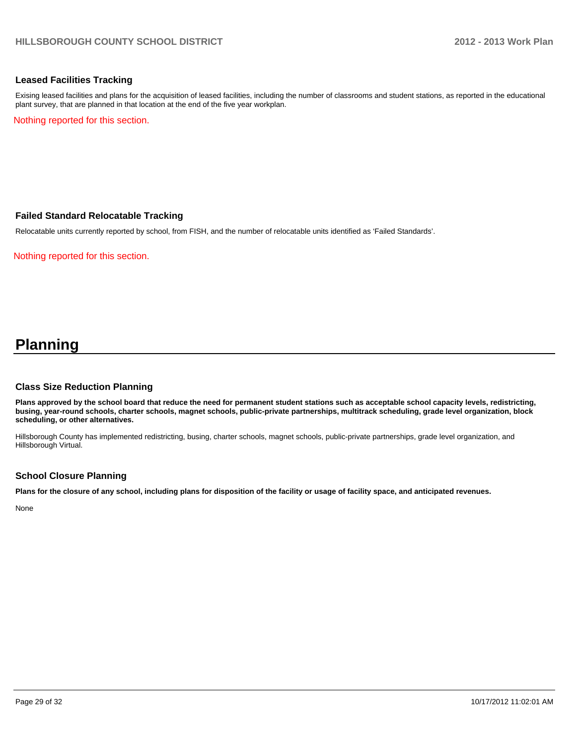### Leased Facilities Tracking

Exising leased facilities and plans for the acquisition of leased facilities, including the number of classrooms and student stations, as reported in the educational plant survey, that are planned in that location at the end of the five year workplan.

Nothing reported for this section.

### Failed Standard Relocatable Tracking

Relocatable units currently reported by school, from FISH, and the number of relocatable units identified as 'Failed Standards'.

Nothing reported for this section.

# Planning

### Class Size Reduction Planning

**Plans approved by the school board that reduce the need for permanent student stations such as acceptable school capacity levels, redistricting, busing, year-round schools, charter schools, magnet schools, public-private partnerships, multitrack scheduling, grade level organization, block scheduling, or other alternatives.**

Hillsborough County has implemented redistricting, busing, charter schools, magnet schools, public-private partnerships, grade level organization, and Hillsborough Virtual.

### School Closure Planning

**Plans for the closure of any school, including plans for disposition of the facility or usage of facility space, and anticipated revenues.**

None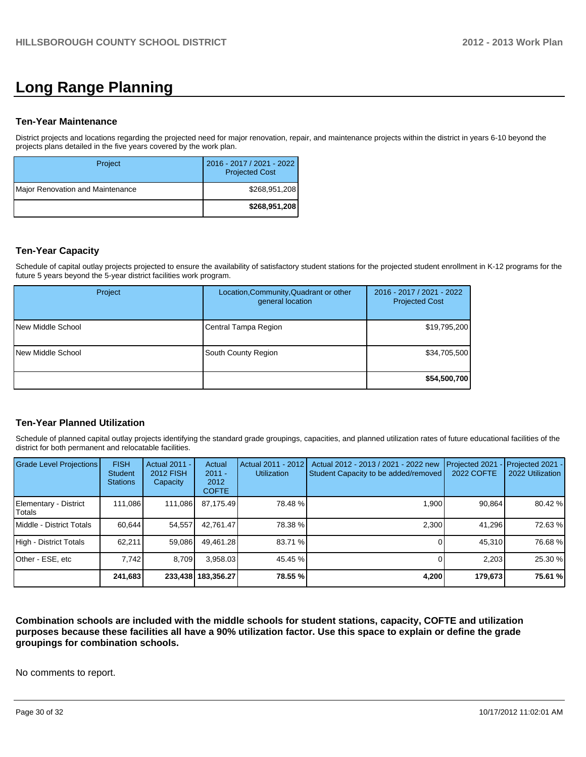# Long Range Planning

### Ten-Year Maintenance

District projects and locations regarding the projected need for major renovation, repair, and maintenance projects within the district in years 6-10 beyond the projects plans detailed in the five years covered by the work plan.

| Project | 2016 - 2017 / 2021 - 2022 Projected Cost |
|---|---|
| Major Renovation and Maintenance | $268,951,208 |
| | **$268,951,208** |

### Ten-Year Capacity

Schedule of capital outlay projects projected to ensure the availability of satisfactory student stations for the projected student enrollment in K-12 programs for the future 5 years beyond the 5-year district facilities work program.

| Project | Location,Community,Quadrant or other general location | 2016 - 2017 / 2021 - 2022 Projected Cost |
|---|---|---|
| New Middle School | Central Tampa Region | $19,795,200 |
| New Middle School | South County Region | $34,705,500 |
| | | **$54,500,700** |

### Ten-Year Planned Utilization

Schedule of planned capital outlay projects identifying the standard grade groupings, capacities, and planned utilization rates of future educational facilities of the district for both permanent and relocatable facilities.

| Grade Level Projections | FISH Student Stations | Actual 2011 - 2012 FISH Capacity | Actual 2011 - 2012 COFTE | Actual 2011 - 2012 Utilization | Actual 2012 - 2013 / 2021 - 2022 new Student Capacity to be added/removed | Projected 2021 - 2022 COFTE | Projected 2021 - 2022 Utilization |
|---|---|---|---|---|---|---|---|
| Elementary - District Totals | 111,086 | 111,086 | 87,175.49 | 78.48 % | 1,900 | 90,864 | 80.42 % |
| Middle - District Totals | 60,644 | 54,557 | 42,761.47 | 78.38 % | 2,300 | 41,296 | 72.63 % |
| High - District Totals | 62,211 | 59,086 | 49,461.28 | 83.71 % | 0 | 45,310 | 76.68 % |
| Other - ESE, etc | 7,742 | 8,709 | 3,958.03 | 45.45 % | 0 | 2,203 | 25.30 % |
| | **241,683** | **233,438** | **183,356.27** | **78.55 %** | **4,200** | **179,673** | **75.61 %** |

**Combination schools are included with the middle schools for student stations, capacity, COFTE and utilization purposes because these facilities all have a 90% utilization factor. Use this space to explain or define the grade groupings for combination schools.**

No comments to report.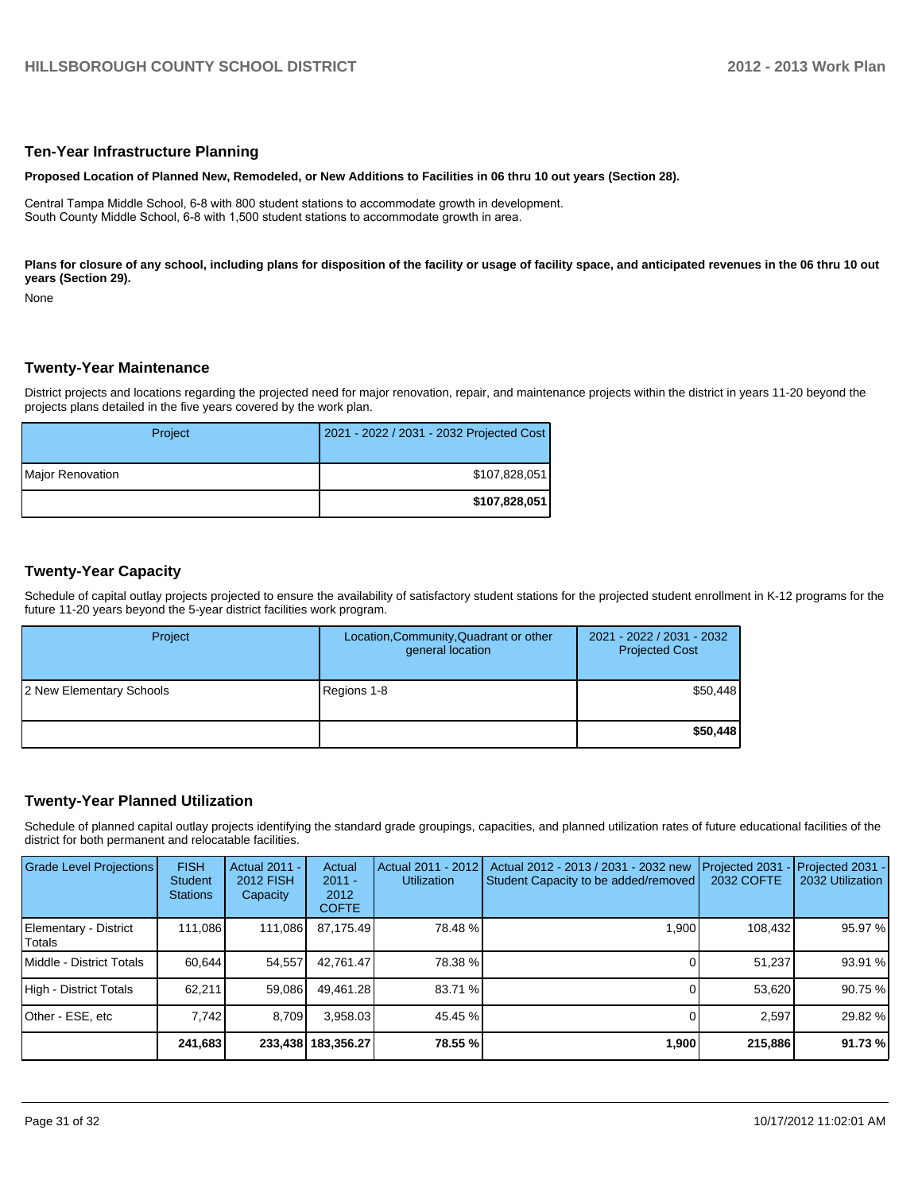## Ten-Year Infrastructure Planning

**Proposed Location of Planned New, Remodeled, or New Additions to Facilities in 06 thru 10 out years (Section 28).**

Central Tampa Middle School, 6-8 with 800 student stations to accommodate growth in development.
South County Middle School, 6-8 with 1,500 student stations to accommodate growth in area.

**Plans for closure of any school, including plans for disposition of the facility or usage of facility space, and anticipated revenues in the 06 thru 10 out years (Section 29).**

None

## Twenty-Year Maintenance

District projects and locations regarding the projected need for major renovation, repair, and maintenance projects within the district in years 11-20 beyond the projects plans detailed in the five years covered by the work plan.

| Project | 2021 - 2022 / 2031 - 2032 Projected Cost |
|---|---|
| Major Renovation | $107,828,051 |
| | **$107,828,051** |

## Twenty-Year Capacity

Schedule of capital outlay projects projected to ensure the availability of satisfactory student stations for the projected student enrollment in K-12 programs for the future 11-20 years beyond the 5-year district facilities work program.

| Project | Location,Community,Quadrant or other general location | 2021 - 2022 / 2031 - 2032 Projected Cost |
|---|---|---|
| 2 New Elementary Schools | Regions 1-8 | $50,448 |
| | | **$50,448** |

## Twenty-Year Planned Utilization

Schedule of planned capital outlay projects identifying the standard grade groupings, capacities, and planned utilization rates of future educational facilities of the district for both permanent and relocatable facilities.

| Grade Level Projections | FISH Student Stations | Actual 2011 - 2012 FISH Capacity | Actual 2011 - 2012 COFTE | Actual 2011 - 2012 Utilization | Actual 2012 - 2013 / 2031 - 2032 new Student Capacity to be added/removed | Projected 2031 - 2032 COFTE | Projected 2031 - 2032 Utilization |
|---|---|---|---|---|---|---|---|
| Elementary - District Totals | 111,086 | 111,086 | 87,175.49 | 78.48 % | 1,900 | 108,432 | 95.97 % |
| Middle - District Totals | 60,644 | 54,557 | 42,761.47 | 78.38 % | 0 | 51,237 | 93.91 % |
| High - District Totals | 62,211 | 59,086 | 49,461.28 | 83.71 % | 0 | 53,620 | 90.75 % |
| Other - ESE, etc | 7,742 | 8,709 | 3,958.03 | 45.45 % | 0 | 2,597 | 29.82 % |
| | **241,683** | **233,438** | **183,356.27** | **78.55 %** | **1,900** | **215,886** | **91.73 %** |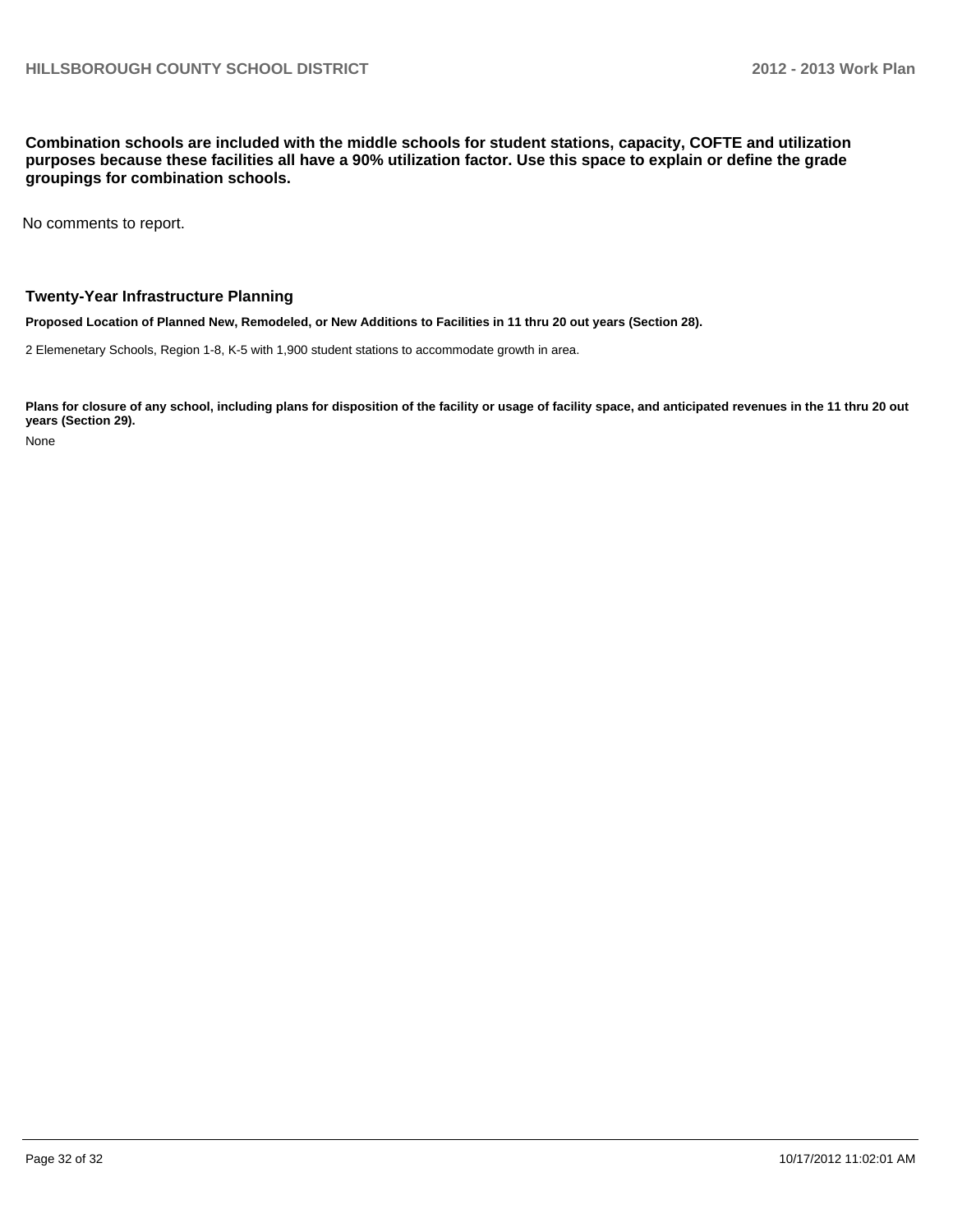**Combination schools are included with the middle schools for student stations, capacity, COFTE and utilization purposes because these facilities all have a 90% utilization factor. Use this space to explain or define the grade groupings for combination schools.**

No comments to report.

## Twenty-Year Infrastructure Planning

**Proposed Location of Planned New, Remodeled, or New Additions to Facilities in 11 thru 20 out years (Section 28).**

2 Elemenetary Schools, Region 1-8, K-5 with 1,900 student stations to accommodate growth in area.

**Plans for closure of any school, including plans for disposition of the facility or usage of facility space, and anticipated revenues in the 11 thru 20 out years (Section 29).**

None